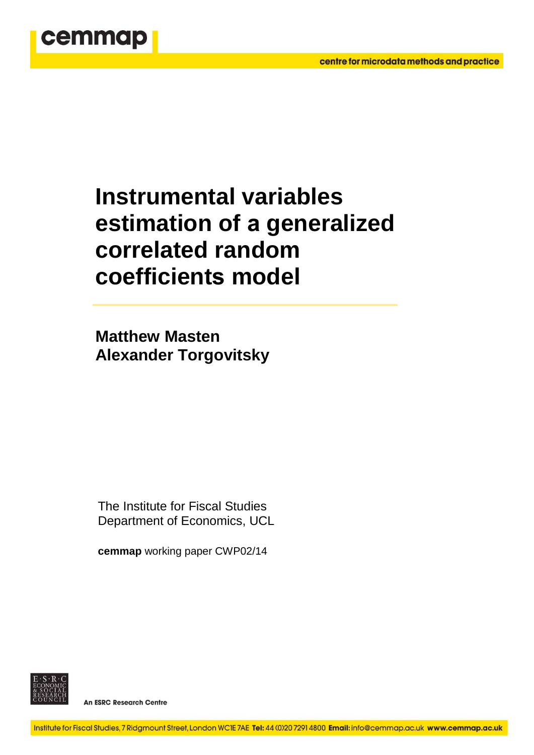cemmap

centre for microdata methods and practice

# Instrumental variables estimation of a generalized correlated random coefficients model

**Matthew Masten**
**Alexander Torgovitsky**

The Institute for Fiscal Studies
Department of Economics, UCL

**cemmap** working paper CWP02/14

E·S·R·C ECONOMIC & SOCIAL RESEARCH COUNCIL

An ESRC Research Centre

Institute for Fiscal Studies, 7 Ridgmount Street, London WC1E 7AE **Tel:** 44 (0)20 7291 4800 **Email:** info@cemmap.ac.uk **www.cemmap.ac.uk**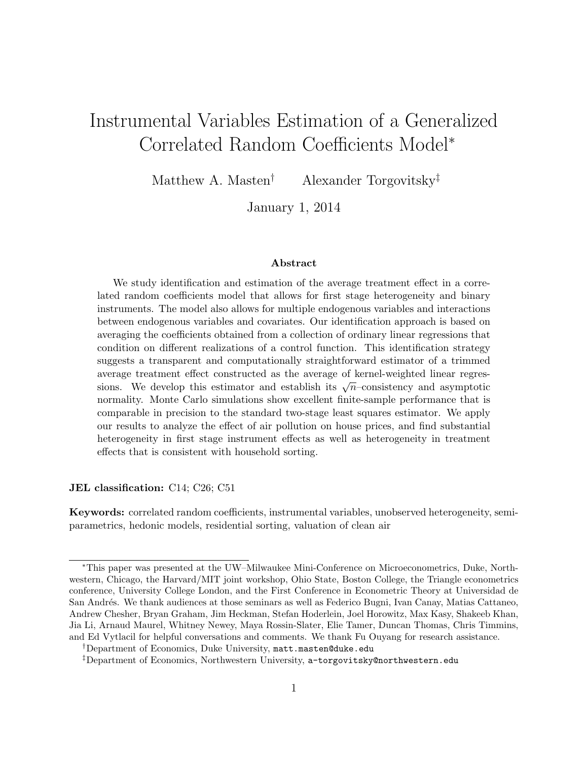// Instrumental Variables Estimation of a Generalized Correlated Random Coefficients Model[*]

Matthew A. Masten[†] Alexander Torgovitsky[‡]

January 1, 2014

## Abstract

We study identification and estimation of the average treatment effect in a correlated random coefficients model that allows for first stage heterogeneity and binary instruments. The model also allows for multiple endogenous variables and interactions between endogenous variables and covariates. Our identification approach is based on averaging the coefficients obtained from a collection of ordinary linear regressions that condition on different realizations of a control function. This identification strategy suggests a transparent and computationally straightforward estimator of a trimmed average treatment effect constructed as the average of kernel-weighted linear regressions. We develop this estimator and establish its $\sqrt{n}$–consistency and asymptotic normality. Monte Carlo simulations show excellent finite-sample performance that is comparable in precision to the standard two-stage least squares estimator. We apply our results to analyze the effect of air pollution on house prices, and find substantial heterogeneity in first stage instrument effects as well as heterogeneity in treatment effects that is consistent with household sorting.

**JEL classification:** C14; C26; C51

**Keywords:** correlated random coefficients, instrumental variables, unobserved heterogeneity, semiparametrics, hedonic models, residential sorting, valuation of clean air

---

[*] This paper was presented at the UW–Milwaukee Mini-Conference on Microeconometrics, Duke, Northwestern, Chicago, the Harvard/MIT joint workshop, Ohio State, Boston College, the Triangle econometrics conference, University College London, and the First Conference in Econometric Theory at Universidad de San Andrés. We thank audiences at those seminars as well as Federico Bugni, Ivan Canay, Matias Cattaneo, Andrew Chesher, Bryan Graham, Jim Heckman, Stefan Hoderlein, Joel Horowitz, Max Kasy, Shakeeb Khan, Jia Li, Arnaud Maurel, Whitney Newey, Maya Rossin-Slater, Elie Tamer, Duncan Thomas, Chris Timmins, and Ed Vytlacil for helpful conversations and comments. We thank Fu Ouyang for research assistance.

[†] Department of Economics, Duke University, matt.masten@duke.edu

[‡] Department of Economics, Northwestern University, a-torgovitsky@northwestern.edu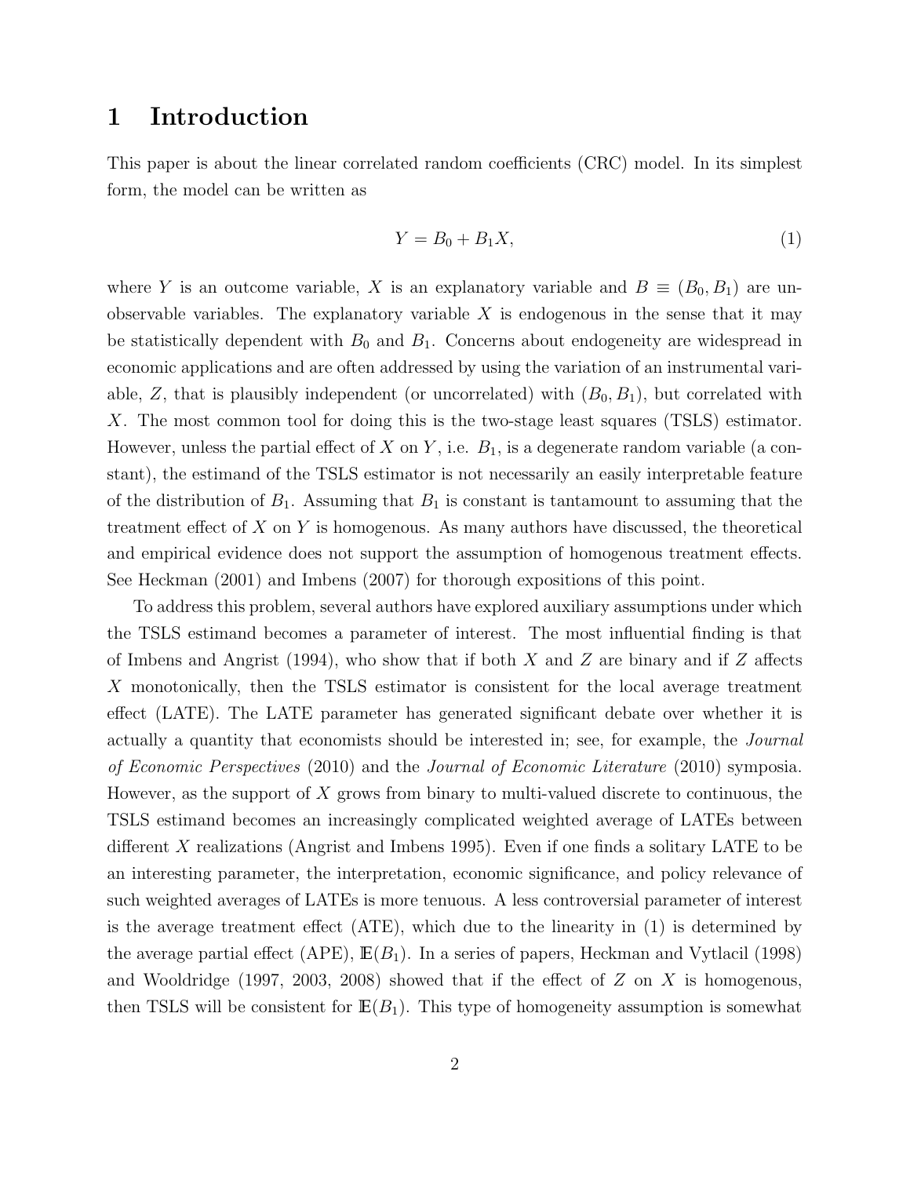# 1 Introduction

This paper is about the linear correlated random coefficients (CRC) model. In its simplest form, the model can be written as

$$Y = B_0 + B_1 X, \tag{1}$$

where $Y$ is an outcome variable, $X$ is an explanatory variable and $B \equiv (B_0, B_1)$ are unobservable variables. The explanatory variable $X$ is endogenous in the sense that it may be statistically dependent with $B_0$ and $B_1$. Concerns about endogeneity are widespread in economic applications and are often addressed by using the variation of an instrumental variable, $Z$, that is plausibly independent (or uncorrelated) with $(B_0, B_1)$, but correlated with $X$. The most common tool for doing this is the two-stage least squares (TSLS) estimator. However, unless the partial effect of $X$ on $Y$, i.e. $B_1$, is a degenerate random variable (a constant), the estimand of the TSLS estimator is not necessarily an easily interpretable feature of the distribution of $B_1$. Assuming that $B_1$ is constant is tantamount to assuming that the treatment effect of $X$ on $Y$ is homogenous. As many authors have discussed, the theoretical and empirical evidence does not support the assumption of homogenous treatment effects. See Heckman (2001) and Imbens (2007) for thorough expositions of this point.

To address this problem, several authors have explored auxiliary assumptions under which the TSLS estimand becomes a parameter of interest. The most influential finding is that of Imbens and Angrist (1994), who show that if both $X$ and $Z$ are binary and if $Z$ affects $X$ monotonically, then the TSLS estimator is consistent for the local average treatment effect (LATE). The LATE parameter has generated significant debate over whether it is actually a quantity that economists should be interested in; see, for example, the *Journal of Economic Perspectives* (2010) and the *Journal of Economic Literature* (2010) symposia. However, as the support of $X$ grows from binary to multi-valued discrete to continuous, the TSLS estimand becomes an increasingly complicated weighted average of LATEs between different $X$ realizations (Angrist and Imbens 1995). Even if one finds a solitary LATE to be an interesting parameter, the interpretation, economic significance, and policy relevance of such weighted averages of LATEs is more tenuous. A less controversial parameter of interest is the average treatment effect (ATE), which due to the linearity in (1) is determined by the average partial effect (APE), $\mathbb{E}(B_1)$. In a series of papers, Heckman and Vytlacil (1998) and Wooldridge (1997, 2003, 2008) showed that if the effect of $Z$ on $X$ is homogenous, then TSLS will be consistent for $\mathbb{E}(B_1)$. This type of homogeneity assumption is somewhat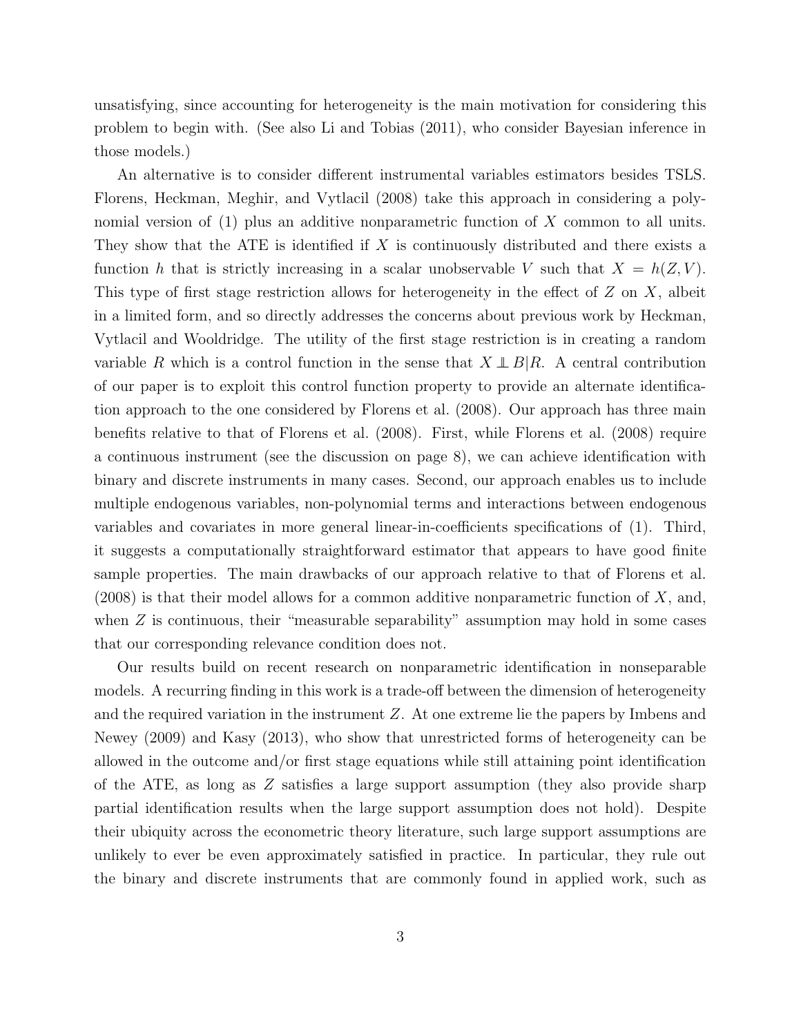unsatisfying, since accounting for heterogeneity is the main motivation for considering this problem to begin with. (See also Li and Tobias (2011), who consider Bayesian inference in those models.)

An alternative is to consider different instrumental variables estimators besides TSLS. Florens, Heckman, Meghir, and Vytlacil (2008) take this approach in considering a polynomial version of (1) plus an additive nonparametric function of $X$ common to all units. They show that the ATE is identified if $X$ is continuously distributed and there exists a function $h$ that is strictly increasing in a scalar unobservable $V$ such that $X = h(Z, V)$. This type of first stage restriction allows for heterogeneity in the effect of $Z$ on $X$, albeit in a limited form, and so directly addresses the concerns about previous work by Heckman, Vytlacil and Wooldridge. The utility of the first stage restriction is in creating a random variable $R$ which is a control function in the sense that $X \perp\!\!\!\perp B | R$. A central contribution of our paper is to exploit this control function property to provide an alternate identification approach to the one considered by Florens et al. (2008). Our approach has three main benefits relative to that of Florens et al. (2008). First, while Florens et al. (2008) require a continuous instrument (see the discussion on page 8), we can achieve identification with binary and discrete instruments in many cases. Second, our approach enables us to include multiple endogenous variables, non-polynomial terms and interactions between endogenous variables and covariates in more general linear-in-coefficients specifications of (1). Third, it suggests a computationally straightforward estimator that appears to have good finite sample properties. The main drawbacks of our approach relative to that of Florens et al. (2008) is that their model allows for a common additive nonparametric function of $X$, and, when $Z$ is continuous, their "measurable separability" assumption may hold in some cases that our corresponding relevance condition does not.

Our results build on recent research on nonparametric identification in nonseparable models. A recurring finding in this work is a trade-off between the dimension of heterogeneity and the required variation in the instrument $Z$. At one extreme lie the papers by Imbens and Newey (2009) and Kasy (2013), who show that unrestricted forms of heterogeneity can be allowed in the outcome and/or first stage equations while still attaining point identification of the ATE, as long as $Z$ satisfies a large support assumption (they also provide sharp partial identification results when the large support assumption does not hold). Despite their ubiquity across the econometric theory literature, such large support assumptions are unlikely to ever be even approximately satisfied in practice. In particular, they rule out the binary and discrete instruments that are commonly found in applied work, such as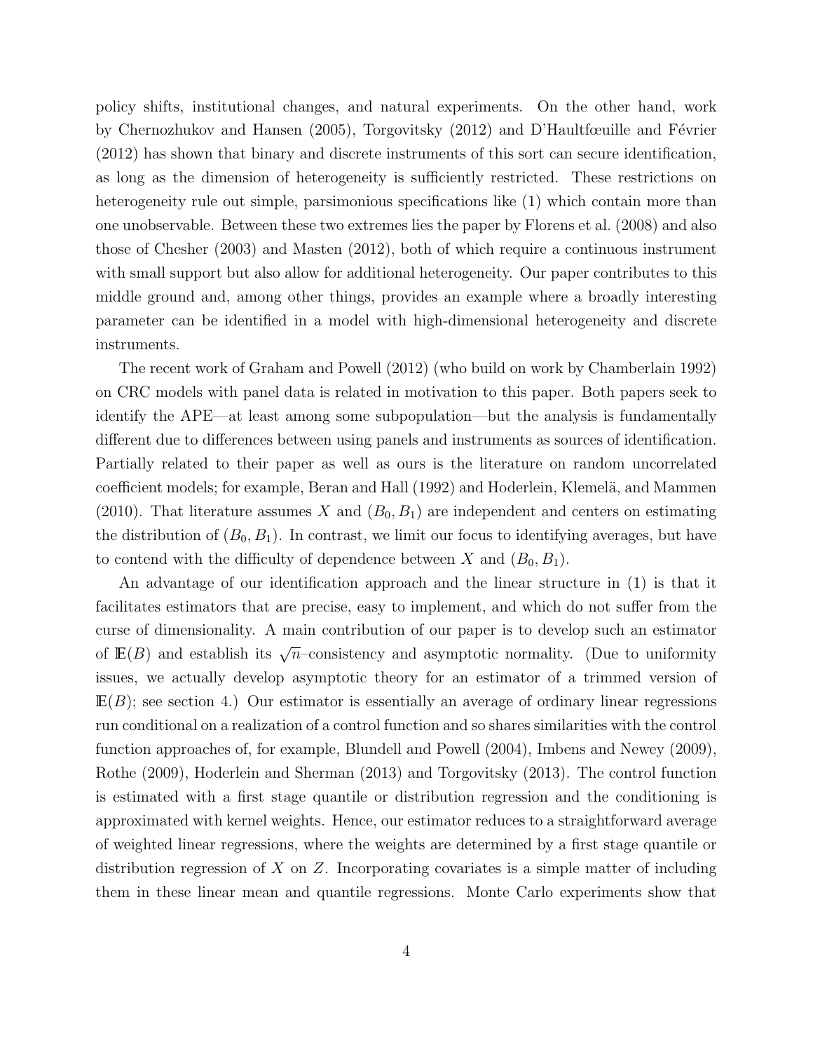policy shifts, institutional changes, and natural experiments. On the other hand, work by Chernozhukov and Hansen (2005), Torgovitsky (2012) and D'Haultfœuille and Février (2012) has shown that binary and discrete instruments of this sort can secure identification, as long as the dimension of heterogeneity is sufficiently restricted. These restrictions on heterogeneity rule out simple, parsimonious specifications like (1) which contain more than one unobservable. Between these two extremes lies the paper by Florens et al. (2008) and also those of Chesher (2003) and Masten (2012), both of which require a continuous instrument with small support but also allow for additional heterogeneity. Our paper contributes to this middle ground and, among other things, provides an example where a broadly interesting parameter can be identified in a model with high-dimensional heterogeneity and discrete instruments.

The recent work of Graham and Powell (2012) (who build on work by Chamberlain 1992) on CRC models with panel data is related in motivation to this paper. Both papers seek to identify the APE—at least among some subpopulation—but the analysis is fundamentally different due to differences between using panels and instruments as sources of identification. Partially related to their paper as well as ours is the literature on random uncorrelated coefficient models; for example, Beran and Hall (1992) and Hoderlein, Klemelä, and Mammen (2010). That literature assumes $X$ and $(B_0, B_1)$ are independent and centers on estimating the distribution of $(B_0, B_1)$. In contrast, we limit our focus to identifying averages, but have to contend with the difficulty of dependence between $X$ and $(B_0, B_1)$.

An advantage of our identification approach and the linear structure in (1) is that it facilitates estimators that are precise, easy to implement, and which do not suffer from the curse of dimensionality. A main contribution of our paper is to develop such an estimator of $\mathbb{E}(B)$ and establish its $\sqrt{n}$–consistency and asymptotic normality. (Due to uniformity issues, we actually develop asymptotic theory for an estimator of a trimmed version of $\mathbb{E}(B)$; see section 4.) Our estimator is essentially an average of ordinary linear regressions run conditional on a realization of a control function and so shares similarities with the control function approaches of, for example, Blundell and Powell (2004), Imbens and Newey (2009), Rothe (2009), Hoderlein and Sherman (2013) and Torgovitsky (2013). The control function is estimated with a first stage quantile or distribution regression and the conditioning is approximated with kernel weights. Hence, our estimator reduces to a straightforward average of weighted linear regressions, where the weights are determined by a first stage quantile or distribution regression of $X$ on $Z$. Incorporating covariates is a simple matter of including them in these linear mean and quantile regressions. Monte Carlo experiments show that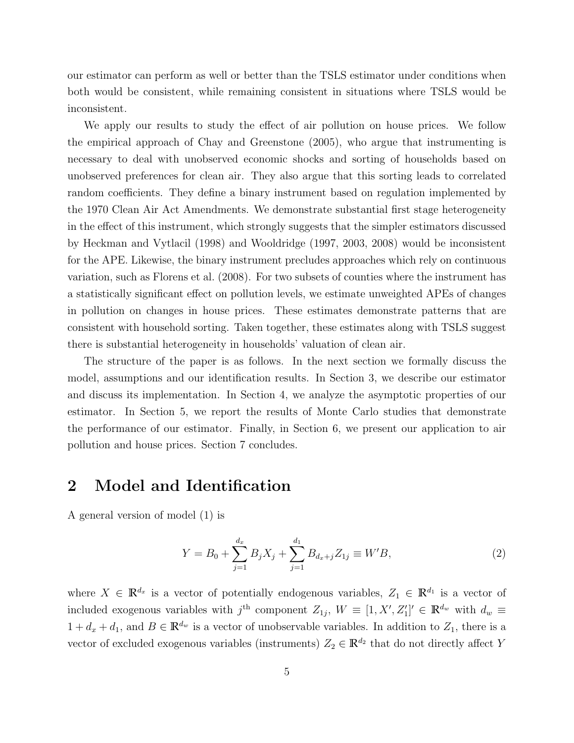our estimator can perform as well or better than the TSLS estimator under conditions when both would be consistent, while remaining consistent in situations where TSLS would be inconsistent.

We apply our results to study the effect of air pollution on house prices. We follow the empirical approach of Chay and Greenstone (2005), who argue that instrumenting is necessary to deal with unobserved economic shocks and sorting of households based on unobserved preferences for clean air. They also argue that this sorting leads to correlated random coefficients. They define a binary instrument based on regulation implemented by the 1970 Clean Air Act Amendments. We demonstrate substantial first stage heterogeneity in the effect of this instrument, which strongly suggests that the simpler estimators discussed by Heckman and Vytlacil (1998) and Wooldridge (1997, 2003, 2008) would be inconsistent for the APE. Likewise, the binary instrument precludes approaches which rely on continuous variation, such as Florens et al. (2008). For two subsets of counties where the instrument has a statistically significant effect on pollution levels, we estimate unweighted APEs of changes in pollution on changes in house prices. These estimates demonstrate patterns that are consistent with household sorting. Taken together, these estimates along with TSLS suggest there is substantial heterogeneity in households' valuation of clean air.

The structure of the paper is as follows. In the next section we formally discuss the model, assumptions and our identification results. In Section 3, we describe our estimator and discuss its implementation. In Section 4, we analyze the asymptotic properties of our estimator. In Section 5, we report the results of Monte Carlo studies that demonstrate the performance of our estimator. Finally, in Section 6, we present our application to air pollution and house prices. Section 7 concludes.

# 2 Model and Identification

A general version of model (1) is

$$Y = B_0 + \sum_{j=1}^{d_x} B_j X_j + \sum_{j=1}^{d_1} B_{d_x+j} Z_{1j} \equiv W'B, \tag{2}$$

where $X \in \mathbb{R}^{d_x}$ is a vector of potentially endogenous variables, $Z_1 \in \mathbb{R}^{d_1}$ is a vector of included exogenous variables with $j^{\text{th}}$ component $Z_{1j}$, $W \equiv [1, X', Z_1']' \in \mathbb{R}^{d_w}$ with $d_w \equiv 1 + d_x + d_1$, and $B \in \mathbb{R}^{d_w}$ is a vector of unobservable variables. In addition to $Z_1$, there is a vector of excluded exogenous variables (instruments) $Z_2 \in \mathbb{R}^{d_2}$ that do not directly affect $Y$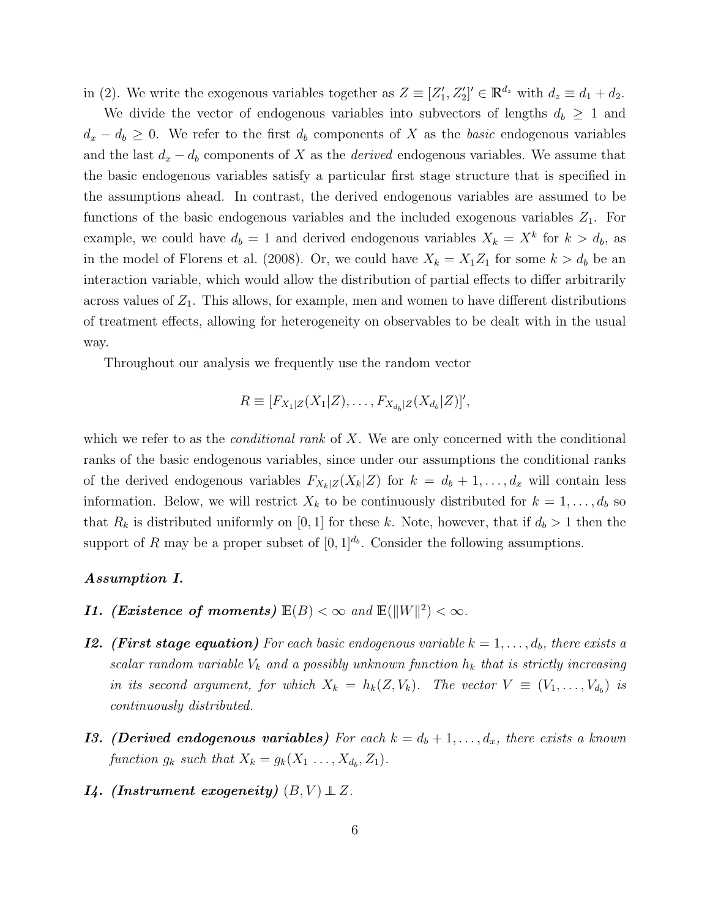in (2). We write the exogenous variables together as $Z \equiv [Z_1', Z_2']' \in \mathbb{R}^{d_z}$ with $d_z \equiv d_1 + d_2$.

We divide the vector of endogenous variables into subvectors of lengths $d_b \geq 1$ and $d_x - d_b \geq 0$. We refer to the first $d_b$ components of $X$ as the *basic* endogenous variables and the last $d_x - d_b$ components of $X$ as the *derived* endogenous variables. We assume that the basic endogenous variables satisfy a particular first stage structure that is specified in the assumptions ahead. In contrast, the derived endogenous variables are assumed to be functions of the basic endogenous variables and the included exogenous variables $Z_1$. For example, we could have $d_b = 1$ and derived endogenous variables $X_k = X^k$ for $k > d_b$, as in the model of Florens et al. (2008). Or, we could have $X_k = X_1 Z_1$ for some $k > d_b$ be an interaction variable, which would allow the distribution of partial effects to differ arbitrarily across values of $Z_1$. This allows, for example, men and women to have different distributions of treatment effects, allowing for heterogeneity on observables to be dealt with in the usual way.

Throughout our analysis we frequently use the random vector

$$R \equiv [F_{X_1|Z}(X_1|Z), \ldots, F_{X_{d_b}|Z}(X_{d_b}|Z)]',$$

which we refer to as the *conditional rank* of $X$. We are only concerned with the conditional ranks of the basic endogenous variables, since under our assumptions the conditional ranks of the derived endogenous variables $F_{X_k|Z}(X_k|Z)$ for $k = d_b + 1, \ldots, d_x$ will contain less information. Below, we will restrict $X_k$ to be continuously distributed for $k = 1, \ldots, d_b$ so that $R_k$ is distributed uniformly on $[0, 1]$ for these $k$. Note, however, that if $d_b > 1$ then the support of $R$ may be a proper subset of $[0, 1]^{d_b}$. Consider the following assumptions.

***Assumption I.***

- ***I1. (Existence of moments)*** *$\mathbb{E}(B) < \infty$ and $\mathbb{E}(\|W\|^2) < \infty$.*
- ***I2. (First stage equation)*** *For each basic endogenous variable $k = 1, \ldots, d_b$, there exists a scalar random variable $V_k$ and a possibly unknown function $h_k$ that is strictly increasing in its second argument, for which $X_k = h_k(Z, V_k)$. The vector $V \equiv (V_1, \ldots, V_{d_b})$ is continuously distributed.*
- ***I3. (Derived endogenous variables)*** *For each $k = d_b + 1, \ldots, d_x$, there exists a known function $g_k$ such that $X_k = g_k(X_1 \ldots, X_{d_b}, Z_1)$.*
- ***I4. (Instrument exogeneity)*** *$(B, V) \perp\!\!\!\perp Z$.*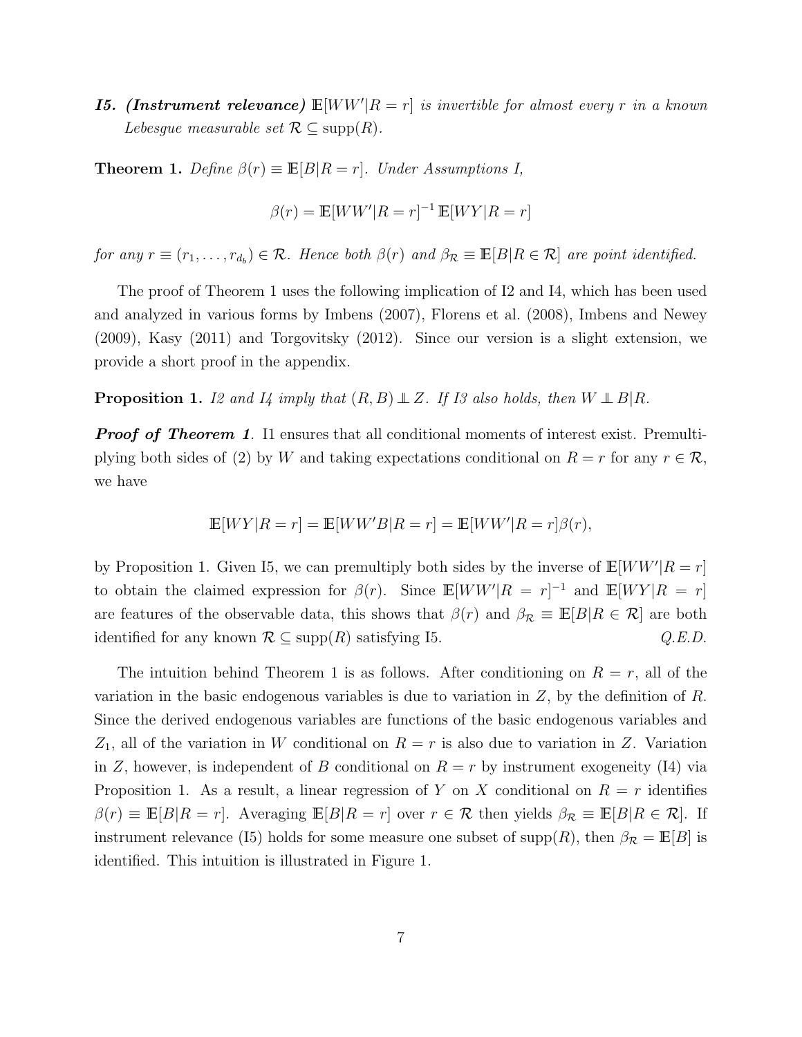***I5. (Instrument relevance)*** *$\mathbb{E}[WW'|R = r]$ is invertible for almost every $r$ in a known Lebesgue measurable set $\mathcal{R} \subseteq \text{supp}(R)$.*

**Theorem 1.** *Define $\beta(r) \equiv \mathbb{E}[B|R = r]$. Under Assumptions I,*

$$\beta(r) = \mathbb{E}[WW'|R = r]^{-1}\,\mathbb{E}[WY|R = r]$$

*for any $r \equiv (r_1, \ldots, r_{d_b}) \in \mathcal{R}$. Hence both $\beta(r)$ and $\beta_{\mathcal{R}} \equiv \mathbb{E}[B|R \in \mathcal{R}]$ are point identified.*

The proof of Theorem 1 uses the following implication of I2 and I4, which has been used and analyzed in various forms by Imbens (2007), Florens et al. (2008), Imbens and Newey (2009), Kasy (2011) and Torgovitsky (2012). Since our version is a slight extension, we provide a short proof in the appendix.

**Proposition 1.** *I2 and I4 imply that $(R, B) \perp\!\!\!\perp Z$. If I3 also holds, then $W \perp\!\!\!\perp B|R$.*

***Proof of Theorem 1***. I1 ensures that all conditional moments of interest exist. Premultiplying both sides of (2) by $W$ and taking expectations conditional on $R = r$ for any $r \in \mathcal{R}$, we have

$$\mathbb{E}[WY|R = r] = \mathbb{E}[WW'B|R = r] = \mathbb{E}[WW'|R = r]\beta(r),$$

by Proposition 1. Given I5, we can premultiply both sides by the inverse of $\mathbb{E}[WW'|R = r]$ to obtain the claimed expression for $\beta(r)$. Since $\mathbb{E}[WW'|R = r]^{-1}$ and $\mathbb{E}[WY|R = r]$ are features of the observable data, this shows that $\beta(r)$ and $\beta_{\mathcal{R}} \equiv \mathbb{E}[B|R \in \mathcal{R}]$ are both identified for any known $\mathcal{R} \subseteq \text{supp}(R)$ satisfying I5. *Q.E.D.*

The intuition behind Theorem 1 is as follows. After conditioning on $R = r$, all of the variation in the basic endogenous variables is due to variation in $Z$, by the definition of $R$. Since the derived endogenous variables are functions of the basic endogenous variables and $Z_1$, all of the variation in $W$ conditional on $R = r$ is also due to variation in $Z$. Variation in $Z$, however, is independent of $B$ conditional on $R = r$ by instrument exogeneity (I4) via Proposition 1. As a result, a linear regression of $Y$ on $X$ conditional on $R = r$ identifies $\beta(r) \equiv \mathbb{E}[B|R = r]$. Averaging $\mathbb{E}[B|R = r]$ over $r \in \mathcal{R}$ then yields $\beta_{\mathcal{R}} \equiv \mathbb{E}[B|R \in \mathcal{R}]$. If instrument relevance (I5) holds for some measure one subset of $\text{supp}(R)$, then $\beta_{\mathcal{R}} = \mathbb{E}[B]$ is identified. This intuition is illustrated in Figure 1.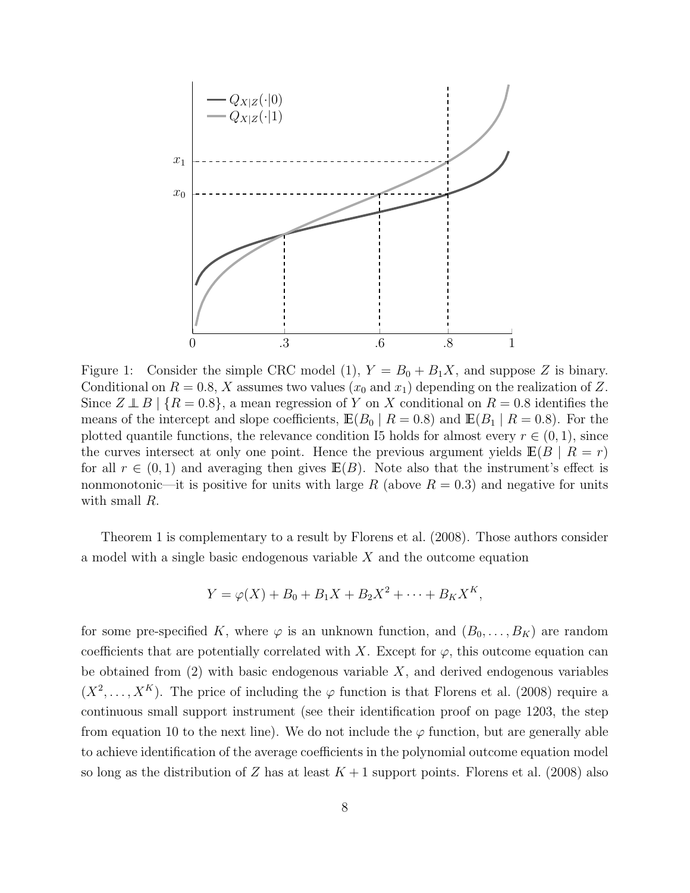Figure 1: Consider the simple CRC model (1), $Y = B_0 + B_1 X$, and suppose $Z$ is binary. Conditional on $R = 0.8$, $X$ assumes two values ($x_0$ and $x_1$) depending on the realization of $Z$. Since $Z \perp\!\!\!\perp B \mid \{R = 0.8\}$, a mean regression of $Y$ on $X$ conditional on $R = 0.8$ identifies the means of the intercept and slope coefficients, $\mathbb{E}(B_0 \mid R = 0.8)$ and $\mathbb{E}(B_1 \mid R = 0.8)$. For the plotted quantile functions, the relevance condition I5 holds for almost every $r \in (0, 1)$, since the curves intersect at only one point. Hence the previous argument yields $\mathbb{E}(B \mid R = r)$ for all $r \in (0, 1)$ and averaging then gives $\mathbb{E}(B)$. Note also that the instrument's effect is nonmonotonic—it is positive for units with large $R$ (above $R = 0.3$) and negative for units with small $R$.

Theorem 1 is complementary to a result by Florens et al. (2008). Those authors consider a model with a single basic endogenous variable $X$ and the outcome equation

$$Y = \varphi(X) + B_0 + B_1 X + B_2 X^2 + \cdots + B_K X^K,$$

for some pre-specified $K$, where $\varphi$ is an unknown function, and $(B_0, \ldots, B_K)$ are random coefficients that are potentially correlated with $X$. Except for $\varphi$, this outcome equation can be obtained from (2) with basic endogenous variable $X$, and derived endogenous variables $(X^2, \ldots, X^K)$. The price of including the $\varphi$ function is that Florens et al. (2008) require a continuous small support instrument (see their identification proof on page 1203, the step from equation 10 to the next line). We do not include the $\varphi$ function, but are generally able to achieve identification of the average coefficients in the polynomial outcome equation model so long as the distribution of $Z$ has at least $K + 1$ support points. Florens et al. (2008) also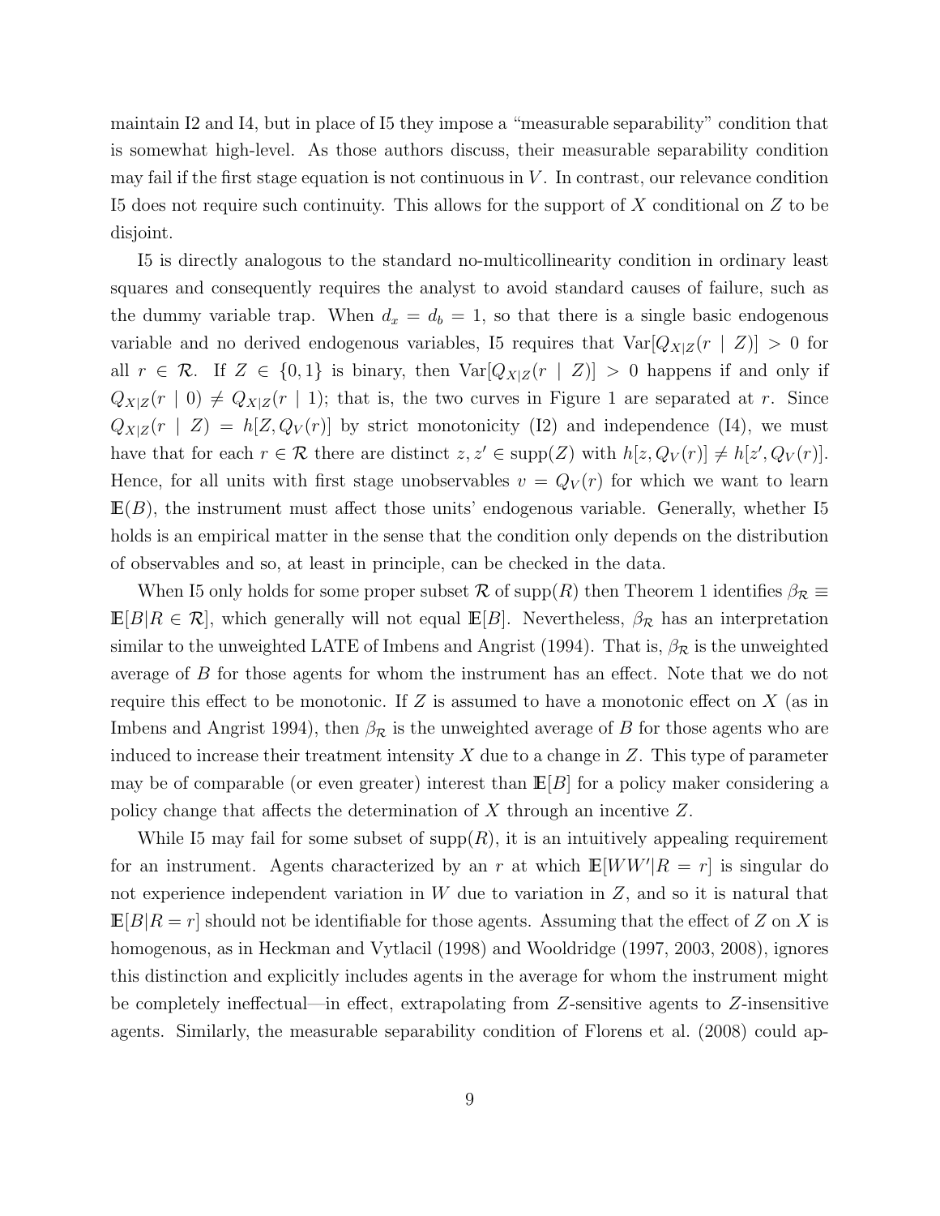maintain I2 and I4, but in place of I5 they impose a "measurable separability" condition that is somewhat high-level. As those authors discuss, their measurable separability condition may fail if the first stage equation is not continuous in $V$. In contrast, our relevance condition I5 does not require such continuity. This allows for the support of $X$ conditional on $Z$ to be disjoint.

I5 is directly analogous to the standard no-multicollinearity condition in ordinary least squares and consequently requires the analyst to avoid standard causes of failure, such as the dummy variable trap. When $d_x = d_b = 1$, so that there is a single basic endogenous variable and no derived endogenous variables, I5 requires that $\text{Var}[Q_{X|Z}(r \mid Z)] > 0$ for all $r \in \mathcal{R}$. If $Z \in \{0, 1\}$ is binary, then $\text{Var}[Q_{X|Z}(r \mid Z)] > 0$ happens if and only if $Q_{X|Z}(r \mid 0) \neq Q_{X|Z}(r \mid 1)$; that is, the two curves in Figure 1 are separated at $r$. Since $Q_{X|Z}(r \mid Z) = h[Z, Q_V(r)]$ by strict monotonicity (I2) and independence (I4), we must have that for each $r \in \mathcal{R}$ there are distinct $z, z' \in \text{supp}(Z)$ with $h[z, Q_V(r)] \neq h[z', Q_V(r)]$. Hence, for all units with first stage unobservables $v = Q_V(r)$ for which we want to learn $\mathbb{E}(B)$, the instrument must affect those units' endogenous variable. Generally, whether I5 holds is an empirical matter in the sense that the condition only depends on the distribution of observables and so, at least in principle, can be checked in the data.

When I5 only holds for some proper subset $\mathcal{R}$ of $\text{supp}(R)$ then Theorem 1 identifies $\beta_{\mathcal{R}} \equiv \mathbb{E}[B|R \in \mathcal{R}]$, which generally will not equal $\mathbb{E}[B]$. Nevertheless, $\beta_{\mathcal{R}}$ has an interpretation similar to the unweighted LATE of Imbens and Angrist (1994). That is, $\beta_{\mathcal{R}}$ is the unweighted average of $B$ for those agents for whom the instrument has an effect. Note that we do not require this effect to be monotonic. If $Z$ is assumed to have a monotonic effect on $X$ (as in Imbens and Angrist 1994), then $\beta_{\mathcal{R}}$ is the unweighted average of $B$ for those agents who are induced to increase their treatment intensity $X$ due to a change in $Z$. This type of parameter may be of comparable (or even greater) interest than $\mathbb{E}[B]$ for a policy maker considering a policy change that affects the determination of $X$ through an incentive $Z$.

While I5 may fail for some subset of $\text{supp}(R)$, it is an intuitively appealing requirement for an instrument. Agents characterized by an $r$ at which $\mathbb{E}[WW'|R = r]$ is singular do not experience independent variation in $W$ due to variation in $Z$, and so it is natural that $\mathbb{E}[B|R = r]$ should not be identifiable for those agents. Assuming that the effect of $Z$ on $X$ is homogenous, as in Heckman and Vytlacil (1998) and Wooldridge (1997, 2003, 2008), ignores this distinction and explicitly includes agents in the average for whom the instrument might be completely ineffectual—in effect, extrapolating from $Z$-sensitive agents to $Z$-insensitive agents. Similarly, the measurable separability condition of Florens et al. (2008) could ap-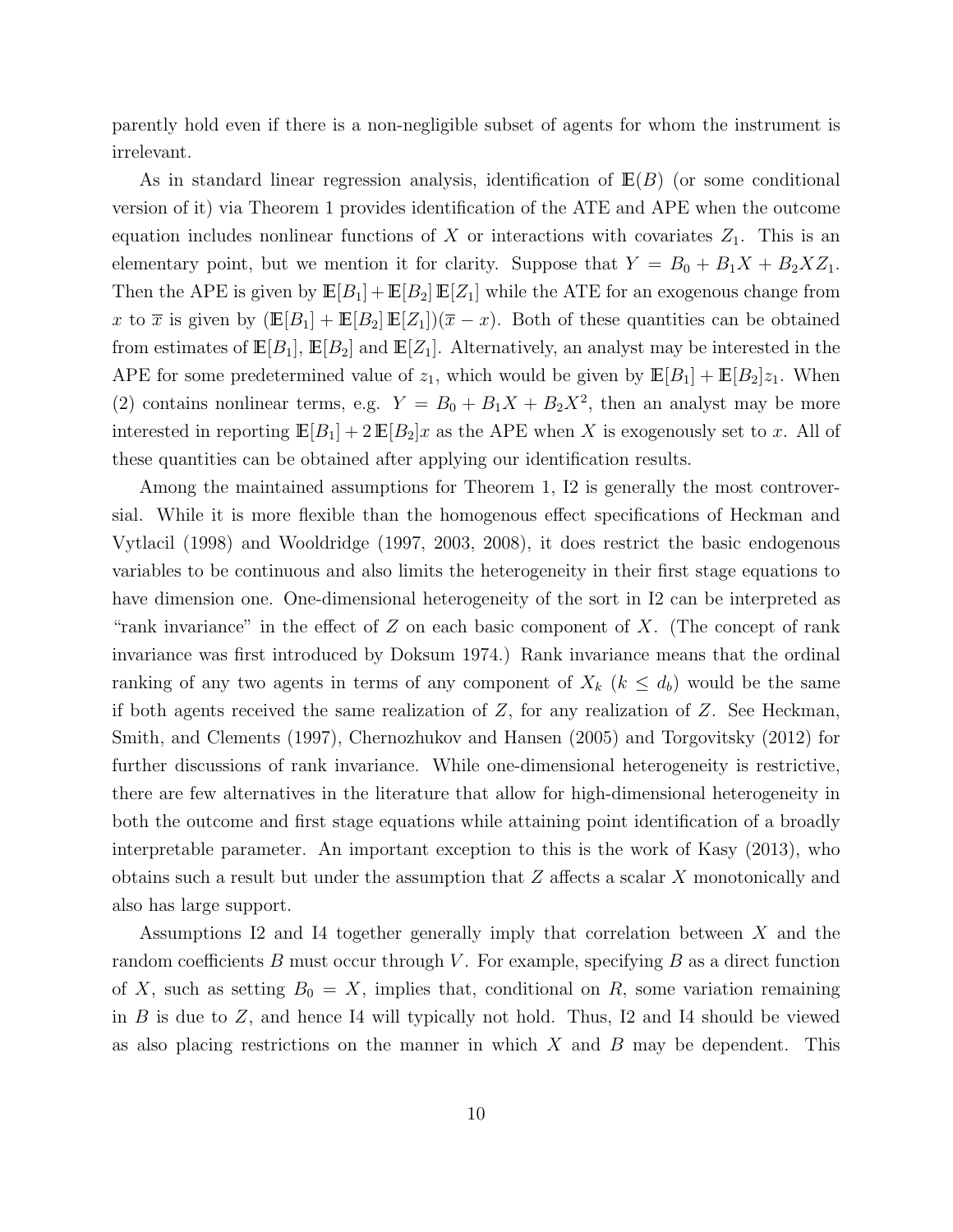parently hold even if there is a non-negligible subset of agents for whom the instrument is irrelevant.

As in standard linear regression analysis, identification of $\mathbb{E}(B)$ (or some conditional version of it) via Theorem 1 provides identification of the ATE and APE when the outcome equation includes nonlinear functions of $X$ or interactions with covariates $Z_1$. This is an elementary point, but we mention it for clarity. Suppose that $Y = B_0 + B_1 X + B_2 X Z_1$. Then the APE is given by $\mathbb{E}[B_1] + \mathbb{E}[B_2]\,\mathbb{E}[Z_1]$ while the ATE for an exogenous change from $x$ to $\overline{x}$ is given by $(\mathbb{E}[B_1] + \mathbb{E}[B_2]\,\mathbb{E}[Z_1])(\overline{x} - x)$. Both of these quantities can be obtained from estimates of $\mathbb{E}[B_1]$, $\mathbb{E}[B_2]$ and $\mathbb{E}[Z_1]$. Alternatively, an analyst may be interested in the APE for some predetermined value of $z_1$, which would be given by $\mathbb{E}[B_1] + \mathbb{E}[B_2]z_1$. When (2) contains nonlinear terms, e.g. $Y = B_0 + B_1 X + B_2 X^2$, then an analyst may be more interested in reporting $\mathbb{E}[B_1] + 2\,\mathbb{E}[B_2]x$ as the APE when $X$ is exogenously set to $x$. All of these quantities can be obtained after applying our identification results.

Among the maintained assumptions for Theorem 1, I2 is generally the most controversial. While it is more flexible than the homogenous effect specifications of Heckman and Vytlacil (1998) and Wooldridge (1997, 2003, 2008), it does restrict the basic endogenous variables to be continuous and also limits the heterogeneity in their first stage equations to have dimension one. One-dimensional heterogeneity of the sort in I2 can be interpreted as "rank invariance" in the effect of $Z$ on each basic component of $X$. (The concept of rank invariance was first introduced by Doksum 1974.) Rank invariance means that the ordinal ranking of any two agents in terms of any component of $X_k$ ($k \leq d_b$) would be the same if both agents received the same realization of $Z$, for any realization of $Z$. See Heckman, Smith, and Clements (1997), Chernozhukov and Hansen (2005) and Torgovitsky (2012) for further discussions of rank invariance. While one-dimensional heterogeneity is restrictive, there are few alternatives in the literature that allow for high-dimensional heterogeneity in both the outcome and first stage equations while attaining point identification of a broadly interpretable parameter. An important exception to this is the work of Kasy (2013), who obtains such a result but under the assumption that $Z$ affects a scalar $X$ monotonically and also has large support.

Assumptions I2 and I4 together generally imply that correlation between $X$ and the random coefficients $B$ must occur through $V$. For example, specifying $B$ as a direct function of $X$, such as setting $B_0 = X$, implies that, conditional on $R$, some variation remaining in $B$ is due to $Z$, and hence I4 will typically not hold. Thus, I2 and I4 should be viewed as also placing restrictions on the manner in which $X$ and $B$ may be dependent. This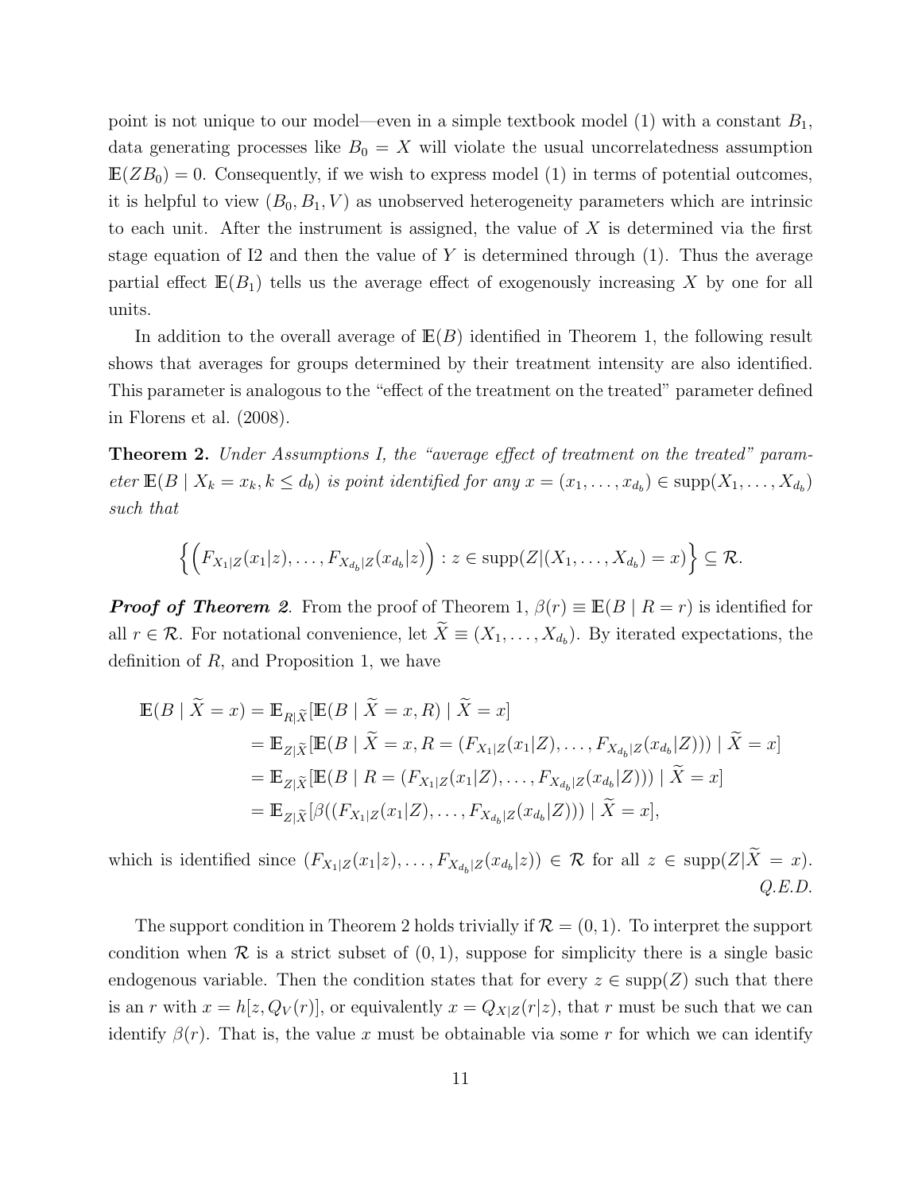point is not unique to our model—even in a simple textbook model (1) with a constant $B_1$, data generating processes like $B_0 = X$ will violate the usual uncorrelatedness assumption $\mathbb{E}(ZB_0) = 0$. Consequently, if we wish to express model (1) in terms of potential outcomes, it is helpful to view $(B_0, B_1, V)$ as unobserved heterogeneity parameters which are intrinsic to each unit. After the instrument is assigned, the value of $X$ is determined via the first stage equation of I2 and then the value of $Y$ is determined through (1). Thus the average partial effect $\mathbb{E}(B_1)$ tells us the average effect of exogenously increasing $X$ by one for all units.

In addition to the overall average of $\mathbb{E}(B)$ identified in Theorem 1, the following result shows that averages for groups determined by their treatment intensity are also identified. This parameter is analogous to the "effect of the treatment on the treated" parameter defined in Florens et al. (2008).

**Theorem 2.** *Under Assumptions I, the "average effect of treatment on the treated" parameter $\mathbb{E}(B \mid X_k = x_k, k \leq d_b)$ is point identified for any $x = (x_1, \ldots, x_{d_b}) \in \operatorname{supp}(X_1, \ldots, X_{d_b})$ such that*

$$\left\{ \left( F_{X_1|Z}(x_1|z), \ldots, F_{X_{d_b}|Z}(x_{d_b}|z) \right) : z \in \operatorname{supp}(Z|(X_1, \ldots, X_{d_b}) = x) \right\} \subseteq \mathcal{R}.$$

***Proof of Theorem 2.*** From the proof of Theorem 1, $\beta(r) \equiv \mathbb{E}(B \mid R = r)$ is identified for all $r \in \mathcal{R}$. For notational convenience, let $\widetilde{X} \equiv (X_1, \ldots, X_{d_b})$. By iterated expectations, the definition of $R$, and Proposition 1, we have

$$\begin{aligned}
\mathbb{E}(B \mid \widetilde{X} = x) &= \mathbb{E}_{R|\widetilde{X}}[\mathbb{E}(B \mid \widetilde{X} = x, R) \mid \widetilde{X} = x] \\
&= \mathbb{E}_{Z|\widetilde{X}}[\mathbb{E}(B \mid \widetilde{X} = x, R = (F_{X_1|Z}(x_1|Z), \ldots, F_{X_{d_b}|Z}(x_{d_b}|Z))) \mid \widetilde{X} = x] \\
&= \mathbb{E}_{Z|\widetilde{X}}[\mathbb{E}(B \mid R = (F_{X_1|Z}(x_1|Z), \ldots, F_{X_{d_b}|Z}(x_{d_b}|Z))) \mid \widetilde{X} = x] \\
&= \mathbb{E}_{Z|\widetilde{X}}[\beta((F_{X_1|Z}(x_1|Z), \ldots, F_{X_{d_b}|Z}(x_{d_b}|Z))) \mid \widetilde{X} = x],
\end{aligned}$$

which is identified since $(F_{X_1|Z}(x_1|z), \ldots, F_{X_{d_b}|Z}(x_{d_b}|z)) \in \mathcal{R}$ for all $z \in \operatorname{supp}(Z|\widetilde{X} = x)$. *Q.E.D.*

The support condition in Theorem 2 holds trivially if $\mathcal{R} = (0, 1)$. To interpret the support condition when $\mathcal{R}$ is a strict subset of $(0, 1)$, suppose for simplicity there is a single basic endogenous variable. Then the condition states that for every $z \in \operatorname{supp}(Z)$ such that there is an $r$ with $x = h[z, Q_V(r)]$, or equivalently $x = Q_{X|Z}(r|z)$, that $r$ must be such that we can identify $\beta(r)$. That is, the value $x$ must be obtainable via some $r$ for which we can identify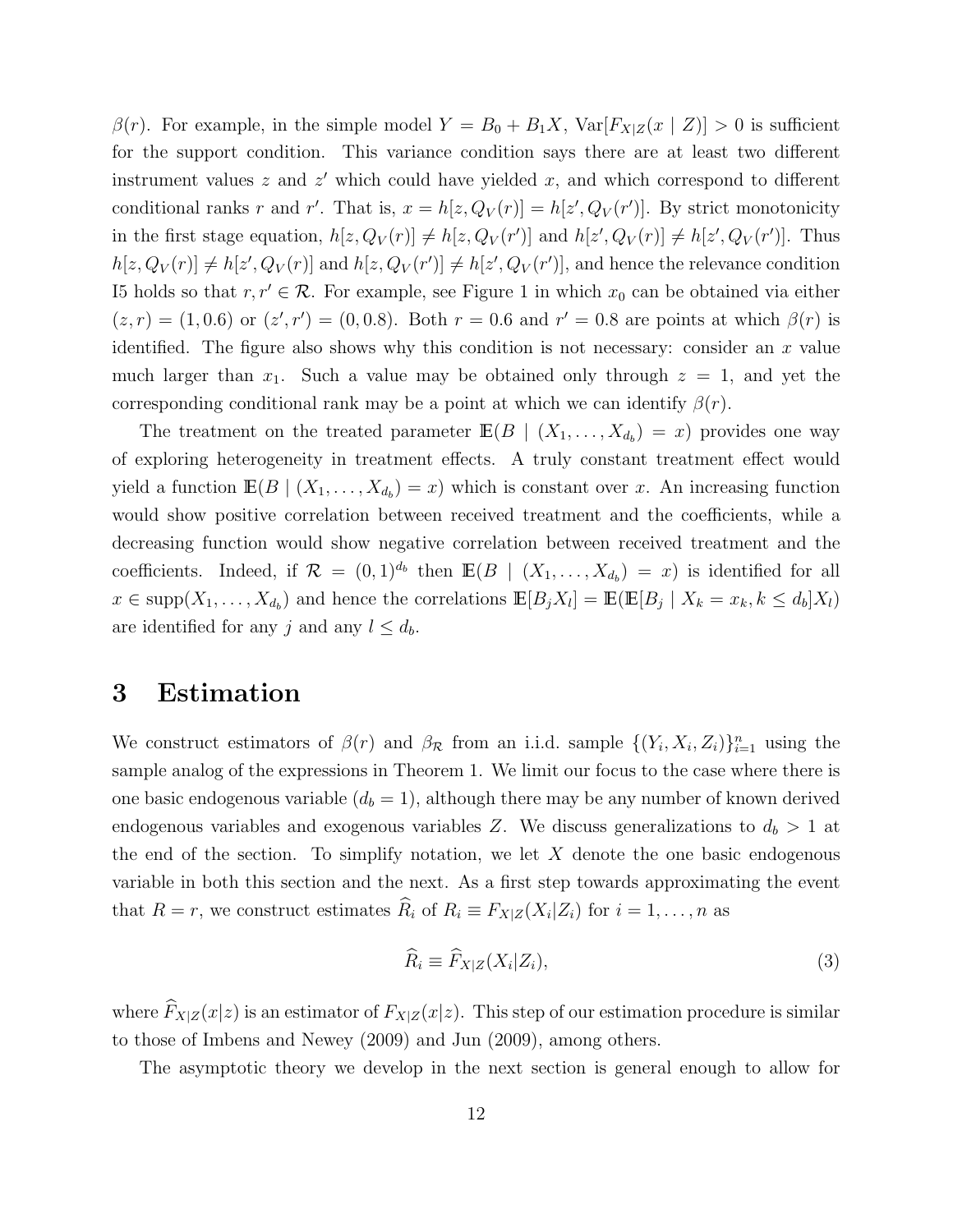$\beta(r)$. For example, in the simple model $Y = B_0 + B_1 X$, $\text{Var}[F_{X|Z}(x \mid Z)] > 0$ is sufficient for the support condition. This variance condition says there are at least two different instrument values $z$ and $z'$ which could have yielded $x$, and which correspond to different conditional ranks $r$ and $r'$. That is, $x = h[z, Q_V(r)] = h[z', Q_V(r')]$. By strict monotonicity in the first stage equation, $h[z, Q_V(r)] \neq h[z, Q_V(r')]$ and $h[z', Q_V(r)] \neq h[z', Q_V(r')]$. Thus $h[z, Q_V(r)] \neq h[z', Q_V(r)]$ and $h[z, Q_V(r')] \neq h[z', Q_V(r')]$, and hence the relevance condition I5 holds so that $r, r' \in \mathcal{R}$. For example, see Figure 1 in which $x_0$ can be obtained via either $(z, r) = (1, 0.6)$ or $(z', r') = (0, 0.8)$. Both $r = 0.6$ and $r' = 0.8$ are points at which $\beta(r)$ is identified. The figure also shows why this condition is not necessary: consider an $x$ value much larger than $x_1$. Such a value may be obtained only through $z = 1$, and yet the corresponding conditional rank may be a point at which we can identify $\beta(r)$.

The treatment on the treated parameter $\mathbb{E}(B \mid (X_1, \ldots, X_{d_b}) = x)$ provides one way of exploring heterogeneity in treatment effects. A truly constant treatment effect would yield a function $\mathbb{E}(B \mid (X_1, \ldots, X_{d_b}) = x)$ which is constant over $x$. An increasing function would show positive correlation between received treatment and the coefficients, while a decreasing function would show negative correlation between received treatment and the coefficients. Indeed, if $\mathcal{R} = (0, 1)^{d_b}$ then $\mathbb{E}(B \mid (X_1, \ldots, X_{d_b}) = x)$ is identified for all $x \in \text{supp}(X_1, \ldots, X_{d_b})$ and hence the correlations $\mathbb{E}[B_j X_l] = \mathbb{E}(\mathbb{E}[B_j \mid X_k = x_k, k \leq d_b] X_l)$ are identified for any $j$ and any $l \leq d_b$.

# 3 Estimation

We construct estimators of $\beta(r)$ and $\beta_{\mathcal{R}}$ from an i.i.d. sample $\{(Y_i, X_i, Z_i)\}_{i=1}^n$ using the sample analog of the expressions in Theorem 1. We limit our focus to the case where there is one basic endogenous variable ($d_b = 1$), although there may be any number of known derived endogenous variables and exogenous variables $Z$. We discuss generalizations to $d_b > 1$ at the end of the section. To simplify notation, we let $X$ denote the one basic endogenous variable in both this section and the next. As a first step towards approximating the event that $R = r$, we construct estimates $\widehat{R}_i$ of $R_i \equiv F_{X|Z}(X_i|Z_i)$ for $i = 1, \ldots, n$ as

$$\widehat{R}_i \equiv \widehat{F}_{X|Z}(X_i|Z_i), \tag{3}$$

where $\widehat{F}_{X|Z}(x|z)$ is an estimator of $F_{X|Z}(x|z)$. This step of our estimation procedure is similar to those of Imbens and Newey (2009) and Jun (2009), among others.

The asymptotic theory we develop in the next section is general enough to allow for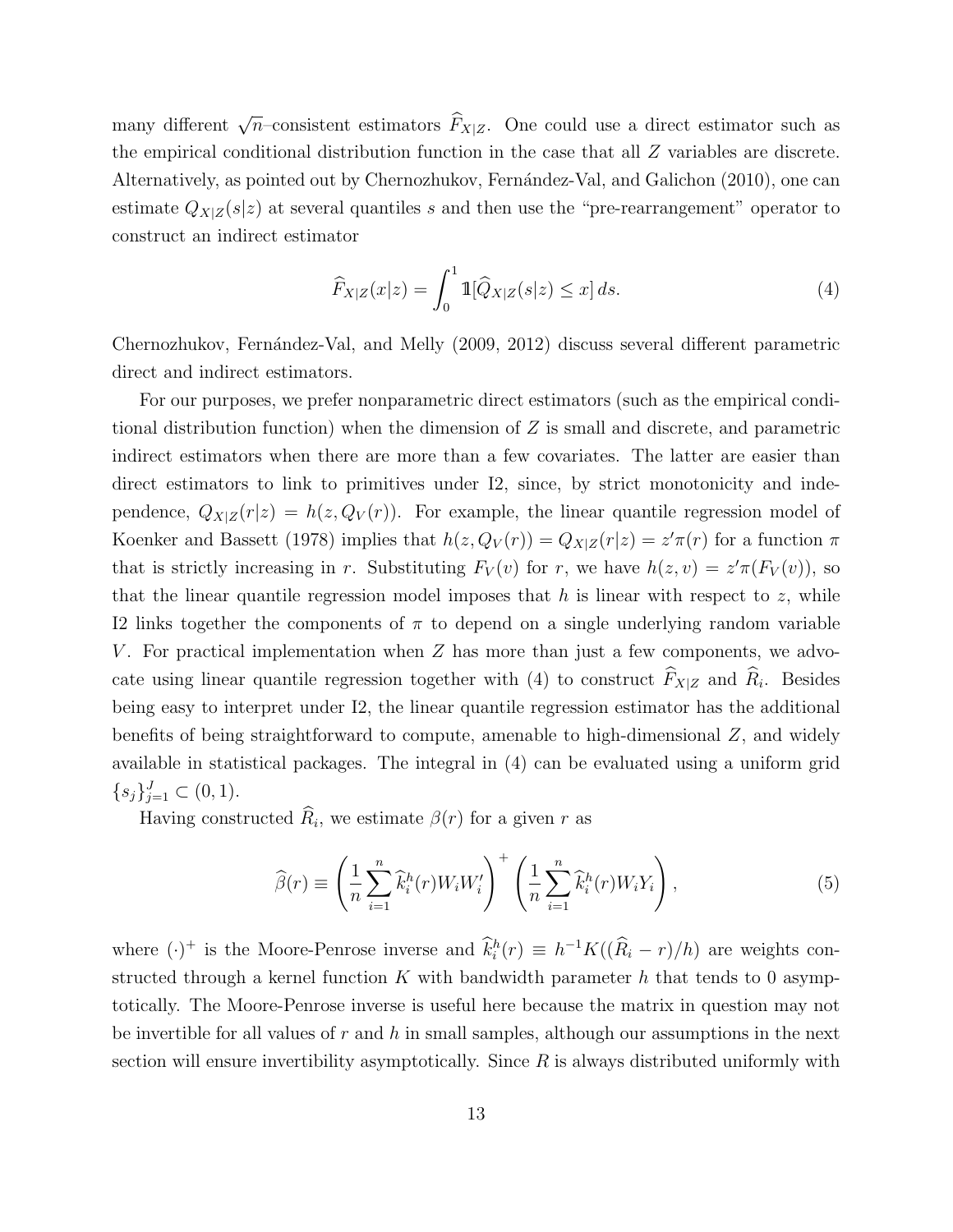many different $\sqrt{n}$–consistent estimators $\widehat{F}_{X|Z}$. One could use a direct estimator such as the empirical conditional distribution function in the case that all $Z$ variables are discrete. Alternatively, as pointed out by Chernozhukov, Fernández-Val, and Galichon (2010), one can estimate $Q_{X|Z}(s|z)$ at several quantiles $s$ and then use the "pre-rearrangement" operator to construct an indirect estimator

$$\widehat{F}_{X|Z}(x|z) = \int_0^1 \mathbb{1}[\widehat{Q}_{X|Z}(s|z) \leq x]\, ds. \tag{4}$$

Chernozhukov, Fernández-Val, and Melly (2009, 2012) discuss several different parametric direct and indirect estimators.

For our purposes, we prefer nonparametric direct estimators (such as the empirical conditional distribution function) when the dimension of $Z$ is small and discrete, and parametric indirect estimators when there are more than a few covariates. The latter are easier than direct estimators to link to primitives under I2, since, by strict monotonicity and independence, $Q_{X|Z}(r|z) = h(z, Q_V(r))$. For example, the linear quantile regression model of Koenker and Bassett (1978) implies that $h(z, Q_V(r)) = Q_{X|Z}(r|z) = z'\pi(r)$ for a function $\pi$ that is strictly increasing in $r$. Substituting $F_V(v)$ for $r$, we have $h(z, v) = z'\pi(F_V(v))$, so that the linear quantile regression model imposes that $h$ is linear with respect to $z$, while I2 links together the components of $\pi$ to depend on a single underlying random variable $V$. For practical implementation when $Z$ has more than just a few components, we advocate using linear quantile regression together with (4) to construct $\widehat{F}_{X|Z}$ and $\widehat{R}_i$. Besides being easy to interpret under I2, the linear quantile regression estimator has the additional benefits of being straightforward to compute, amenable to high-dimensional $Z$, and widely available in statistical packages. The integral in (4) can be evaluated using a uniform grid $\{s_j\}_{j=1}^J \subset (0, 1)$.

Having constructed $\widehat{R}_i$, we estimate $\beta(r)$ for a given $r$ as

$$\widehat{\beta}(r) \equiv \left( \frac{1}{n} \sum_{i=1}^n \widehat{k}_i^h(r) W_i W_i' \right)^+ \left( \frac{1}{n} \sum_{i=1}^n \widehat{k}_i^h(r) W_i Y_i \right), \tag{5}$$

where $(\cdot)^+$ is the Moore-Penrose inverse and $\widehat{k}_i^h(r) \equiv h^{-1} K((\widehat{R}_i - r)/h)$ are weights constructed through a kernel function $K$ with bandwidth parameter $h$ that tends to 0 asymptotically. The Moore-Penrose inverse is useful here because the matrix in question may not be invertible for all values of $r$ and $h$ in small samples, although our assumptions in the next section will ensure invertibility asymptotically. Since $R$ is always distributed uniformly with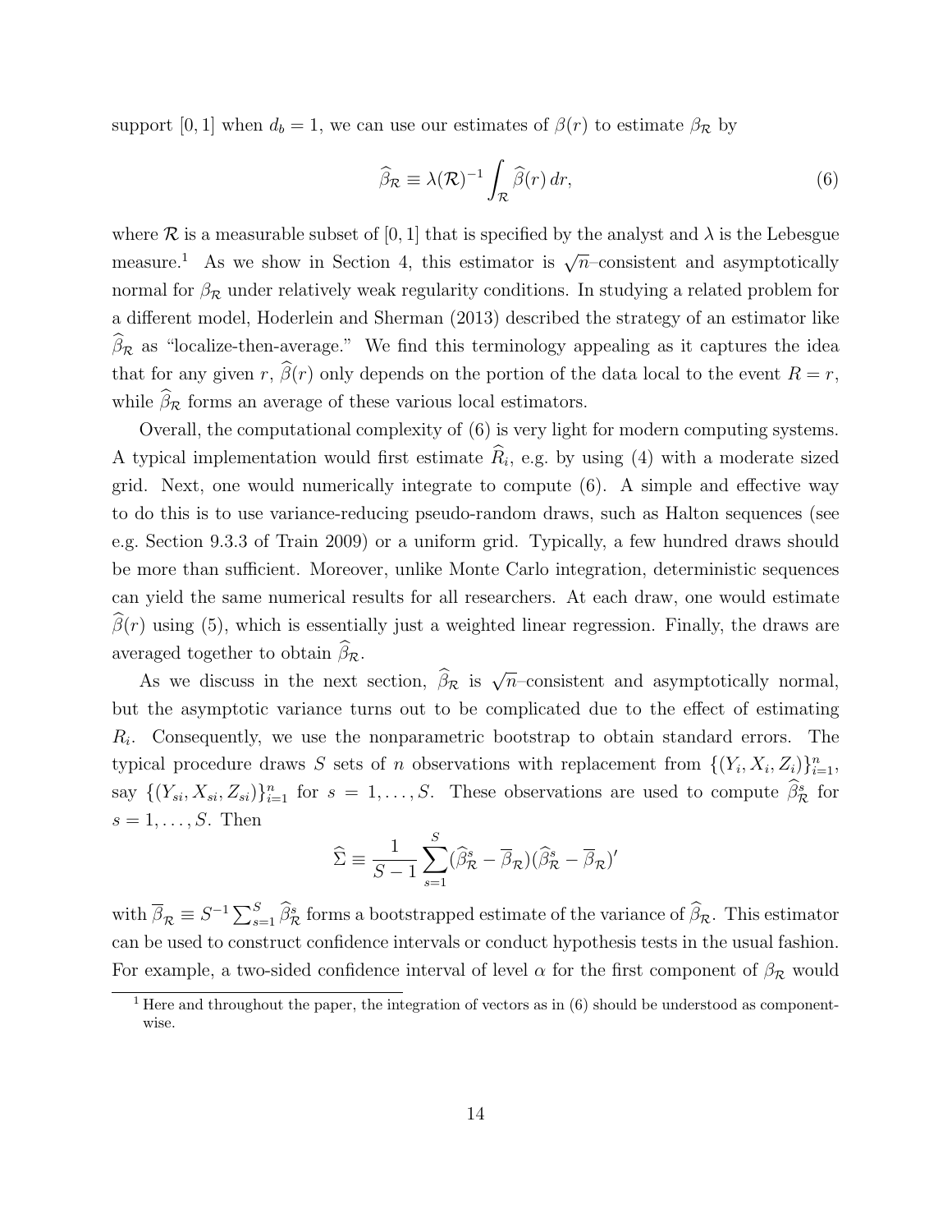support $[0,1]$ when $d_b = 1$, we can use our estimates of $\beta(r)$ to estimate $\beta_{\mathcal{R}}$ by

$$\widehat{\beta}_{\mathcal{R}} \equiv \lambda(\mathcal{R})^{-1} \int_{\mathcal{R}} \widehat{\beta}(r)\, dr, \tag{6}$$

where $\mathcal{R}$ is a measurable subset of $[0,1]$ that is specified by the analyst and $\lambda$ is the Lebesgue measure.[1] As we show in Section 4, this estimator is $\sqrt{n}$–consistent and asymptotically normal for $\beta_{\mathcal{R}}$ under relatively weak regularity conditions. In studying a related problem for a different model, Hoderlein and Sherman (2013) described the strategy of an estimator like $\widehat{\beta}_{\mathcal{R}}$ as "localize-then-average." We find this terminology appealing as it captures the idea that for any given $r$, $\widehat{\beta}(r)$ only depends on the portion of the data local to the event $R = r$, while $\widehat{\beta}_{\mathcal{R}}$ forms an average of these various local estimators.

Overall, the computational complexity of (6) is very light for modern computing systems. A typical implementation would first estimate $\widehat{R}_i$, e.g. by using (4) with a moderate sized grid. Next, one would numerically integrate to compute (6). A simple and effective way to do this is to use variance-reducing pseudo-random draws, such as Halton sequences (see e.g. Section 9.3.3 of Train 2009) or a uniform grid. Typically, a few hundred draws should be more than sufficient. Moreover, unlike Monte Carlo integration, deterministic sequences can yield the same numerical results for all researchers. At each draw, one would estimate $\widehat{\beta}(r)$ using (5), which is essentially just a weighted linear regression. Finally, the draws are averaged together to obtain $\widehat{\beta}_{\mathcal{R}}$.

As we discuss in the next section, $\widehat{\beta}_{\mathcal{R}}$ is $\sqrt{n}$–consistent and asymptotically normal, but the asymptotic variance turns out to be complicated due to the effect of estimating $R_i$. Consequently, we use the nonparametric bootstrap to obtain standard errors. The typical procedure draws $S$ sets of $n$ observations with replacement from $\{(Y_i, X_i, Z_i)\}_{i=1}^n$, say $\{(Y_{si}, X_{si}, Z_{si})\}_{i=1}^n$ for $s = 1, \ldots, S$. These observations are used to compute $\widehat{\beta}_{\mathcal{R}}^s$ for $s = 1, \ldots, S$. Then

$$\widehat{\Sigma} \equiv \frac{1}{S-1} \sum_{s=1}^{S} (\widehat{\beta}_{\mathcal{R}}^s - \overline{\beta}_{\mathcal{R}})(\widehat{\beta}_{\mathcal{R}}^s - \overline{\beta}_{\mathcal{R}})'$$

with $\overline{\beta}_{\mathcal{R}} \equiv S^{-1} \sum_{s=1}^{S} \widehat{\beta}_{\mathcal{R}}^s$ forms a bootstrapped estimate of the variance of $\widehat{\beta}_{\mathcal{R}}$. This estimator can be used to construct confidence intervals or conduct hypothesis tests in the usual fashion. For example, a two-sided confidence interval of level $\alpha$ for the first component of $\beta_{\mathcal{R}}$ would

[1] Here and throughout the paper, the integration of vectors as in (6) should be understood as component-wise.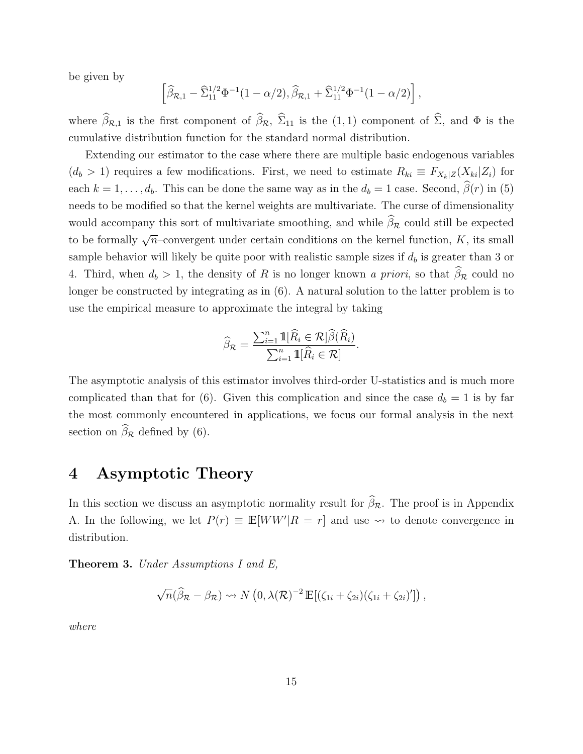be given by

$$\left[\widehat{\beta}_{\mathcal{R},1} - \widehat{\Sigma}_{11}^{1/2}\Phi^{-1}(1-\alpha/2), \widehat{\beta}_{\mathcal{R},1} + \widehat{\Sigma}_{11}^{1/2}\Phi^{-1}(1-\alpha/2)\right],$$

where $\widehat{\beta}_{\mathcal{R},1}$ is the first component of $\widehat{\beta}_{\mathcal{R}}$, $\widehat{\Sigma}_{11}$ is the $(1,1)$ component of $\widehat{\Sigma}$, and $\Phi$ is the cumulative distribution function for the standard normal distribution.

Extending our estimator to the case where there are multiple basic endogenous variables ($d_b > 1$) requires a few modifications. First, we need to estimate $R_{ki} \equiv F_{X_k|Z}(X_{ki}|Z_i)$ for each $k = 1, \ldots, d_b$. This can be done the same way as in the $d_b = 1$ case. Second, $\widehat{\beta}(r)$ in (5) needs to be modified so that the kernel weights are multivariate. The curse of dimensionality would accompany this sort of multivariate smoothing, and while $\widehat{\beta}_{\mathcal{R}}$ could still be expected to be formally $\sqrt{n}$–convergent under certain conditions on the kernel function, $K$, its small sample behavior will likely be quite poor with realistic sample sizes if $d_b$ is greater than 3 or 4. Third, when $d_b > 1$, the density of $R$ is no longer known *a priori*, so that $\widehat{\beta}_{\mathcal{R}}$ could no longer be constructed by integrating as in (6). A natural solution to the latter problem is to use the empirical measure to approximate the integral by taking

$$\widehat{\beta}_{\mathcal{R}} = \frac{\sum_{i=1}^{n} \mathbb{1}[\widehat{R}_i \in \mathcal{R}]\widehat{\beta}(\widehat{R}_i)}{\sum_{i=1}^{n} \mathbb{1}[\widehat{R}_i \in \mathcal{R}]}.$$

The asymptotic analysis of this estimator involves third-order U-statistics and is much more complicated than that for (6). Given this complication and since the case $d_b = 1$ is by far the most commonly encountered in applications, we focus our formal analysis in the next section on $\widehat{\beta}_{\mathcal{R}}$ defined by (6).

# 4 Asymptotic Theory

In this section we discuss an asymptotic normality result for $\widehat{\beta}_{\mathcal{R}}$. The proof is in Appendix A. In the following, we let $P(r) \equiv \mathbb{E}[WW'|R = r]$ and use $\rightsquigarrow$ to denote convergence in distribution.

**Theorem 3.** *Under Assumptions I and E,*

$$\sqrt{n}(\widehat{\beta}_{\mathcal{R}} - \beta_{\mathcal{R}}) \rightsquigarrow N\left(0, \lambda(\mathcal{R})^{-2}\,\mathbb{E}[(\zeta_{1i} + \zeta_{2i})(\zeta_{1i} + \zeta_{2i})']\right),$$

*where*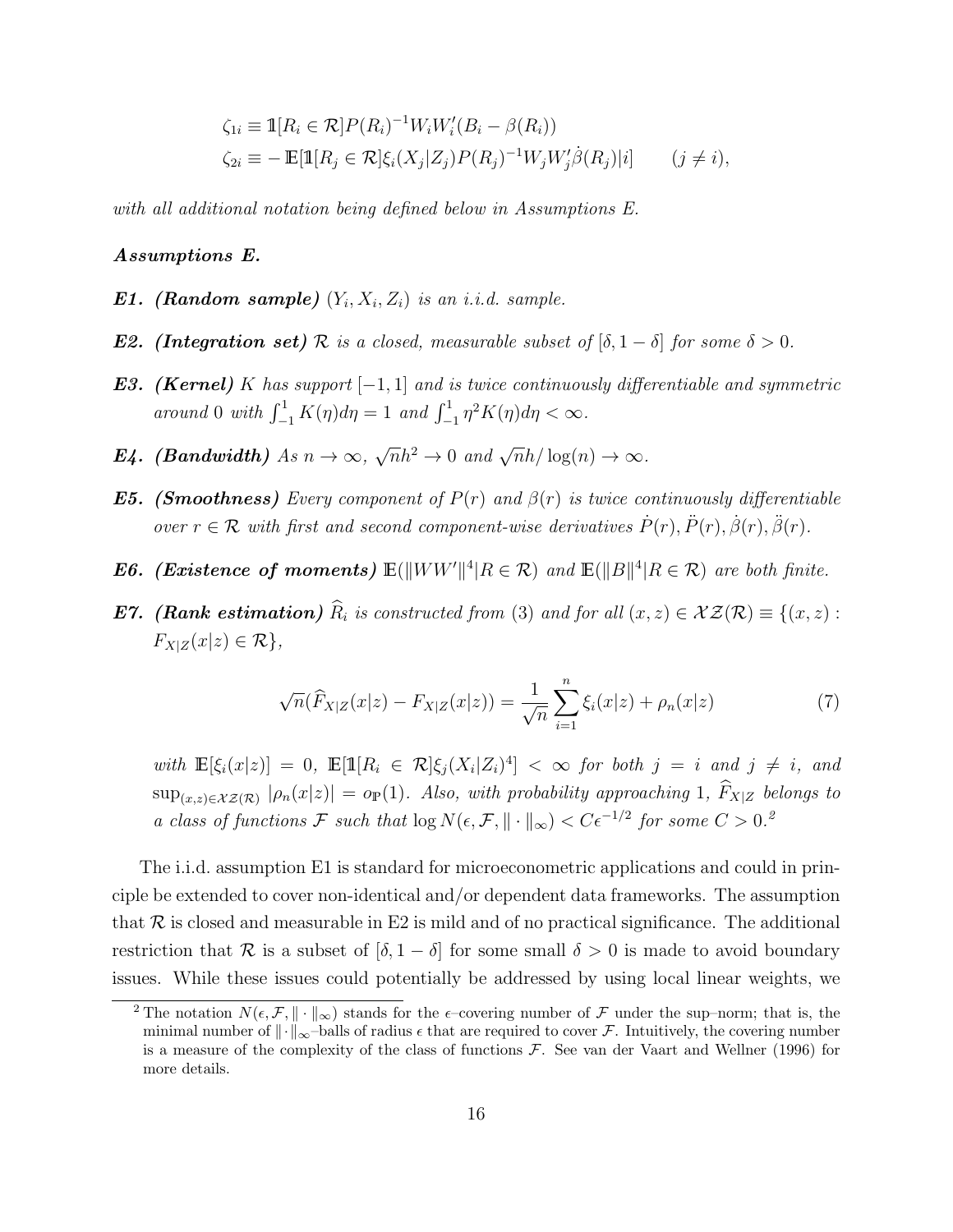$$
\zeta_{1i} \equiv \mathbb{1}[R_i \in \mathcal{R}] P(R_i)^{-1} W_i W_i' (B_i - \beta(R_i))
$$
$$
\zeta_{2i} \equiv - \mathbb{E}[\mathbb{1}[R_j \in \mathcal{R}] \xi_i(X_j|Z_j) P(R_j)^{-1} W_j W_j' \dot{\beta}(R_j)|i] \qquad (j \neq i),
$$

*with all additional notation being defined below in Assumptions E.*

***Assumptions E.***

***E1. (Random sample)*** *$(Y_i, X_i, Z_i)$ is an i.i.d. sample.*

***E2. (Integration set)*** *$\mathcal{R}$ is a closed, measurable subset of $[\delta, 1-\delta]$ for some $\delta > 0$.*

***E3. (Kernel)*** *$K$ has support $[-1,1]$ and is twice continuously differentiable and symmetric around 0 with $\int_{-1}^{1} K(\eta)d\eta = 1$ and $\int_{-1}^{1} \eta^2 K(\eta)d\eta < \infty$.*

***E4. (Bandwidth)*** *As $n \to \infty$, $\sqrt{n}h^2 \to 0$ and $\sqrt{n}h/\log(n) \to \infty$.*

***E5. (Smoothness)*** *Every component of $P(r)$ and $\beta(r)$ is twice continuously differentiable over $r \in \mathcal{R}$ with first and second component-wise derivatives $\dot{P}(r), \ddot{P}(r), \dot{\beta}(r), \ddot{\beta}(r)$.*

***E6. (Existence of moments)*** *$\mathbb{E}(\|WW'\|^4 | R \in \mathcal{R})$ and $\mathbb{E}(\|B\|^4 | R \in \mathcal{R})$ are both finite.*

***E7. (Rank estimation)*** *$\widehat{R}_i$ is constructed from (3) and for all $(x,z) \in \mathcal{XZ}(\mathcal{R}) \equiv \{(x,z) : F_{X|Z}(x|z) \in \mathcal{R}\}$,*

$$
\sqrt{n}(\widehat{F}_{X|Z}(x|z) - F_{X|Z}(x|z)) = \frac{1}{\sqrt{n}} \sum_{i=1}^{n} \xi_i(x|z) + \rho_n(x|z) \tag{7}
$$

*with $\mathbb{E}[\xi_i(x|z)] = 0$, $\mathbb{E}[\mathbb{1}[R_i \in \mathcal{R}] \xi_j(X_i|Z_i)^4] < \infty$ for both $j = i$ and $j \neq i$, and $\sup_{(x,z) \in \mathcal{XZ}(\mathcal{R})} |\rho_n(x|z)| = o_{\mathbb{P}}(1)$. Also, with probability approaching 1, $\widehat{F}_{X|Z}$ belongs to a class of functions $\mathcal{F}$ such that $\log N(\epsilon, \mathcal{F}, \|\cdot\|_\infty) < C\epsilon^{-1/2}$ for some $C > 0$.*[2]

The i.i.d. assumption E1 is standard for microeconometric applications and could in principle be extended to cover non-identical and/or dependent data frameworks. The assumption that $\mathcal{R}$ is closed and measurable in E2 is mild and of no practical significance. The additional restriction that $\mathcal{R}$ is a subset of $[\delta, 1-\delta]$ for some small $\delta > 0$ is made to avoid boundary issues. While these issues could potentially be addressed by using local linear weights, we

[2] The notation $N(\epsilon, \mathcal{F}, \|\cdot\|_\infty)$ stands for the $\epsilon$–covering number of $\mathcal{F}$ under the sup–norm; that is, the minimal number of $\|\cdot\|_\infty$–balls of radius $\epsilon$ that are required to cover $\mathcal{F}$. Intuitively, the covering number is a measure of the complexity of the class of functions $\mathcal{F}$. See van der Vaart and Wellner (1996) for more details.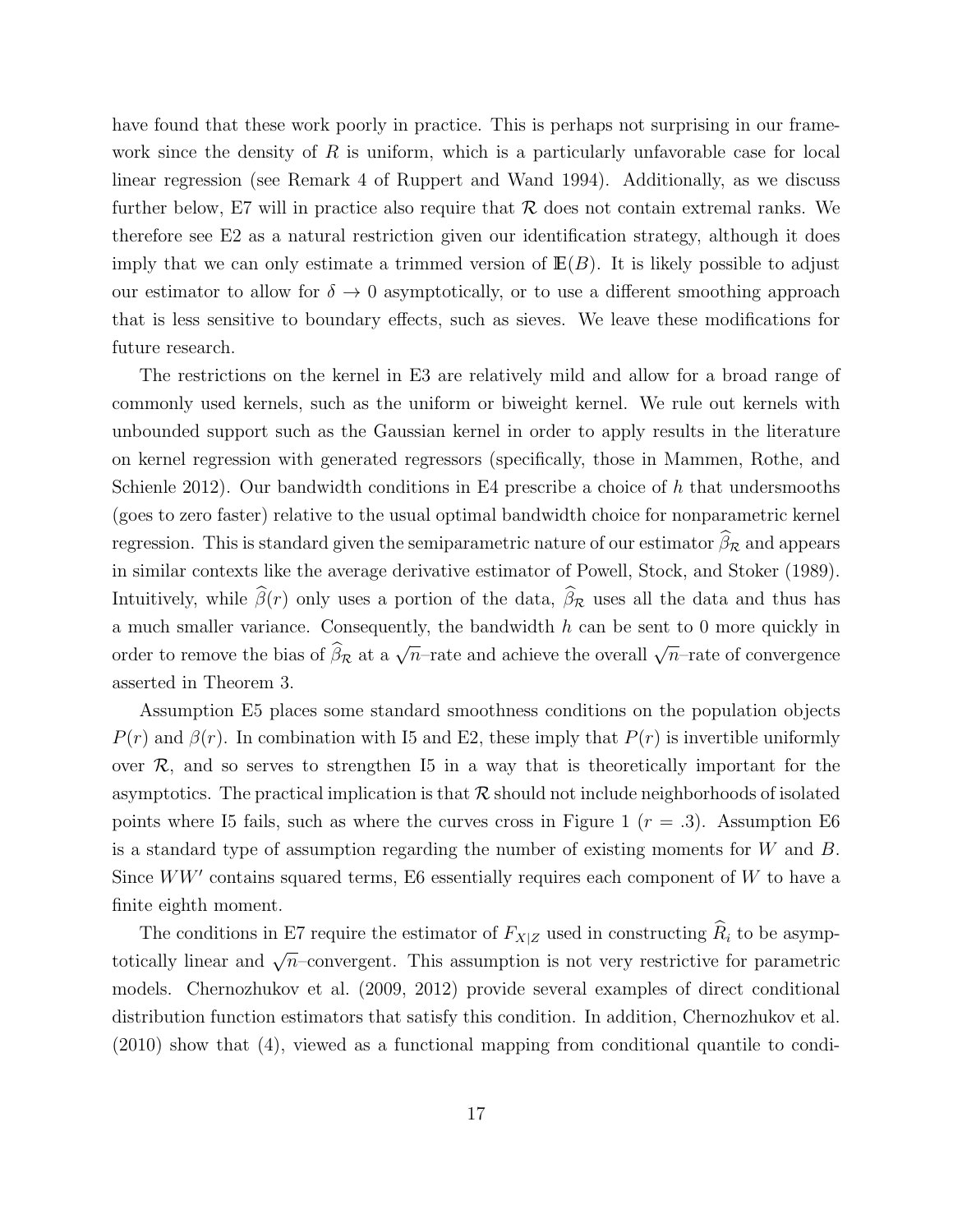have found that these work poorly in practice. This is perhaps not surprising in our framework since the density of $R$ is uniform, which is a particularly unfavorable case for local linear regression (see Remark 4 of Ruppert and Wand 1994). Additionally, as we discuss further below, E7 will in practice also require that $\mathcal{R}$ does not contain extremal ranks. We therefore see E2 as a natural restriction given our identification strategy, although it does imply that we can only estimate a trimmed version of $\mathbb{E}(B)$. It is likely possible to adjust our estimator to allow for $\delta \to 0$ asymptotically, or to use a different smoothing approach that is less sensitive to boundary effects, such as sieves. We leave these modifications for future research.

The restrictions on the kernel in E3 are relatively mild and allow for a broad range of commonly used kernels, such as the uniform or biweight kernel. We rule out kernels with unbounded support such as the Gaussian kernel in order to apply results in the literature on kernel regression with generated regressors (specifically, those in Mammen, Rothe, and Schienle 2012). Our bandwidth conditions in E4 prescribe a choice of $h$ that undersmooths (goes to zero faster) relative to the usual optimal bandwidth choice for nonparametric kernel regression. This is standard given the semiparametric nature of our estimator $\widehat{\beta}_{\mathcal{R}}$ and appears in similar contexts like the average derivative estimator of Powell, Stock, and Stoker (1989). Intuitively, while $\widehat{\beta}(r)$ only uses a portion of the data, $\widehat{\beta}_{\mathcal{R}}$ uses all the data and thus has a much smaller variance. Consequently, the bandwidth $h$ can be sent to 0 more quickly in order to remove the bias of $\widehat{\beta}_{\mathcal{R}}$ at a $\sqrt{n}$–rate and achieve the overall $\sqrt{n}$–rate of convergence asserted in Theorem 3.

Assumption E5 places some standard smoothness conditions on the population objects $P(r)$ and $\beta(r)$. In combination with I5 and E2, these imply that $P(r)$ is invertible uniformly over $\mathcal{R}$, and so serves to strengthen I5 in a way that is theoretically important for the asymptotics. The practical implication is that $\mathcal{R}$ should not include neighborhoods of isolated points where I5 fails, such as where the curves cross in Figure 1 ($r = .3$). Assumption E6 is a standard type of assumption regarding the number of existing moments for $W$ and $B$. Since $WW'$ contains squared terms, E6 essentially requires each component of $W$ to have a finite eighth moment.

The conditions in E7 require the estimator of $F_{X|Z}$ used in constructing $\widehat{R}_i$ to be asymptotically linear and $\sqrt{n}$–convergent. This assumption is not very restrictive for parametric models. Chernozhukov et al. (2009, 2012) provide several examples of direct conditional distribution function estimators that satisfy this condition. In addition, Chernozhukov et al. (2010) show that (4), viewed as a functional mapping from conditional quantile to condi-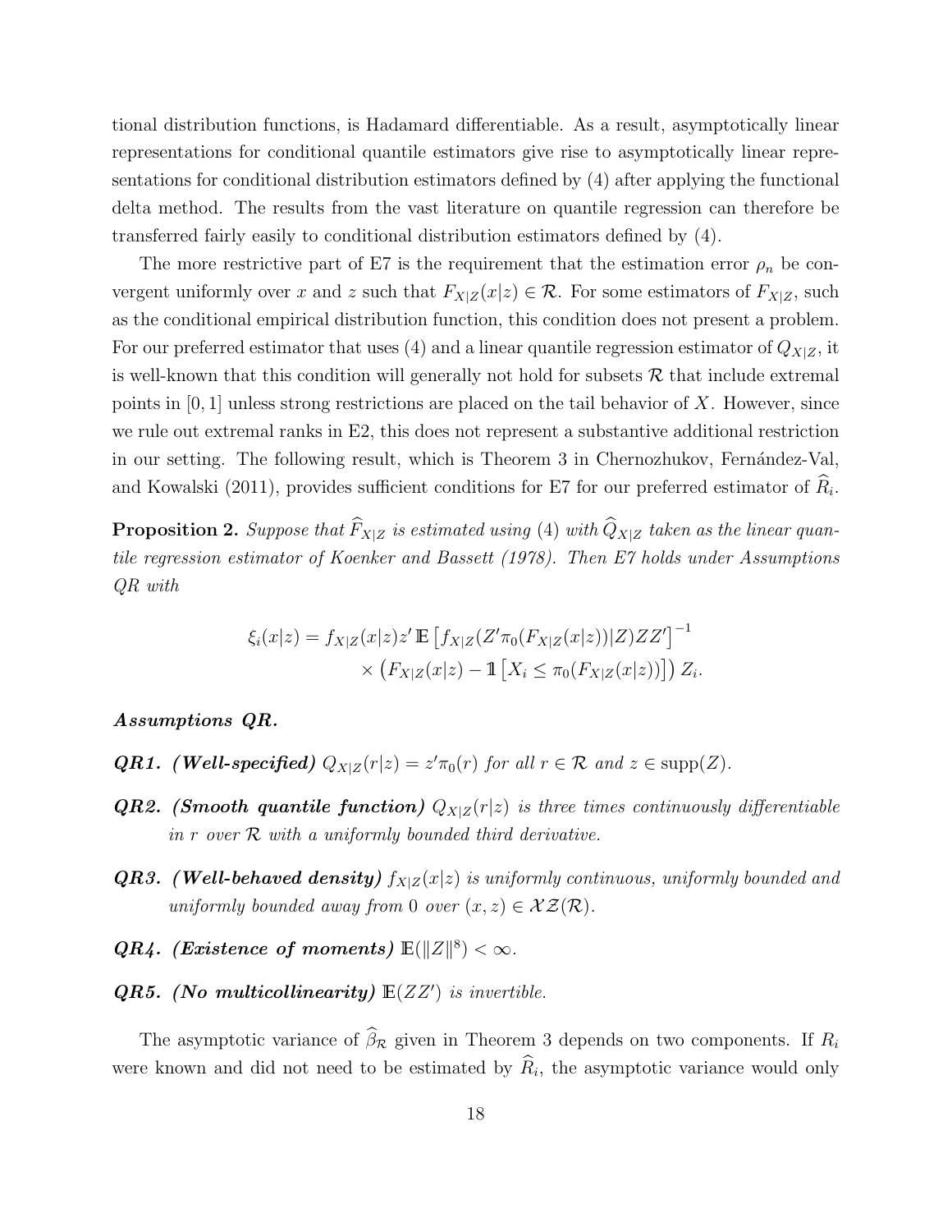tional distribution functions, is Hadamard differentiable. As a result, asymptotically linear representations for conditional quantile estimators give rise to asymptotically linear representations for conditional distribution estimators defined by (4) after applying the functional delta method. The results from the vast literature on quantile regression can therefore be transferred fairly easily to conditional distribution estimators defined by (4).

The more restrictive part of E7 is the requirement that the estimation error $\rho_n$ be convergent uniformly over $x$ and $z$ such that $F_{X|Z}(x|z) \in \mathcal{R}$. For some estimators of $F_{X|Z}$, such as the conditional empirical distribution function, this condition does not present a problem. For our preferred estimator that uses (4) and a linear quantile regression estimator of $Q_{X|Z}$, it is well-known that this condition will generally not hold for subsets $\mathcal{R}$ that include extremal points in $[0, 1]$ unless strong restrictions are placed on the tail behavior of $X$. However, since we rule out extremal ranks in E2, this does not represent a substantive additional restriction in our setting. The following result, which is Theorem 3 in Chernozhukov, Fernández-Val, and Kowalski (2011), provides sufficient conditions for E7 for our preferred estimator of $\widehat{R}_i$.

**Proposition 2.** *Suppose that $\widehat{F}_{X|Z}$ is estimated using (4) with $\widehat{Q}_{X|Z}$ taken as the linear quantile regression estimator of Koenker and Bassett (1978). Then E7 holds under Assumptions QR with*

$$
\begin{aligned}
\xi_i(x|z) = f_{X|Z}(x|z) z' \,\mathbb{E}\left[ f_{X|Z}(Z'\pi_0(F_{X|Z}(x|z))|Z) ZZ' \right]^{-1} \\
\times \left( F_{X|Z}(x|z) - \mathbb{1}\left[ X_i \leq \pi_0(F_{X|Z}(x|z)) \right] \right) Z_i.
\end{aligned}
$$

***Assumptions QR.***

- ***QR1. (Well-specified)*** *$Q_{X|Z}(r|z) = z'\pi_0(r)$ for all $r \in \mathcal{R}$ and $z \in \text{supp}(Z)$.*
- ***QR2. (Smooth quantile function)*** *$Q_{X|Z}(r|z)$ is three times continuously differentiable in $r$ over $\mathcal{R}$ with a uniformly bounded third derivative.*
- ***QR3. (Well-behaved density)*** *$f_{X|Z}(x|z)$ is uniformly continuous, uniformly bounded and uniformly bounded away from 0 over $(x, z) \in \mathcal{XZ}(\mathcal{R})$.*
- ***QR4. (Existence of moments)*** *$\mathbb{E}(\|Z\|^8) < \infty$.*
- ***QR5. (No multicollinearity)*** *$\mathbb{E}(ZZ')$ is invertible.*

The asymptotic variance of $\widehat{\beta}_{\mathcal{R}}$ given in Theorem 3 depends on two components. If $R_i$ were known and did not need to be estimated by $\widehat{R}_i$, the asymptotic variance would only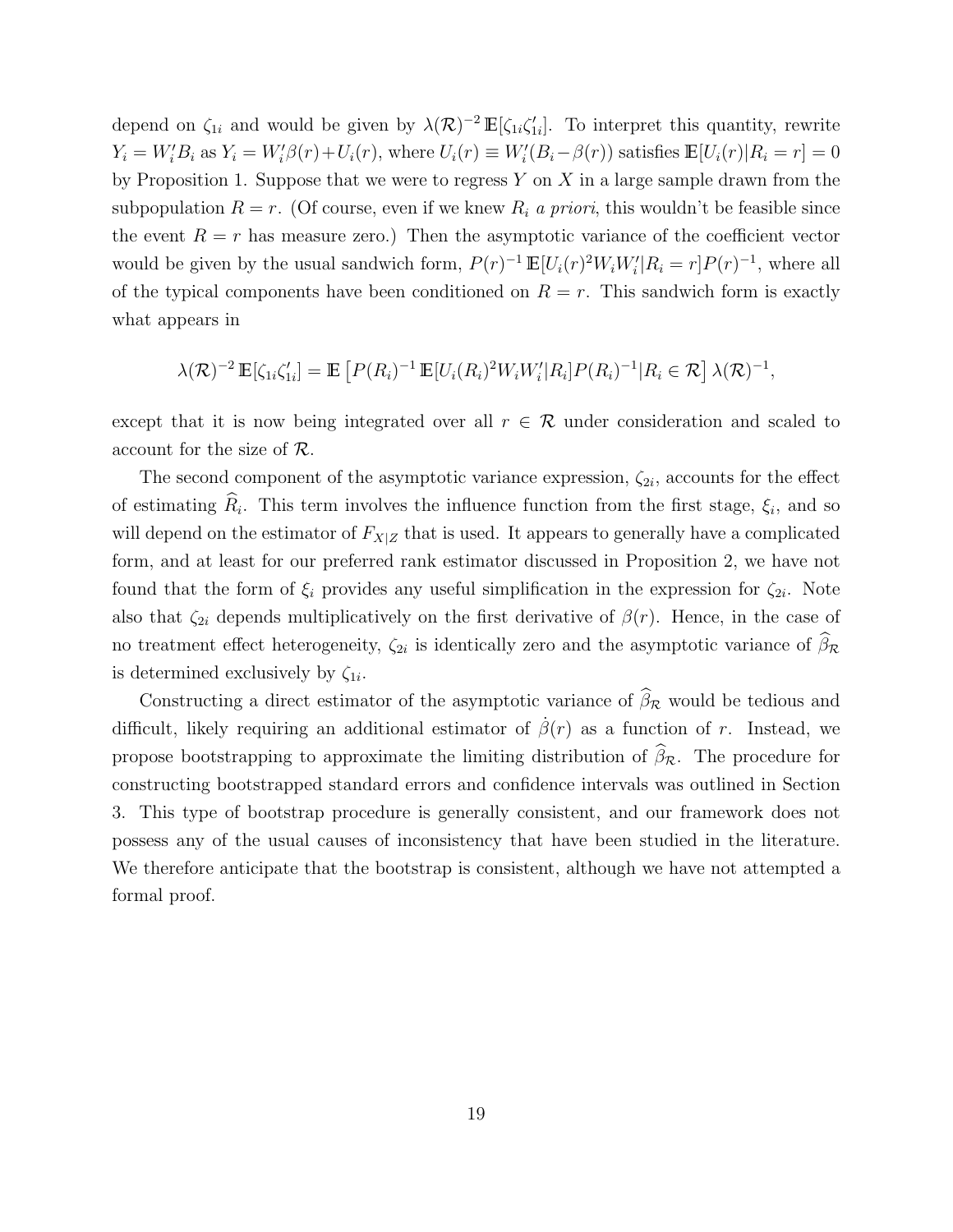depend on $\zeta_{1i}$ and would be given by $\lambda(\mathcal{R})^{-2}\,\mathbb{E}[\zeta_{1i}\zeta_{1i}']$. To interpret this quantity, rewrite $Y_i = W_i'B_i$ as $Y_i = W_i'\beta(r) + U_i(r)$, where $U_i(r) \equiv W_i'(B_i - \beta(r))$ satisfies $\mathbb{E}[U_i(r)|R_i = r] = 0$ by Proposition 1. Suppose that we were to regress $Y$ on $X$ in a large sample drawn from the subpopulation $R = r$. (Of course, even if we knew $R_i$ *a priori*, this wouldn't be feasible since the event $R = r$ has measure zero.) Then the asymptotic variance of the coefficient vector would be given by the usual sandwich form, $P(r)^{-1}\,\mathbb{E}[U_i(r)^2 W_i W_i'|R_i = r]P(r)^{-1}$, where all of the typical components have been conditioned on $R = r$. This sandwich form is exactly what appears in

$$\lambda(\mathcal{R})^{-2}\,\mathbb{E}[\zeta_{1i}\zeta_{1i}'] = \mathbb{E}\left[P(R_i)^{-1}\,\mathbb{E}[U_i(R_i)^2 W_i W_i'|R_i]P(R_i)^{-1}|R_i \in \mathcal{R}\right]\lambda(\mathcal{R})^{-1},$$

except that it is now being integrated over all $r \in \mathcal{R}$ under consideration and scaled to account for the size of $\mathcal{R}$.

The second component of the asymptotic variance expression, $\zeta_{2i}$, accounts for the effect of estimating $\widehat{R}_i$. This term involves the influence function from the first stage, $\xi_i$, and so will depend on the estimator of $F_{X|Z}$ that is used. It appears to generally have a complicated form, and at least for our preferred rank estimator discussed in Proposition 2, we have not found that the form of $\xi_i$ provides any useful simplification in the expression for $\zeta_{2i}$. Note also that $\zeta_{2i}$ depends multiplicatively on the first derivative of $\beta(r)$. Hence, in the case of no treatment effect heterogeneity, $\zeta_{2i}$ is identically zero and the asymptotic variance of $\widehat{\beta}_{\mathcal{R}}$ is determined exclusively by $\zeta_{1i}$.

Constructing a direct estimator of the asymptotic variance of $\widehat{\beta}_{\mathcal{R}}$ would be tedious and difficult, likely requiring an additional estimator of $\dot{\beta}(r)$ as a function of $r$. Instead, we propose bootstrapping to approximate the limiting distribution of $\widehat{\beta}_{\mathcal{R}}$. The procedure for constructing bootstrapped standard errors and confidence intervals was outlined in Section 3. This type of bootstrap procedure is generally consistent, and our framework does not possess any of the usual causes of inconsistency that have been studied in the literature. We therefore anticipate that the bootstrap is consistent, although we have not attempted a formal proof.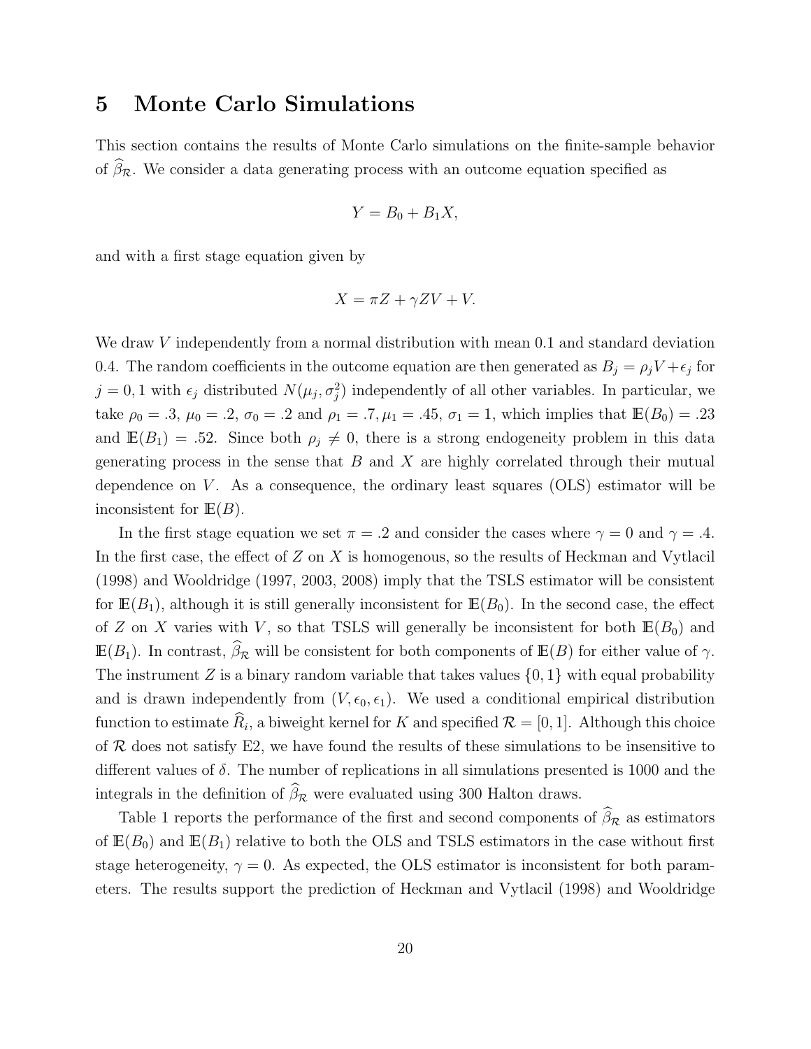## 5 Monte Carlo Simulations

This section contains the results of Monte Carlo simulations on the finite-sample behavior of $\widehat{\beta}_{\mathcal{R}}$. We consider a data generating process with an outcome equation specified as

$$Y = B_0 + B_1 X,$$

and with a first stage equation given by

$$X = \pi Z + \gamma Z V + V.$$

We draw $V$ independently from a normal distribution with mean 0.1 and standard deviation 0.4. The random coefficients in the outcome equation are then generated as $B_j = \rho_j V + \epsilon_j$ for $j = 0, 1$ with $\epsilon_j$ distributed $N(\mu_j, \sigma_j^2)$ independently of all other variables. In particular, we take $\rho_0 = .3$, $\mu_0 = .2$, $\sigma_0 = .2$ and $\rho_1 = .7, \mu_1 = .45$, $\sigma_1 = 1$, which implies that $\mathbb{E}(B_0) = .23$ and $\mathbb{E}(B_1) = .52$. Since both $\rho_j \neq 0$, there is a strong endogeneity problem in this data generating process in the sense that $B$ and $X$ are highly correlated through their mutual dependence on $V$. As a consequence, the ordinary least squares (OLS) estimator will be inconsistent for $\mathbb{E}(B)$.

In the first stage equation we set $\pi = .2$ and consider the cases where $\gamma = 0$ and $\gamma = .4$. In the first case, the effect of $Z$ on $X$ is homogenous, so the results of Heckman and Vytlacil (1998) and Wooldridge (1997, 2003, 2008) imply that the TSLS estimator will be consistent for $\mathbb{E}(B_1)$, although it is still generally inconsistent for $\mathbb{E}(B_0)$. In the second case, the effect of $Z$ on $X$ varies with $V$, so that TSLS will generally be inconsistent for both $\mathbb{E}(B_0)$ and $\mathbb{E}(B_1)$. In contrast, $\widehat{\beta}_{\mathcal{R}}$ will be consistent for both components of $\mathbb{E}(B)$ for either value of $\gamma$. The instrument $Z$ is a binary random variable that takes values $\{0, 1\}$ with equal probability and is drawn independently from $(V, \epsilon_0, \epsilon_1)$. We used a conditional empirical distribution function to estimate $\widehat{R}_i$, a biweight kernel for $K$ and specified $\mathcal{R} = [0, 1]$. Although this choice of $\mathcal{R}$ does not satisfy E2, we have found the results of these simulations to be insensitive to different values of $\delta$. The number of replications in all simulations presented is 1000 and the integrals in the definition of $\widehat{\beta}_{\mathcal{R}}$ were evaluated using 300 Halton draws.

Table 1 reports the performance of the first and second components of $\widehat{\beta}_{\mathcal{R}}$ as estimators of $\mathbb{E}(B_0)$ and $\mathbb{E}(B_1)$ relative to both the OLS and TSLS estimators in the case without first stage heterogeneity, $\gamma = 0$. As expected, the OLS estimator is inconsistent for both parameters. The results support the prediction of Heckman and Vytlacil (1998) and Wooldridge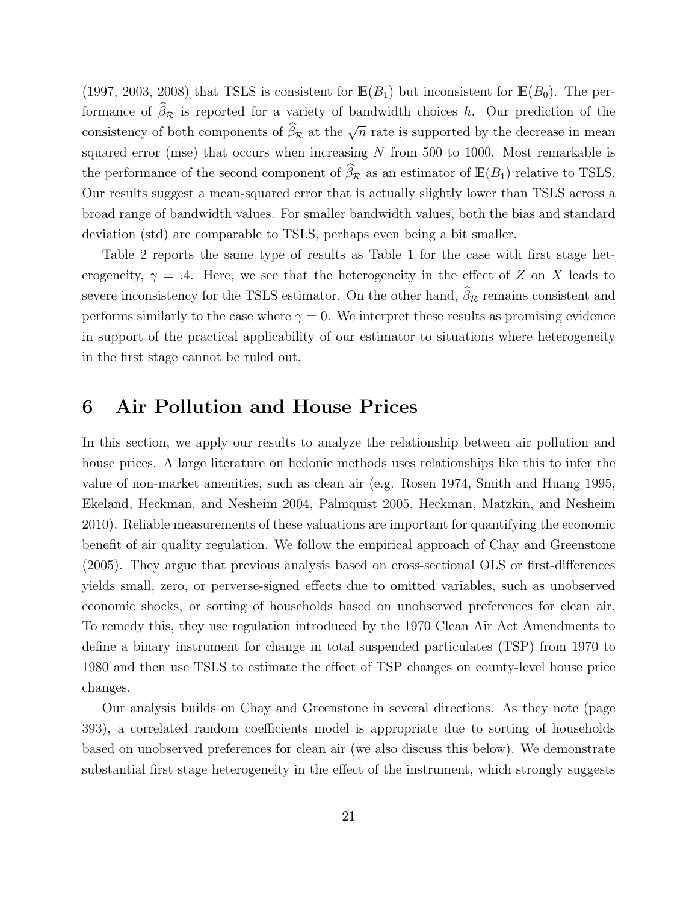(1997, 2003, 2008) that TSLS is consistent for $\mathbb{E}(B_1)$ but inconsistent for $\mathbb{E}(B_0)$. The performance of $\widehat{\beta}_{\mathcal{R}}$ is reported for a variety of bandwidth choices $h$. Our prediction of the consistency of both components of $\widehat{\beta}_{\mathcal{R}}$ at the $\sqrt{n}$ rate is supported by the decrease in mean squared error (mse) that occurs when increasing $N$ from 500 to 1000. Most remarkable is the performance of the second component of $\widehat{\beta}_{\mathcal{R}}$ as an estimator of $\mathbb{E}(B_1)$ relative to TSLS. Our results suggest a mean-squared error that is actually slightly lower than TSLS across a broad range of bandwidth values. For smaller bandwidth values, both the bias and standard deviation (std) are comparable to TSLS, perhaps even being a bit smaller.

Table 2 reports the same type of results as Table 1 for the case with first stage heterogeneity, $\gamma = .4$. Here, we see that the heterogeneity in the effect of $Z$ on $X$ leads to severe inconsistency for the TSLS estimator. On the other hand, $\widehat{\beta}_{\mathcal{R}}$ remains consistent and performs similarly to the case where $\gamma = 0$. We interpret these results as promising evidence in support of the practical applicability of our estimator to situations where heterogeneity in the first stage cannot be ruled out.

# 6 Air Pollution and House Prices

In this section, we apply our results to analyze the relationship between air pollution and house prices. A large literature on hedonic methods uses relationships like this to infer the value of non-market amenities, such as clean air (e.g. Rosen 1974, Smith and Huang 1995, Ekeland, Heckman, and Nesheim 2004, Palmquist 2005, Heckman, Matzkin, and Nesheim 2010). Reliable measurements of these valuations are important for quantifying the economic benefit of air quality regulation. We follow the empirical approach of Chay and Greenstone (2005). They argue that previous analysis based on cross-sectional OLS or first-differences yields small, zero, or perverse-signed effects due to omitted variables, such as unobserved economic shocks, or sorting of households based on unobserved preferences for clean air. To remedy this, they use regulation introduced by the 1970 Clean Air Act Amendments to define a binary instrument for change in total suspended particulates (TSP) from 1970 to 1980 and then use TSLS to estimate the effect of TSP changes on county-level house price changes.

Our analysis builds on Chay and Greenstone in several directions. As they note (page 393), a correlated random coefficients model is appropriate due to sorting of households based on unobserved preferences for clean air (we also discuss this below). We demonstrate substantial first stage heterogeneity in the effect of the instrument, which strongly suggests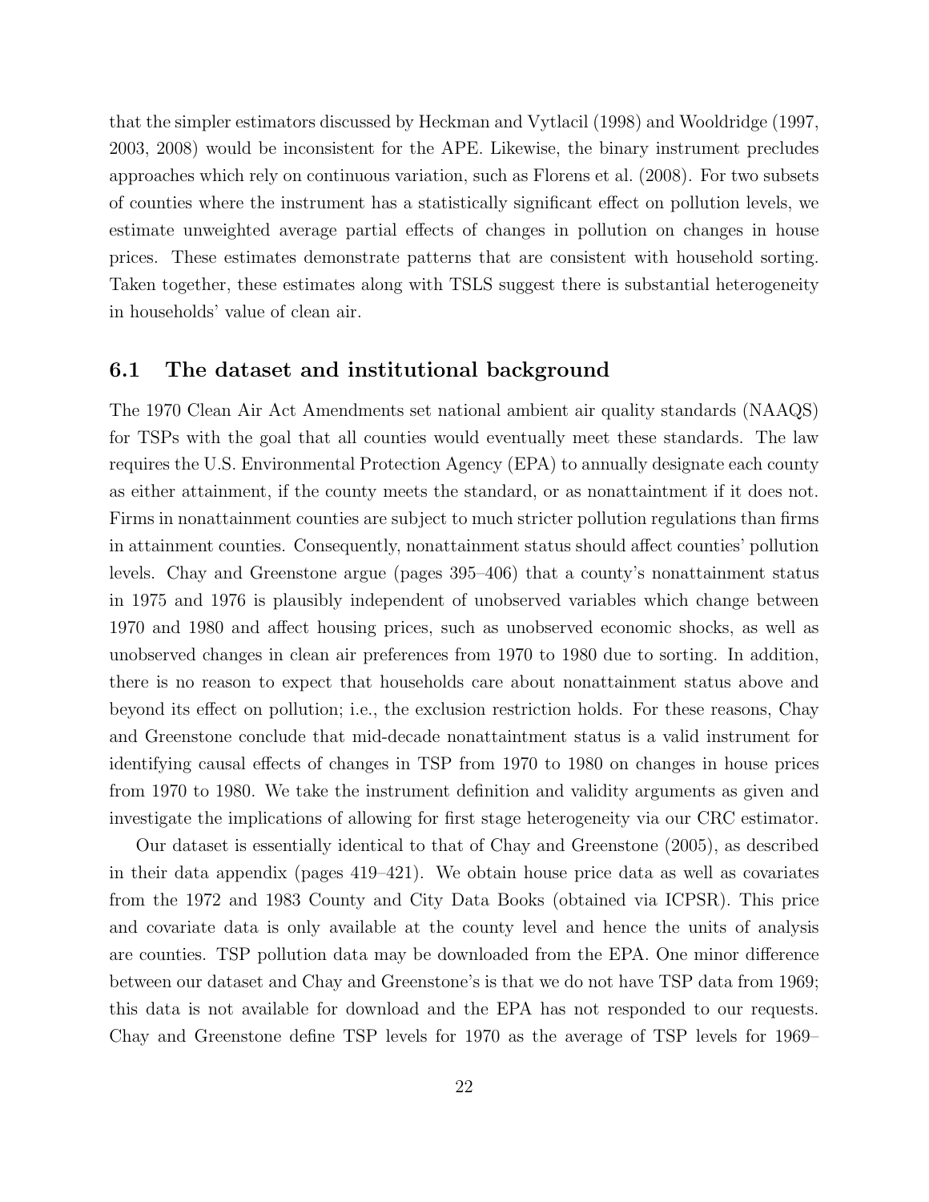that the simpler estimators discussed by Heckman and Vytlacil (1998) and Wooldridge (1997, 2003, 2008) would be inconsistent for the APE. Likewise, the binary instrument precludes approaches which rely on continuous variation, such as Florens et al. (2008). For two subsets of counties where the instrument has a statistically significant effect on pollution levels, we estimate unweighted average partial effects of changes in pollution on changes in house prices. These estimates demonstrate patterns that are consistent with household sorting. Taken together, these estimates along with TSLS suggest there is substantial heterogeneity in households' value of clean air.

## 6.1 The dataset and institutional background

The 1970 Clean Air Act Amendments set national ambient air quality standards (NAAQS) for TSPs with the goal that all counties would eventually meet these standards. The law requires the U.S. Environmental Protection Agency (EPA) to annually designate each county as either attainment, if the county meets the standard, or as nonattaintment if it does not. Firms in nonattainment counties are subject to much stricter pollution regulations than firms in attainment counties. Consequently, nonattainment status should affect counties' pollution levels. Chay and Greenstone argue (pages 395–406) that a county's nonattainment status in 1975 and 1976 is plausibly independent of unobserved variables which change between 1970 and 1980 and affect housing prices, such as unobserved economic shocks, as well as unobserved changes in clean air preferences from 1970 to 1980 due to sorting. In addition, there is no reason to expect that households care about nonattainment status above and beyond its effect on pollution; i.e., the exclusion restriction holds. For these reasons, Chay and Greenstone conclude that mid-decade nonattaintment status is a valid instrument for identifying causal effects of changes in TSP from 1970 to 1980 on changes in house prices from 1970 to 1980. We take the instrument definition and validity arguments as given and investigate the implications of allowing for first stage heterogeneity via our CRC estimator.

Our dataset is essentially identical to that of Chay and Greenstone (2005), as described in their data appendix (pages 419–421). We obtain house price data as well as covariates from the 1972 and 1983 County and City Data Books (obtained via ICPSR). This price and covariate data is only available at the county level and hence the units of analysis are counties. TSP pollution data may be downloaded from the EPA. One minor difference between our dataset and Chay and Greenstone's is that we do not have TSP data from 1969; this data is not available for download and the EPA has not responded to our requests. Chay and Greenstone define TSP levels for 1970 as the average of TSP levels for 1969–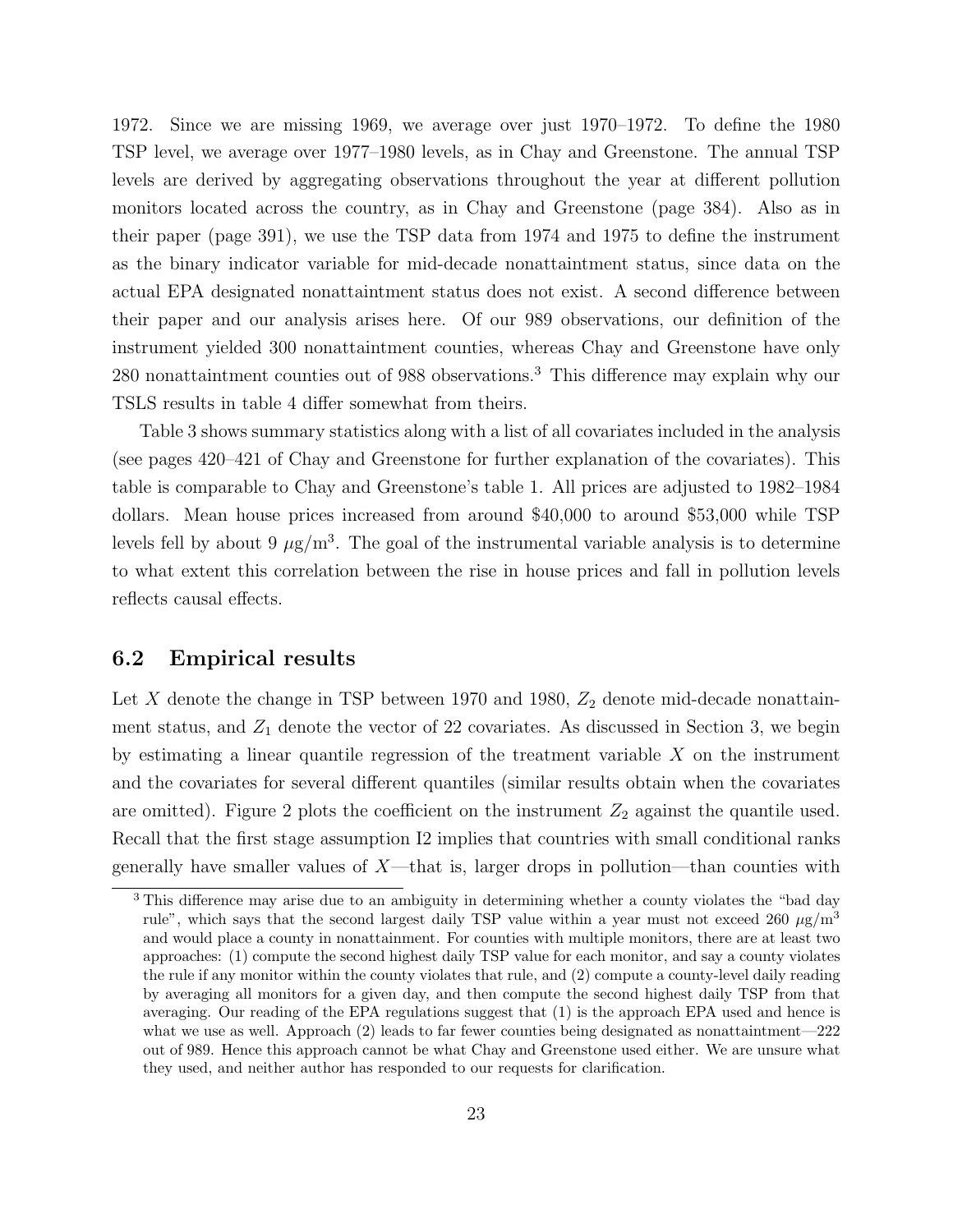1972. Since we are missing 1969, we average over just 1970–1972. To define the 1980 TSP level, we average over 1977–1980 levels, as in Chay and Greenstone. The annual TSP levels are derived by aggregating observations throughout the year at different pollution monitors located across the country, as in Chay and Greenstone (page 384). Also as in their paper (page 391), we use the TSP data from 1974 and 1975 to define the instrument as the binary indicator variable for mid-decade nonattaintment status, since data on the actual EPA designated nonattaintment status does not exist. A second difference between their paper and our analysis arises here. Of our 989 observations, our definition of the instrument yielded 300 nonattaintment counties, whereas Chay and Greenstone have only 280 nonattaintment counties out of 988 observations.[3] This difference may explain why our TSLS results in table 4 differ somewhat from theirs.

Table 3 shows summary statistics along with a list of all covariates included in the analysis (see pages 420–421 of Chay and Greenstone for further explanation of the covariates). This table is comparable to Chay and Greenstone's table 1. All prices are adjusted to 1982–1984 dollars. Mean house prices increased from around \$40,000 to around \$53,000 while TSP levels fell by about 9 $\mu$g/m$^3$. The goal of the instrumental variable analysis is to determine to what extent this correlation between the rise in house prices and fall in pollution levels reflects causal effects.

## 6.2 Empirical results

Let $X$ denote the change in TSP between 1970 and 1980, $Z_2$ denote mid-decade nonattainment status, and $Z_1$ denote the vector of 22 covariates. As discussed in Section 3, we begin by estimating a linear quantile regression of the treatment variable $X$ on the instrument and the covariates for several different quantiles (similar results obtain when the covariates are omitted). Figure 2 plots the coefficient on the instrument $Z_2$ against the quantile used. Recall that the first stage assumption I2 implies that countries with small conditional ranks generally have smaller values of $X$—that is, larger drops in pollution—than counties with

[3] This difference may arise due to an ambiguity in determining whether a county violates the "bad day rule", which says that the second largest daily TSP value within a year must not exceed 260 $\mu$g/m$^3$ and would place a county in nonattainment. For counties with multiple monitors, there are at least two approaches: (1) compute the second highest daily TSP value for each monitor, and say a county violates the rule if any monitor within the county violates that rule, and (2) compute a county-level daily reading by averaging all monitors for a given day, and then compute the second highest daily TSP from that averaging. Our reading of the EPA regulations suggest that (1) is the approach EPA used and hence is what we use as well. Approach (2) leads to far fewer counties being designated as nonattaintment—222 out of 989. Hence this approach cannot be what Chay and Greenstone used either. We are unsure what they used, and neither author has responded to our requests for clarification.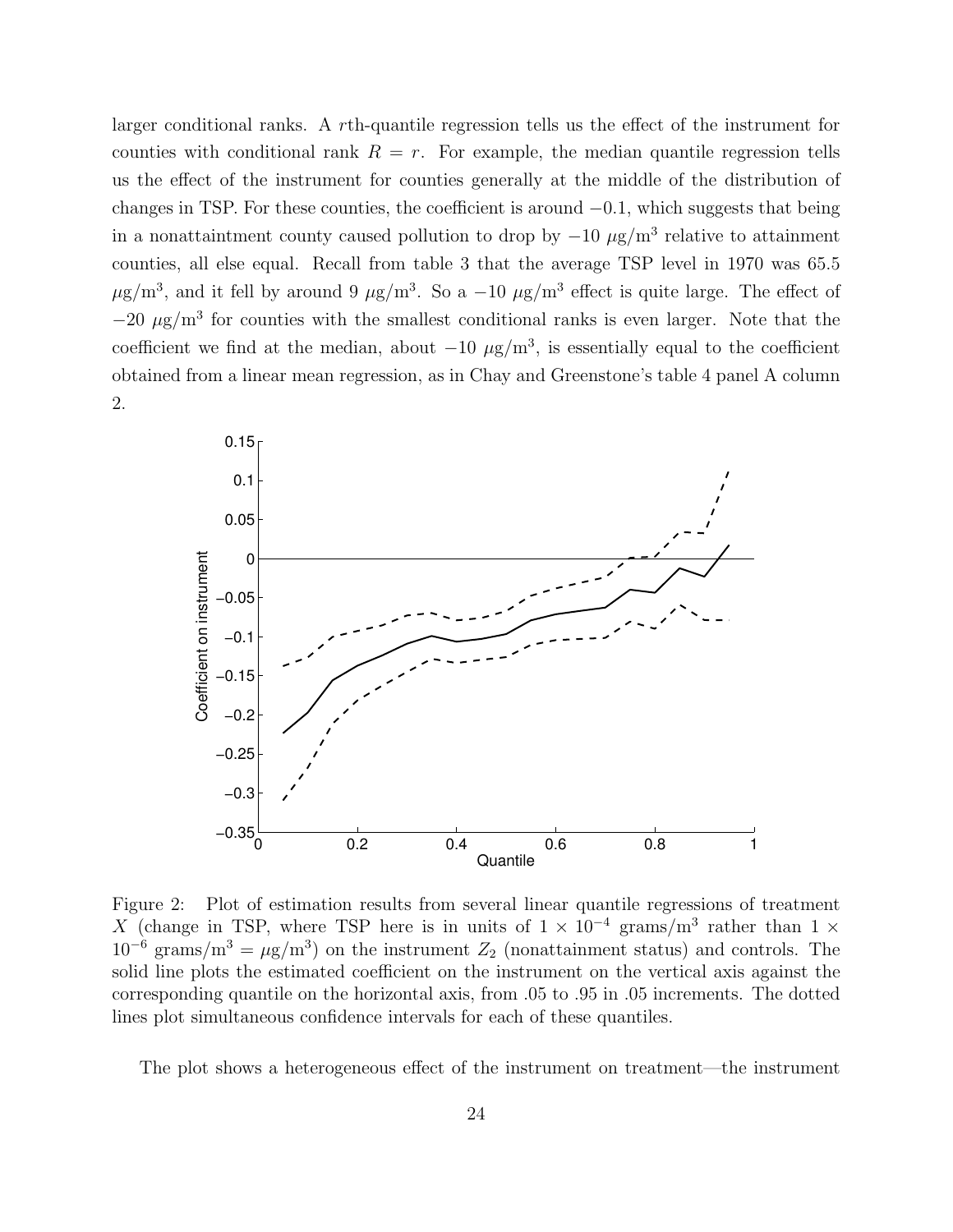larger conditional ranks. A $r$th-quantile regression tells us the effect of the instrument for counties with conditional rank $R = r$. For example, the median quantile regression tells us the effect of the instrument for counties generally at the middle of the distribution of changes in TSP. For these counties, the coefficient is around $-0.1$, which suggests that being in a nonattaintment county caused pollution to drop by $-10$ $\mu$g/m$^3$ relative to attainment counties, all else equal. Recall from table 3 that the average TSP level in 1970 was 65.5 $\mu$g/m$^3$, and it fell by around 9 $\mu$g/m$^3$. So a $-10$ $\mu$g/m$^3$ effect is quite large. The effect of $-20$ $\mu$g/m$^3$ for counties with the smallest conditional ranks is even larger. Note that the coefficient we find at the median, about $-10$ $\mu$g/m$^3$, is essentially equal to the coefficient obtained from a linear mean regression, as in Chay and Greenstone's table 4 panel A column 2.

Figure 2: Plot of estimation results from several linear quantile regressions of treatment $X$ (change in TSP, where TSP here is in units of $1 \times 10^{-4}$ grams/m$^3$ rather than $1 \times 10^{-6}$ grams/m$^3$ = $\mu$g/m$^3$) on the instrument $Z_2$ (nonattainment status) and controls. The solid line plots the estimated coefficient on the instrument on the vertical axis against the corresponding quantile on the horizontal axis, from .05 to .95 in .05 increments. The dotted lines plot simultaneous confidence intervals for each of these quantiles.

The plot shows a heterogeneous effect of the instrument on treatment—the instrument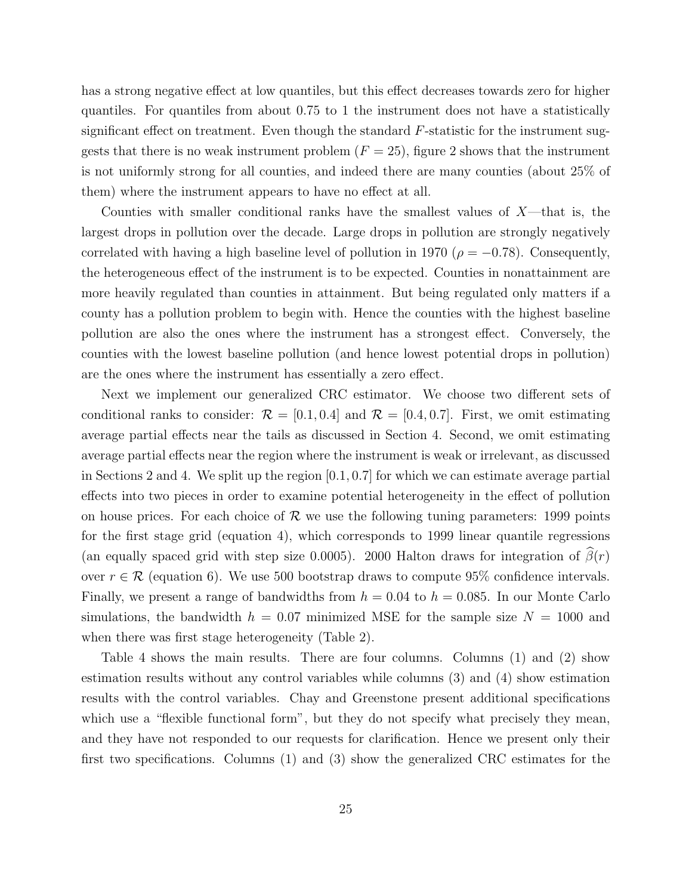has a strong negative effect at low quantiles, but this effect decreases towards zero for higher quantiles. For quantiles from about 0.75 to 1 the instrument does not have a statistically significant effect on treatment. Even though the standard $F$-statistic for the instrument suggests that there is no weak instrument problem ($F = 25$), figure 2 shows that the instrument is not uniformly strong for all counties, and indeed there are many counties (about 25% of them) where the instrument appears to have no effect at all.

Counties with smaller conditional ranks have the smallest values of $X$—that is, the largest drops in pollution over the decade. Large drops in pollution are strongly negatively correlated with having a high baseline level of pollution in 1970 ($\rho = -0.78$). Consequently, the heterogeneous effect of the instrument is to be expected. Counties in nonattainment are more heavily regulated than counties in attainment. But being regulated only matters if a county has a pollution problem to begin with. Hence the counties with the highest baseline pollution are also the ones where the instrument has a strongest effect. Conversely, the counties with the lowest baseline pollution (and hence lowest potential drops in pollution) are the ones where the instrument has essentially a zero effect.

Next we implement our generalized CRC estimator. We choose two different sets of conditional ranks to consider: $\mathcal{R} = [0.1, 0.4]$ and $\mathcal{R} = [0.4, 0.7]$. First, we omit estimating average partial effects near the tails as discussed in Section 4. Second, we omit estimating average partial effects near the region where the instrument is weak or irrelevant, as discussed in Sections 2 and 4. We split up the region $[0.1, 0.7]$ for which we can estimate average partial effects into two pieces in order to examine potential heterogeneity in the effect of pollution on house prices. For each choice of $\mathcal{R}$ we use the following tuning parameters: 1999 points for the first stage grid (equation 4), which corresponds to 1999 linear quantile regressions (an equally spaced grid with step size 0.0005). 2000 Halton draws for integration of $\widehat{\beta}(r)$ over $r \in \mathcal{R}$ (equation 6). We use 500 bootstrap draws to compute 95% confidence intervals. Finally, we present a range of bandwidths from $h = 0.04$ to $h = 0.085$. In our Monte Carlo simulations, the bandwidth $h = 0.07$ minimized MSE for the sample size $N = 1000$ and when there was first stage heterogeneity (Table 2).

Table 4 shows the main results. There are four columns. Columns (1) and (2) show estimation results without any control variables while columns (3) and (4) show estimation results with the control variables. Chay and Greenstone present additional specifications which use a "flexible functional form", but they do not specify what precisely they mean, and they have not responded to our requests for clarification. Hence we present only their first two specifications. Columns (1) and (3) show the generalized CRC estimates for the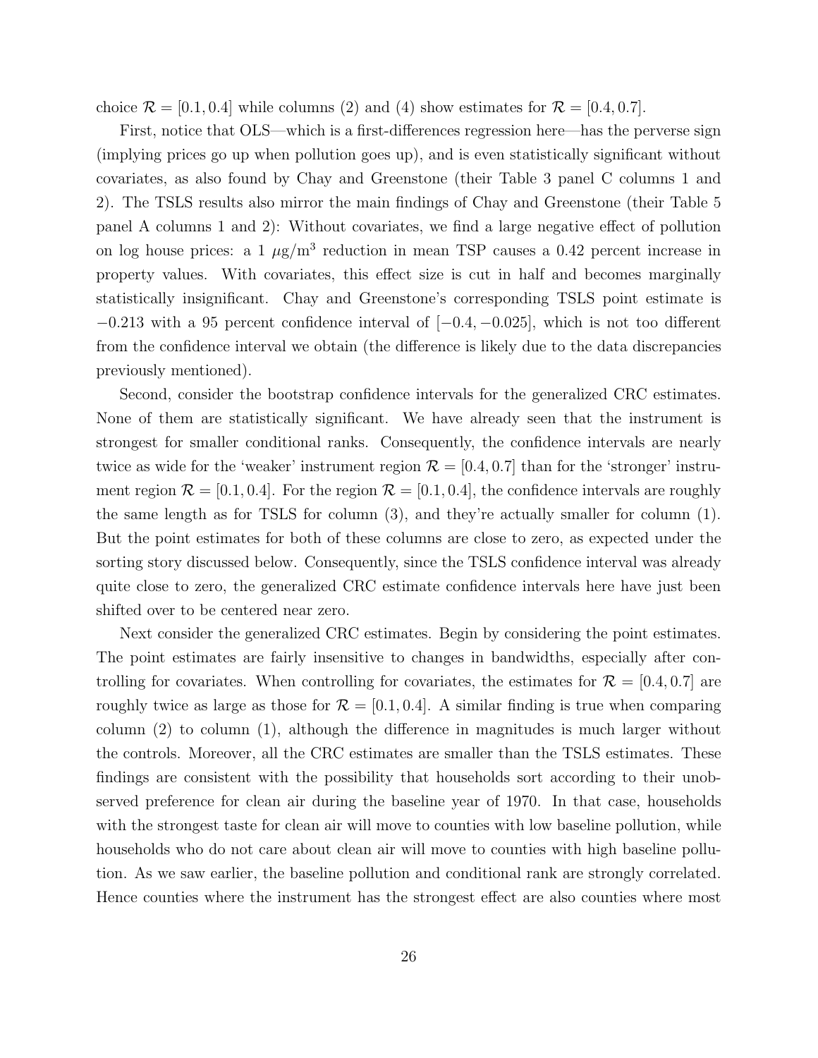choice $\mathcal{R} = [0.1, 0.4]$ while columns (2) and (4) show estimates for $\mathcal{R} = [0.4, 0.7]$.

First, notice that OLS—which is a first-differences regression here—has the perverse sign (implying prices go up when pollution goes up), and is even statistically significant without covariates, as also found by Chay and Greenstone (their Table 3 panel C columns 1 and 2). The TSLS results also mirror the main findings of Chay and Greenstone (their Table 5 panel A columns 1 and 2): Without covariates, we find a large negative effect of pollution on log house prices: a 1 $\mu$g/m$^3$ reduction in mean TSP causes a 0.42 percent increase in property values. With covariates, this effect size is cut in half and becomes marginally statistically insignificant. Chay and Greenstone's corresponding TSLS point estimate is $-0.213$ with a 95 percent confidence interval of $[-0.4, -0.025]$, which is not too different from the confidence interval we obtain (the difference is likely due to the data discrepancies previously mentioned).

Second, consider the bootstrap confidence intervals for the generalized CRC estimates. None of them are statistically significant. We have already seen that the instrument is strongest for smaller conditional ranks. Consequently, the confidence intervals are nearly twice as wide for the 'weaker' instrument region $\mathcal{R} = [0.4, 0.7]$ than for the 'stronger' instrument region $\mathcal{R} = [0.1, 0.4]$. For the region $\mathcal{R} = [0.1, 0.4]$, the confidence intervals are roughly the same length as for TSLS for column (3), and they're actually smaller for column (1). But the point estimates for both of these columns are close to zero, as expected under the sorting story discussed below. Consequently, since the TSLS confidence interval was already quite close to zero, the generalized CRC estimate confidence intervals here have just been shifted over to be centered near zero.

Next consider the generalized CRC estimates. Begin by considering the point estimates. The point estimates are fairly insensitive to changes in bandwidths, especially after controlling for covariates. When controlling for covariates, the estimates for $\mathcal{R} = [0.4, 0.7]$ are roughly twice as large as those for $\mathcal{R} = [0.1, 0.4]$. A similar finding is true when comparing column (2) to column (1), although the difference in magnitudes is much larger without the controls. Moreover, all the CRC estimates are smaller than the TSLS estimates. These findings are consistent with the possibility that households sort according to their unobserved preference for clean air during the baseline year of 1970. In that case, households with the strongest taste for clean air will move to counties with low baseline pollution, while households who do not care about clean air will move to counties with high baseline pollution. As we saw earlier, the baseline pollution and conditional rank are strongly correlated. Hence counties where the instrument has the strongest effect are also counties where most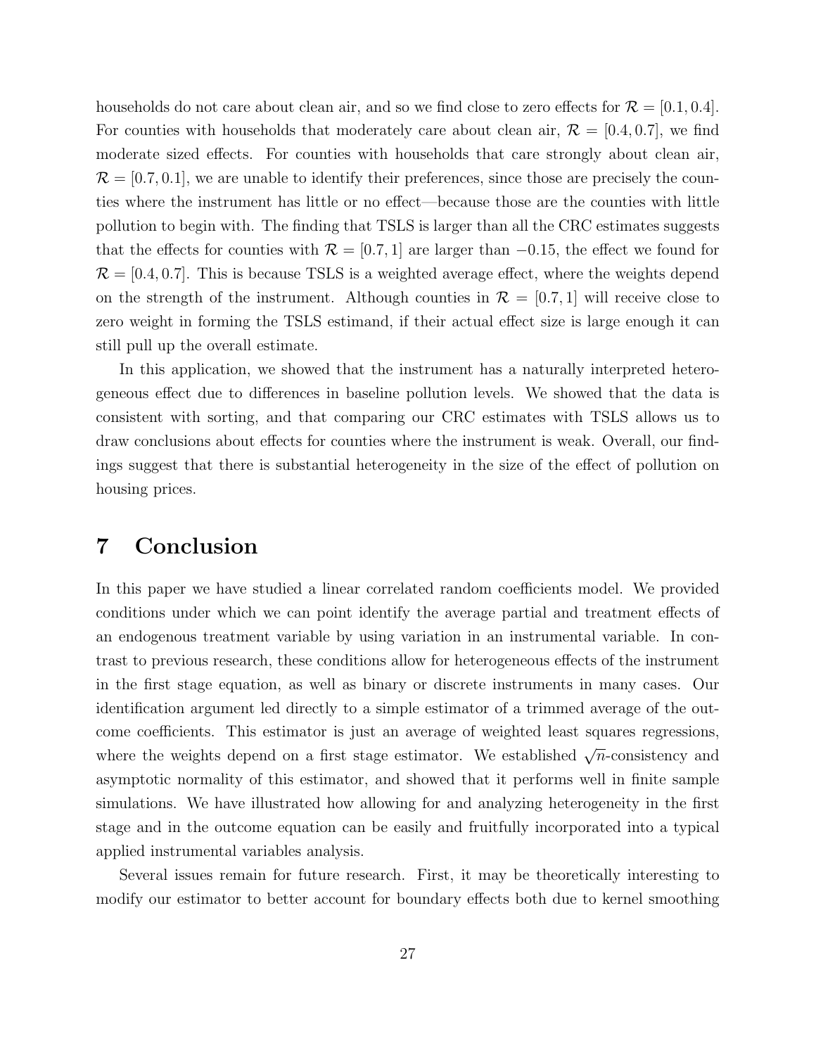households do not care about clean air, and so we find close to zero effects for $\mathcal{R} = [0.1, 0.4]$. For counties with households that moderately care about clean air, $\mathcal{R} = [0.4, 0.7]$, we find moderate sized effects. For counties with households that care strongly about clean air, $\mathcal{R} = [0.7, 0.1]$, we are unable to identify their preferences, since those are precisely the counties where the instrument has little or no effect—because those are the counties with little pollution to begin with. The finding that TSLS is larger than all the CRC estimates suggests that the effects for counties with $\mathcal{R} = [0.7, 1]$ are larger than $-0.15$, the effect we found for $\mathcal{R} = [0.4, 0.7]$. This is because TSLS is a weighted average effect, where the weights depend on the strength of the instrument. Although counties in $\mathcal{R} = [0.7, 1]$ will receive close to zero weight in forming the TSLS estimand, if their actual effect size is large enough it can still pull up the overall estimate.

In this application, we showed that the instrument has a naturally interpreted heterogeneous effect due to differences in baseline pollution levels. We showed that the data is consistent with sorting, and that comparing our CRC estimates with TSLS allows us to draw conclusions about effects for counties where the instrument is weak. Overall, our findings suggest that there is substantial heterogeneity in the size of the effect of pollution on housing prices.

# 7 Conclusion

In this paper we have studied a linear correlated random coefficients model. We provided conditions under which we can point identify the average partial and treatment effects of an endogenous treatment variable by using variation in an instrumental variable. In contrast to previous research, these conditions allow for heterogeneous effects of the instrument in the first stage equation, as well as binary or discrete instruments in many cases. Our identification argument led directly to a simple estimator of a trimmed average of the outcome coefficients. This estimator is just an average of weighted least squares regressions, where the weights depend on a first stage estimator. We established $\sqrt{n}$-consistency and asymptotic normality of this estimator, and showed that it performs well in finite sample simulations. We have illustrated how allowing for and analyzing heterogeneity in the first stage and in the outcome equation can be easily and fruitfully incorporated into a typical applied instrumental variables analysis.

Several issues remain for future research. First, it may be theoretically interesting to modify our estimator to better account for boundary effects both due to kernel smoothing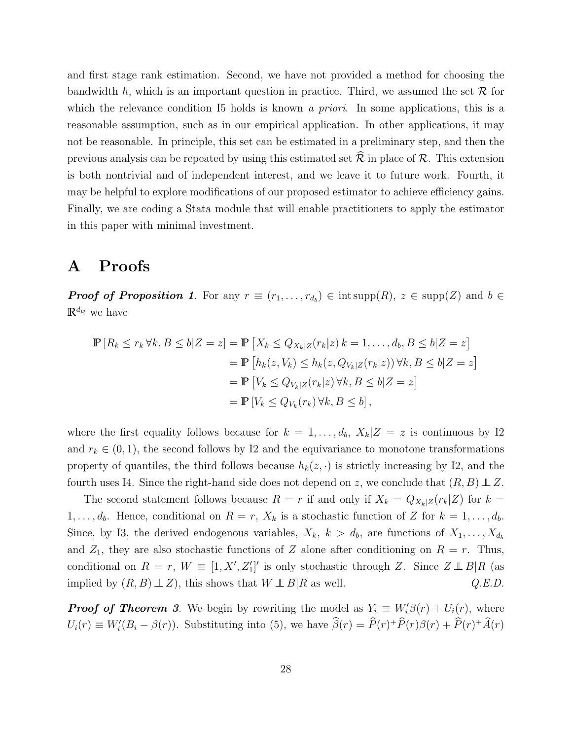and first stage rank estimation. Second, we have not provided a method for choosing the bandwidth $h$, which is an important question in practice. Third, we assumed the set $\mathcal{R}$ for which the relevance condition I5 holds is known *a priori*. In some applications, this is a reasonable assumption, such as in our empirical application. In other applications, it may not be reasonable. In principle, this set can be estimated in a preliminary step, and then the previous analysis can be repeated by using this estimated set $\widehat{\mathcal{R}}$ in place of $\mathcal{R}$. This extension is both nontrivial and of independent interest, and we leave it to future work. Fourth, it may be helpful to explore modifications of our proposed estimator to achieve efficiency gains. Finally, we are coding a Stata module that will enable practitioners to apply the estimator in this paper with minimal investment.

# A Proofs

***Proof of Proposition 1***. For any $r \equiv (r_1, \ldots, r_{d_b}) \in \operatorname{int}\operatorname{supp}(R)$, $z \in \operatorname{supp}(Z)$ and $b \in \mathbb{R}^{d_w}$ we have

$$
\begin{aligned}
\mathbb{P}\left[R_k \leq r_k \,\forall k, B \leq b | Z = z\right] &= \mathbb{P}\left[X_k \leq Q_{X_k|Z}(r_k|z)\; k = 1, \ldots, d_b, B \leq b | Z = z\right] \\
&= \mathbb{P}\left[h_k(z, V_k) \leq h_k(z, Q_{V_k|Z}(r_k|z))\,\forall k, B \leq b | Z = z\right] \\
&= \mathbb{P}\left[V_k \leq Q_{V_k|Z}(r_k|z)\,\forall k, B \leq b | Z = z\right] \\
&= \mathbb{P}\left[V_k \leq Q_{V_k}(r_k)\,\forall k, B \leq b\right],
\end{aligned}
$$

where the first equality follows because for $k = 1, \ldots, d_b$, $X_k|Z = z$ is continuous by I2 and $r_k \in (0, 1)$, the second follows by I2 and the equivariance to monotone transformations property of quantiles, the third follows because $h_k(z, \cdot)$ is strictly increasing by I2, and the fourth uses I4. Since the right-hand side does not depend on $z$, we conclude that $(R, B) \perp\!\!\!\perp Z$.

The second statement follows because $R = r$ if and only if $X_k = Q_{X_k|Z}(r_k|Z)$ for $k = 1, \ldots, d_b$. Hence, conditional on $R = r$, $X_k$ is a stochastic function of $Z$ for $k = 1, \ldots, d_b$. Since, by I3, the derived endogenous variables, $X_k$, $k > d_b$, are functions of $X_1, \ldots, X_{d_b}$ and $Z_1$, they are also stochastic functions of $Z$ alone after conditioning on $R = r$. Thus, conditional on $R = r$, $W \equiv [1, X', Z_1']'$ is only stochastic through $Z$. Since $Z \perp\!\!\!\perp B|R$ (as implied by $(R, B) \perp\!\!\!\perp Z$), this shows that $W \perp\!\!\!\perp B|R$ as well. *Q.E.D.*

***Proof of Theorem 3***. We begin by rewriting the model as $Y_i \equiv W_i'\beta(r) + U_i(r)$, where $U_i(r) \equiv W_i'(B_i - \beta(r))$. Substituting into (5), we have $\widehat{\beta}(r) = \widehat{P}(r)^{+}\widehat{P}(r)\beta(r) + \widehat{P}(r)^{+}\widehat{A}(r)$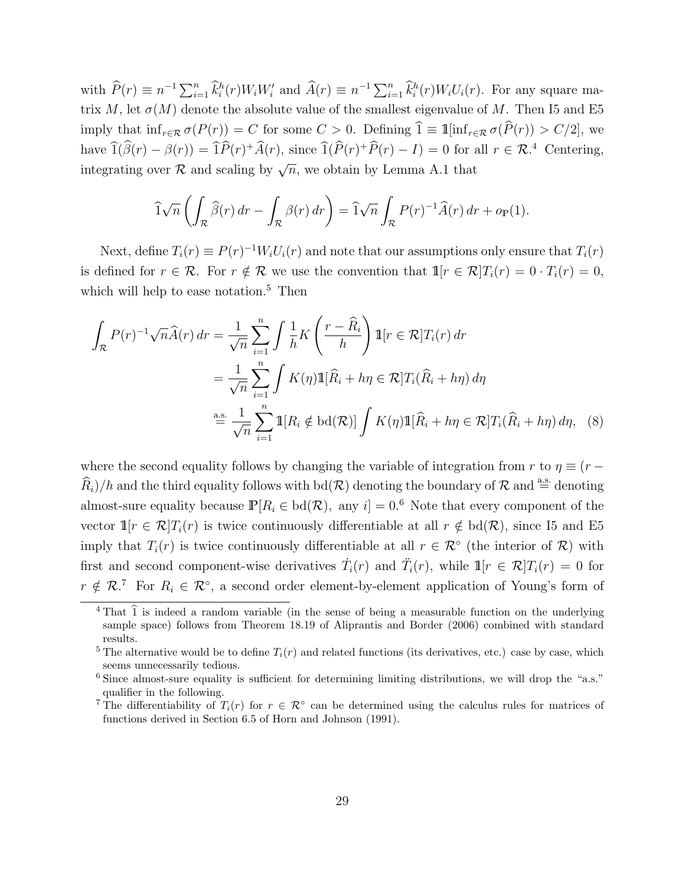with $\widehat{P}(r) \equiv n^{-1}\sum_{i=1}^n \widehat{k}_i^h(r)W_iW_i'$ and $\widehat{A}(r) \equiv n^{-1}\sum_{i=1}^n \widehat{k}_i^h(r)W_iU_i(r)$. For any square matrix $M$, let $\sigma(M)$ denote the absolute value of the smallest eigenvalue of $M$. Then I5 and E5 imply that $\inf_{r\in\mathcal{R}}\sigma(P(r)) = C$ for some $C > 0$. Defining $\widehat{1} \equiv \mathbb{1}[\inf_{r\in\mathcal{R}}\sigma(\widehat{P}(r)) > C/2]$, we have $\widehat{1}(\widehat{\beta}(r) - \beta(r)) = \widehat{1}\widehat{P}(r)^{+}\widehat{A}(r)$, since $\widehat{1}(\widehat{P}(r)^{+}\widehat{P}(r) - I) = 0$ for all $r \in \mathcal{R}$.[4] Centering, integrating over $\mathcal{R}$ and scaling by $\sqrt{n}$, we obtain by Lemma A.1 that

$$\widehat{1}\sqrt{n}\left(\int_{\mathcal{R}}\widehat{\beta}(r)\,dr - \int_{\mathcal{R}}\beta(r)\,dr\right) = \widehat{1}\sqrt{n}\int_{\mathcal{R}}P(r)^{-1}\widehat{A}(r)\,dr + o_{\mathbb{P}}(1).$$

Next, define $T_i(r) \equiv P(r)^{-1}W_iU_i(r)$ and note that our assumptions only ensure that $T_i(r)$ is defined for $r \in \mathcal{R}$. For $r \notin \mathcal{R}$ we use the convention that $\mathbb{1}[r \in \mathcal{R}]T_i(r) = 0 \cdot T_i(r) = 0$, which will help to ease notation.[5] Then

$$\begin{aligned}
\int_{\mathcal{R}} P(r)^{-1}\sqrt{n}\widehat{A}(r)\,dr &= \frac{1}{\sqrt{n}}\sum_{i=1}^n \int \frac{1}{h}K\left(\frac{r-\widehat{R}_i}{h}\right)\mathbb{1}[r\in\mathcal{R}]T_i(r)\,dr \\
&= \frac{1}{\sqrt{n}}\sum_{i=1}^n \int K(\eta)\mathbb{1}[\widehat{R}_i + h\eta \in \mathcal{R}]T_i(\widehat{R}_i + h\eta)\,d\eta \\
&\overset{\text{a.s.}}{=} \frac{1}{\sqrt{n}}\sum_{i=1}^n \mathbb{1}[R_i \notin \text{bd}(\mathcal{R})]\int K(\eta)\mathbb{1}[\widehat{R}_i + h\eta \in \mathcal{R}]T_i(\widehat{R}_i + h\eta)\,d\eta, \quad (8)
\end{aligned}$$

where the second equality follows by changing the variable of integration from $r$ to $\eta \equiv (r - \widehat{R}_i)/h$ and the third equality follows with $\text{bd}(\mathcal{R})$ denoting the boundary of $\mathcal{R}$ and $\overset{\text{a.s.}}{=}$ denoting almost-sure equality because $\mathbb{P}[R_i \in \text{bd}(\mathcal{R}),\ \text{any } i] = 0$.[6] Note that every component of the vector $\mathbb{1}[r \in \mathcal{R}]T_i(r)$ is twice continuously differentiable at all $r \notin \text{bd}(\mathcal{R})$, since I5 and E5 imply that $T_i(r)$ is twice continuously differentiable at all $r \in \mathcal{R}^{\circ}$ (the interior of $\mathcal{R}$) with first and second component-wise derivatives $\dot{T}_i(r)$ and $\ddot{T}_i(r)$, while $\mathbb{1}[r \in \mathcal{R}]T_i(r) = 0$ for $r \notin \mathcal{R}$.[7] For $R_i \in \mathcal{R}^{\circ}$, a second order element-by-element application of Young's form of

---

[4] That $\widehat{1}$ is indeed a random variable (in the sense of being a measurable function on the underlying sample space) follows from Theorem 18.19 of Aliprantis and Border (2006) combined with standard results.

[5] The alternative would be to define $T_i(r)$ and related functions (its derivatives, etc.) case by case, which seems unnecessarily tedious.

[6] Since almost-sure equality is sufficient for determining limiting distributions, we will drop the "a.s." qualifier in the following.

[7] The differentiability of $T_i(r)$ for $r \in \mathcal{R}^{\circ}$ can be determined using the calculus rules for matrices of functions derived in Section 6.5 of Horn and Johnson (1991).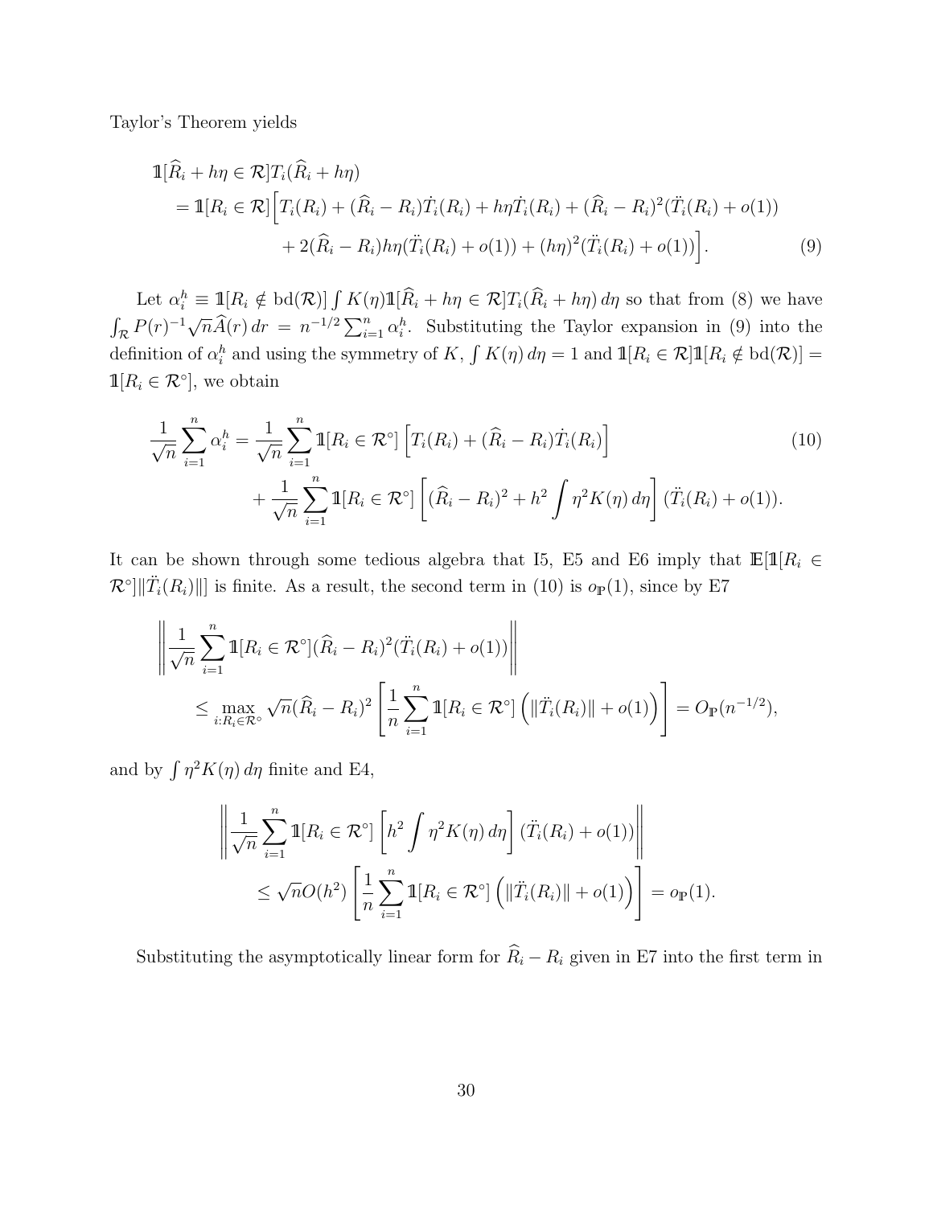Taylor's Theorem yields

$$
\begin{aligned}
&\mathbb{1}[\widehat{R}_i + h\eta \in \mathcal{R}]T_i(\widehat{R}_i + h\eta) \\
&\quad = \mathbb{1}[R_i \in \mathcal{R}]\Big[T_i(R_i) + (\widehat{R}_i - R_i)\dot{T}_i(R_i) + h\eta\dot{T}_i(R_i) + (\widehat{R}_i - R_i)^2(\ddot{T}_i(R_i) + o(1)) \\
&\qquad\qquad + 2(\widehat{R}_i - R_i)h\eta(\ddot{T}_i(R_i) + o(1)) + (h\eta)^2(\ddot{T}_i(R_i) + o(1))\Big]. \qquad (9)
\end{aligned}
$$

Let $\alpha_i^h \equiv \mathbb{1}[R_i \notin \mathrm{bd}(\mathcal{R})] \int K(\eta)\mathbb{1}[\widehat{R}_i + h\eta \in \mathcal{R}]T_i(\widehat{R}_i + h\eta)\, d\eta$ so that from (8) we have $\int_{\mathcal{R}} P(r)^{-1}\sqrt{n}\widehat{A}(r)\, dr = n^{-1/2}\sum_{i=1}^n \alpha_i^h$. Substituting the Taylor expansion in (9) into the definition of $\alpha_i^h$ and using the symmetry of $K$, $\int K(\eta)\, d\eta = 1$ and $\mathbb{1}[R_i \in \mathcal{R}]\mathbb{1}[R_i \notin \mathrm{bd}(\mathcal{R})] = \mathbb{1}[R_i \in \mathcal{R}^\circ]$, we obtain

$$
\begin{aligned}
\frac{1}{\sqrt{n}}\sum_{i=1}^n \alpha_i^h &= \frac{1}{\sqrt{n}}\sum_{i=1}^n \mathbb{1}[R_i \in \mathcal{R}^\circ]\Big[T_i(R_i) + (\widehat{R}_i - R_i)\dot{T}_i(R_i)\Big] \qquad (10)\\
&\quad + \frac{1}{\sqrt{n}}\sum_{i=1}^n \mathbb{1}[R_i \in \mathcal{R}^\circ]\left[(\widehat{R}_i - R_i)^2 + h^2\int \eta^2 K(\eta)\, d\eta\right](\ddot{T}_i(R_i) + o(1)).
\end{aligned}
$$

It can be shown through some tedious algebra that I5, E5 and E6 imply that $\mathbb{E}[\mathbb{1}[R_i \in \mathcal{R}^\circ]\|\ddot{T}_i(R_i)\|]$ is finite. As a result, the second term in (10) is $o_{\mathbb{P}}(1)$, since by E7

$$
\begin{aligned}
&\left\|\frac{1}{\sqrt{n}}\sum_{i=1}^n \mathbb{1}[R_i \in \mathcal{R}^\circ](\widehat{R}_i - R_i)^2(\ddot{T}_i(R_i) + o(1))\right\| \\
&\qquad \le \max_{i:R_i\in\mathcal{R}^\circ} \sqrt{n}(\widehat{R}_i - R_i)^2\left[\frac{1}{n}\sum_{i=1}^n \mathbb{1}[R_i \in \mathcal{R}^\circ]\Big(\|\ddot{T}_i(R_i)\| + o(1)\Big)\right] = O_{\mathbb{P}}(n^{-1/2}),
\end{aligned}
$$

and by $\int \eta^2 K(\eta)\, d\eta$ finite and E4,

$$
\begin{aligned}
&\left\|\frac{1}{\sqrt{n}}\sum_{i=1}^n \mathbb{1}[R_i \in \mathcal{R}^\circ]\left[h^2\int \eta^2 K(\eta)\, d\eta\right](\ddot{T}_i(R_i) + o(1))\right\| \\
&\qquad \le \sqrt{n}O(h^2)\left[\frac{1}{n}\sum_{i=1}^n \mathbb{1}[R_i \in \mathcal{R}^\circ]\Big(\|\ddot{T}_i(R_i)\| + o(1)\Big)\right] = o_{\mathbb{P}}(1).
\end{aligned}
$$

Substituting the asymptotically linear form for $\widehat{R}_i - R_i$ given in E7 into the first term in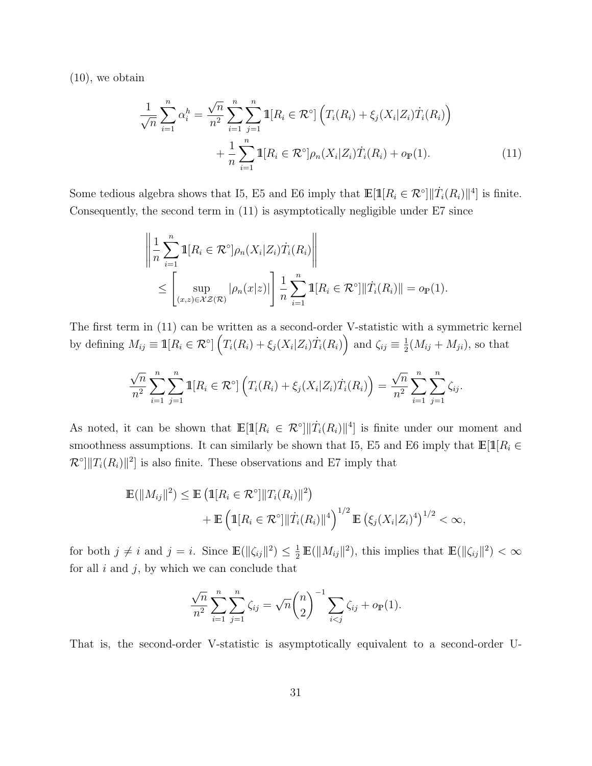(10), we obtain

$$\frac{1}{\sqrt{n}}\sum_{i=1}^{n}\alpha_i^h = \frac{\sqrt{n}}{n^2}\sum_{i=1}^{n}\sum_{j=1}^{n}\mathbb{1}[R_i\in\mathcal{R}^\circ]\left(T_i(R_i)+\xi_j(X_i|Z_i)\dot{T}_i(R_i)\right)$$
$$+\frac{1}{n}\sum_{i=1}^{n}\mathbb{1}[R_i\in\mathcal{R}^\circ]\rho_n(X_i|Z_i)\dot{T}_i(R_i)+o_{\mathbb{P}}(1). \tag{11}$$

Some tedious algebra shows that I5, E5 and E6 imply that $\mathbb{E}[\mathbb{1}[R_i\in\mathcal{R}^\circ]\|\dot{T}_i(R_i)\|^4]$ is finite. Consequently, the second term in (11) is asymptotically negligible under E7 since

$$\left\|\frac{1}{n}\sum_{i=1}^{n}\mathbb{1}[R_i\in\mathcal{R}^\circ]\rho_n(X_i|Z_i)\dot{T}_i(R_i)\right\|$$
$$\leq\left[\sup_{(x,z)\in\mathcal{XZ}(\mathcal{R})}|\rho_n(x|z)|\right]\frac{1}{n}\sum_{i=1}^{n}\mathbb{1}[R_i\in\mathcal{R}^\circ]\|\dot{T}_i(R_i)\|=o_{\mathbb{P}}(1).$$

The first term in (11) can be written as a second-order V-statistic with a symmetric kernel by defining $M_{ij}\equiv\mathbb{1}[R_i\in\mathcal{R}^\circ]\left(T_i(R_i)+\xi_j(X_i|Z_i)\dot{T}_i(R_i)\right)$ and $\zeta_{ij}\equiv\frac{1}{2}(M_{ij}+M_{ji})$, so that

$$\frac{\sqrt{n}}{n^2}\sum_{i=1}^{n}\sum_{j=1}^{n}\mathbb{1}[R_i\in\mathcal{R}^\circ]\left(T_i(R_i)+\xi_j(X_i|Z_i)\dot{T}_i(R_i)\right)=\frac{\sqrt{n}}{n^2}\sum_{i=1}^{n}\sum_{j=1}^{n}\zeta_{ij}.$$

As noted, it can be shown that $\mathbb{E}[\mathbb{1}[R_i\in\mathcal{R}^\circ]\|\dot{T}_i(R_i)\|^4]$ is finite under our moment and smoothness assumptions. It can similarly be shown that I5, E5 and E6 imply that $\mathbb{E}[\mathbb{1}[R_i\in\mathcal{R}^\circ]\|T_i(R_i)\|^2]$ is also finite. These observations and E7 imply that

$$\mathbb{E}(\|M_{ij}\|^2)\leq\mathbb{E}\left(\mathbb{1}[R_i\in\mathcal{R}^\circ]\|T_i(R_i)\|^2\right)$$
$$+\,\mathbb{E}\left(\mathbb{1}[R_i\in\mathcal{R}^\circ]\|\dot{T}_i(R_i)\|^4\right)^{1/2}\mathbb{E}\left(\xi_j(X_i|Z_i)^4\right)^{1/2}<\infty,$$

for both $j\neq i$ and $j=i$. Since $\mathbb{E}(\|\zeta_{ij}\|^2)\leq\frac{1}{2}\mathbb{E}(\|M_{ij}\|^2)$, this implies that $\mathbb{E}(\|\zeta_{ij}\|^2)<\infty$ for all $i$ and $j$, by which we can conclude that

$$\frac{\sqrt{n}}{n^2}\sum_{i=1}^{n}\sum_{j=1}^{n}\zeta_{ij}=\sqrt{n}\binom{n}{2}^{-1}\sum_{i<j}\zeta_{ij}+o_{\mathbb{P}}(1).$$

That is, the second-order V-statistic is asymptotically equivalent to a second-order U-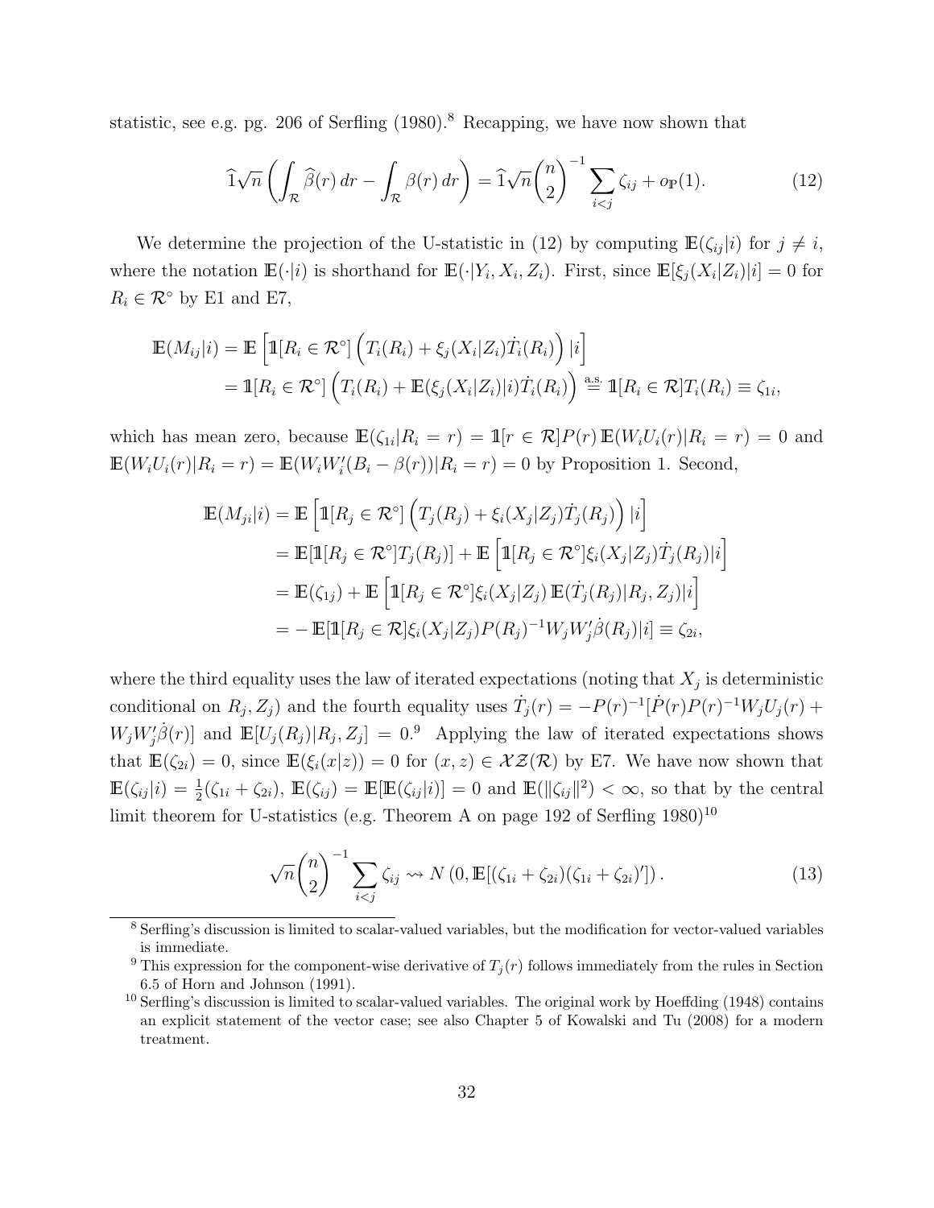statistic, see e.g. pg. 206 of Serfling (1980).[8] Recapping, we have now shown that

$$\widehat{1}\sqrt{n}\left(\int_{\mathcal{R}} \widehat{\beta}(r)\, dr - \int_{\mathcal{R}} \beta(r)\, dr\right) = \widehat{1}\sqrt{n}\binom{n}{2}^{-1} \sum_{i<j} \zeta_{ij} + o_{\mathbb{P}}(1). \tag{12}$$

We determine the projection of the U-statistic in (12) by computing $\mathbb{E}(\zeta_{ij}|i)$ for $j \neq i$, where the notation $\mathbb{E}(\cdot|i)$ is shorthand for $\mathbb{E}(\cdot|Y_i, X_i, Z_i)$. First, since $\mathbb{E}[\xi_j(X_i|Z_i)|i] = 0$ for $R_i \in \mathcal{R}^\circ$ by E1 and E7,

$$\begin{aligned}
\mathbb{E}(M_{ij}|i) &= \mathbb{E}\left[\mathbb{1}[R_i \in \mathcal{R}^\circ]\left(T_i(R_i) + \xi_j(X_i|Z_i)\dot{T}_i(R_i)\right)|i\right] \\
&= \mathbb{1}[R_i \in \mathcal{R}^\circ]\left(T_i(R_i) + \mathbb{E}(\xi_j(X_i|Z_i)|i)\dot{T}_i(R_i)\right) \stackrel{\text{a.s.}}{=} \mathbb{1}[R_i \in \mathcal{R}]T_i(R_i) \equiv \zeta_{1i},
\end{aligned}$$

which has mean zero, because $\mathbb{E}(\zeta_{1i}|R_i = r) = \mathbb{1}[r \in \mathcal{R}]P(r)\,\mathbb{E}(W_i U_i(r)|R_i = r) = 0$ and $\mathbb{E}(W_i U_i(r)|R_i = r) = \mathbb{E}(W_i W_i'(B_i - \beta(r))|R_i = r) = 0$ by Proposition 1. Second,

$$\begin{aligned}
\mathbb{E}(M_{ji}|i) &= \mathbb{E}\left[\mathbb{1}[R_j \in \mathcal{R}^\circ]\left(T_j(R_j) + \xi_i(X_j|Z_j)\dot{T}_j(R_j)\right)|i\right] \\
&= \mathbb{E}[\mathbb{1}[R_j \in \mathcal{R}^\circ]T_j(R_j)] + \mathbb{E}\left[\mathbb{1}[R_j \in \mathcal{R}^\circ]\xi_i(X_j|Z_j)\dot{T}_j(R_j)|i\right] \\
&= \mathbb{E}(\zeta_{1j}) + \mathbb{E}\left[\mathbb{1}[R_j \in \mathcal{R}^\circ]\xi_i(X_j|Z_j)\,\mathbb{E}(\dot{T}_j(R_j)|R_j, Z_j)|i\right] \\
&= -\,\mathbb{E}[\mathbb{1}[R_j \in \mathcal{R}]\xi_i(X_j|Z_j)P(R_j)^{-1}W_j W_j'\dot{\beta}(R_j)|i] \equiv \zeta_{2i},
\end{aligned}$$

where the third equality uses the law of iterated expectations (noting that $X_j$ is deterministic conditional on $R_j, Z_j$) and the fourth equality uses $\dot{T}_j(r) = -P(r)^{-1}[\dot{P}(r)P(r)^{-1}W_j U_j(r) + W_j W_j'\dot{\beta}(r)]$ and $\mathbb{E}[U_j(R_j)|R_j, Z_j] = 0$.[9] Applying the law of iterated expectations shows that $\mathbb{E}(\zeta_{2i}) = 0$, since $\mathbb{E}(\xi_i(x|z)) = 0$ for $(x, z) \in \mathcal{XZ}(\mathcal{R})$ by E7. We have now shown that $\mathbb{E}(\zeta_{ij}|i) = \frac{1}{2}(\zeta_{1i} + \zeta_{2i})$, $\mathbb{E}(\zeta_{ij}) = \mathbb{E}[\mathbb{E}(\zeta_{ij}|i)] = 0$ and $\mathbb{E}(\|\zeta_{ij}\|^2) < \infty$, so that by the central limit theorem for U-statistics (e.g. Theorem A on page 192 of Serfling 1980)[10]

$$\sqrt{n}\binom{n}{2}^{-1} \sum_{i<j} \zeta_{ij} \rightsquigarrow N\left(0, \mathbb{E}[(\zeta_{1i} + \zeta_{2i})(\zeta_{1i} + \zeta_{2i})']\right). \tag{13}$$

---

[8] Serfling's discussion is limited to scalar-valued variables, but the modification for vector-valued variables is immediate.

[9] This expression for the component-wise derivative of $T_j(r)$ follows immediately from the rules in Section 6.5 of Horn and Johnson (1991).

[10] Serfling's discussion is limited to scalar-valued variables. The original work by Hoeffding (1948) contains an explicit statement of the vector case; see also Chapter 5 of Kowalski and Tu (2008) for a modern treatment.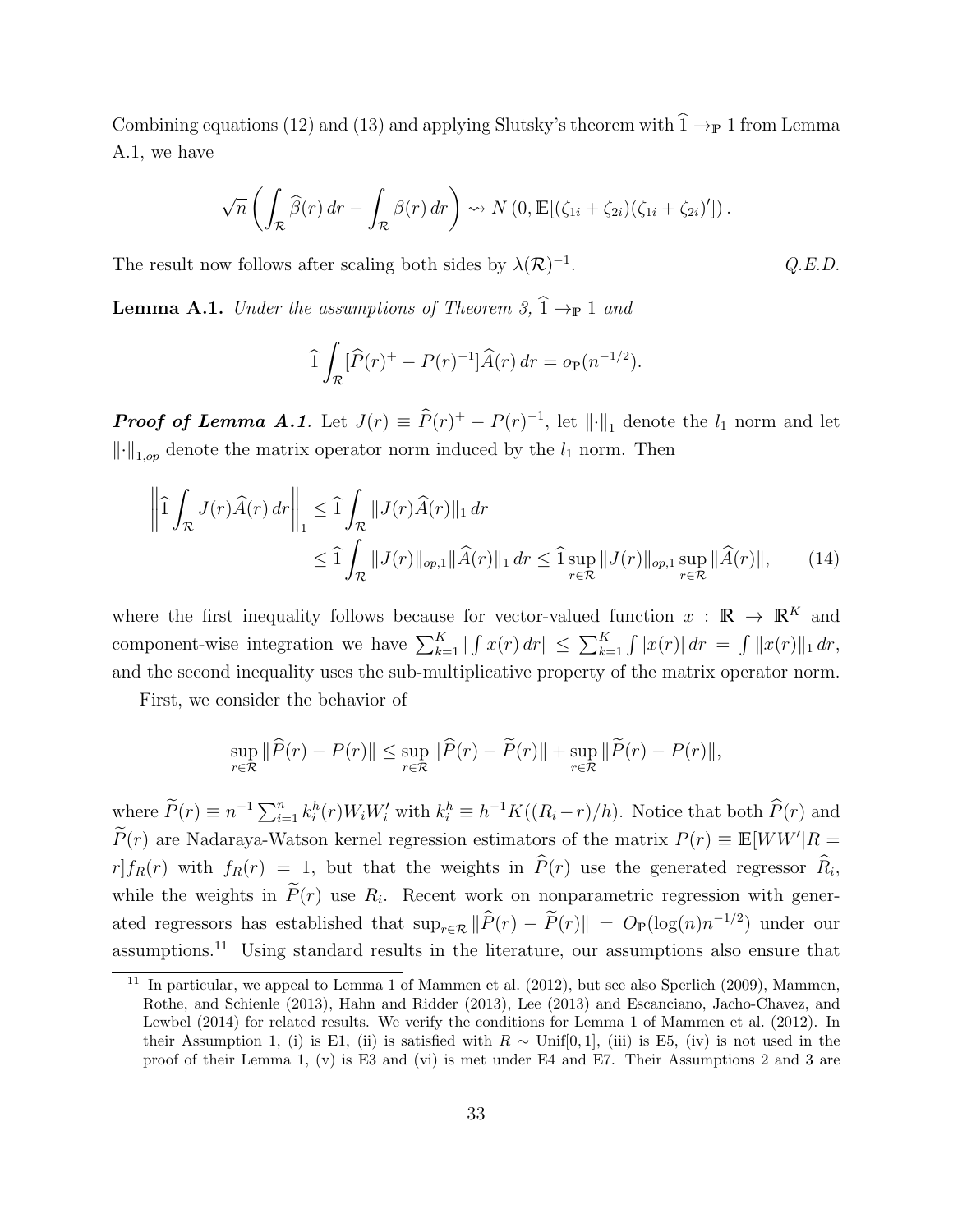Combining equations (12) and (13) and applying Slutsky's theorem with $\widehat{1} \to_{\mathbb{P}} 1$ from Lemma A.1, we have

$$\sqrt{n}\left(\int_{\mathcal{R}} \widehat{\beta}(r)\, dr - \int_{\mathcal{R}} \beta(r)\, dr\right) \rightsquigarrow N\left(0, \mathbb{E}[(\zeta_{1i} + \zeta_{2i})(\zeta_{1i} + \zeta_{2i})']\right).$$

The result now follows after scaling both sides by $\lambda(\mathcal{R})^{-1}$. *Q.E.D.*

**Lemma A.1.** *Under the assumptions of Theorem 3, $\widehat{1} \to_{\mathbb{P}} 1$ and*

$$\widehat{1} \int_{\mathcal{R}} [\widehat{P}(r)^{+} - P(r)^{-1}]\widehat{A}(r)\, dr = o_{\mathbb{P}}(n^{-1/2}).$$

***Proof of Lemma A.1***. Let $J(r) \equiv \widehat{P}(r)^{+} - P(r)^{-1}$, let $\|\cdot\|_1$ denote the $l_1$ norm and let $\|\cdot\|_{1,op}$ denote the matrix operator norm induced by the $l_1$ norm. Then

$$\begin{aligned}
\left\| \widehat{1} \int_{\mathcal{R}} J(r)\widehat{A}(r)\, dr \right\|_1 &\leq \widehat{1} \int_{\mathcal{R}} \|J(r)\widehat{A}(r)\|_1\, dr \\
&\leq \widehat{1} \int_{\mathcal{R}} \|J(r)\|_{op,1} \|\widehat{A}(r)\|_1\, dr \leq \widehat{1} \sup_{r\in\mathcal{R}} \|J(r)\|_{op,1} \sup_{r\in\mathcal{R}} \|\widehat{A}(r)\|, \qquad (14)
\end{aligned}$$

where the first inequality follows because for vector-valued function $x : \mathbb{R} \to \mathbb{R}^K$ and component-wise integration we have $\sum_{k=1}^K |\int x(r)\, dr| \leq \sum_{k=1}^K \int |x(r)|\, dr = \int \|x(r)\|_1\, dr$, and the second inequality uses the sub-multiplicative property of the matrix operator norm.

First, we consider the behavior of

$$\sup_{r\in\mathcal{R}} \|\widehat{P}(r) - P(r)\| \leq \sup_{r\in\mathcal{R}} \|\widehat{P}(r) - \widetilde{P}(r)\| + \sup_{r\in\mathcal{R}} \|\widetilde{P}(r) - P(r)\|,$$

where $\widetilde{P}(r) \equiv n^{-1}\sum_{i=1}^n k_i^h(r) W_i W_i'$ with $k_i^h \equiv h^{-1}K((R_i - r)/h)$. Notice that both $\widehat{P}(r)$ and $\widetilde{P}(r)$ are Nadaraya-Watson kernel regression estimators of the matrix $P(r) \equiv \mathbb{E}[WW'|R = r]f_R(r)$ with $f_R(r) = 1$, but that the weights in $\widehat{P}(r)$ use the generated regressor $\widehat{R}_i$, while the weights in $\widetilde{P}(r)$ use $R_i$. Recent work on nonparametric regression with generated regressors has established that $\sup_{r\in\mathcal{R}} \|\widehat{P}(r) - \widetilde{P}(r)\| = O_{\mathbb{P}}(\log(n)n^{-1/2})$ under our assumptions.[11] Using standard results in the literature, our assumptions also ensure that

[11] In particular, we appeal to Lemma 1 of Mammen et al. (2012), but see also Sperlich (2009), Mammen, Rothe, and Schienle (2013), Hahn and Ridder (2013), Lee (2013) and Escanciano, Jacho-Chavez, and Lewbel (2014) for related results. We verify the conditions for Lemma 1 of Mammen et al. (2012). In their Assumption 1, (i) is E1, (ii) is satisfied with $R \sim \text{Unif}[0,1]$, (iii) is E5, (iv) is not used in the proof of their Lemma 1, (v) is E3 and (vi) is met under E4 and E7. Their Assumptions 2 and 3 are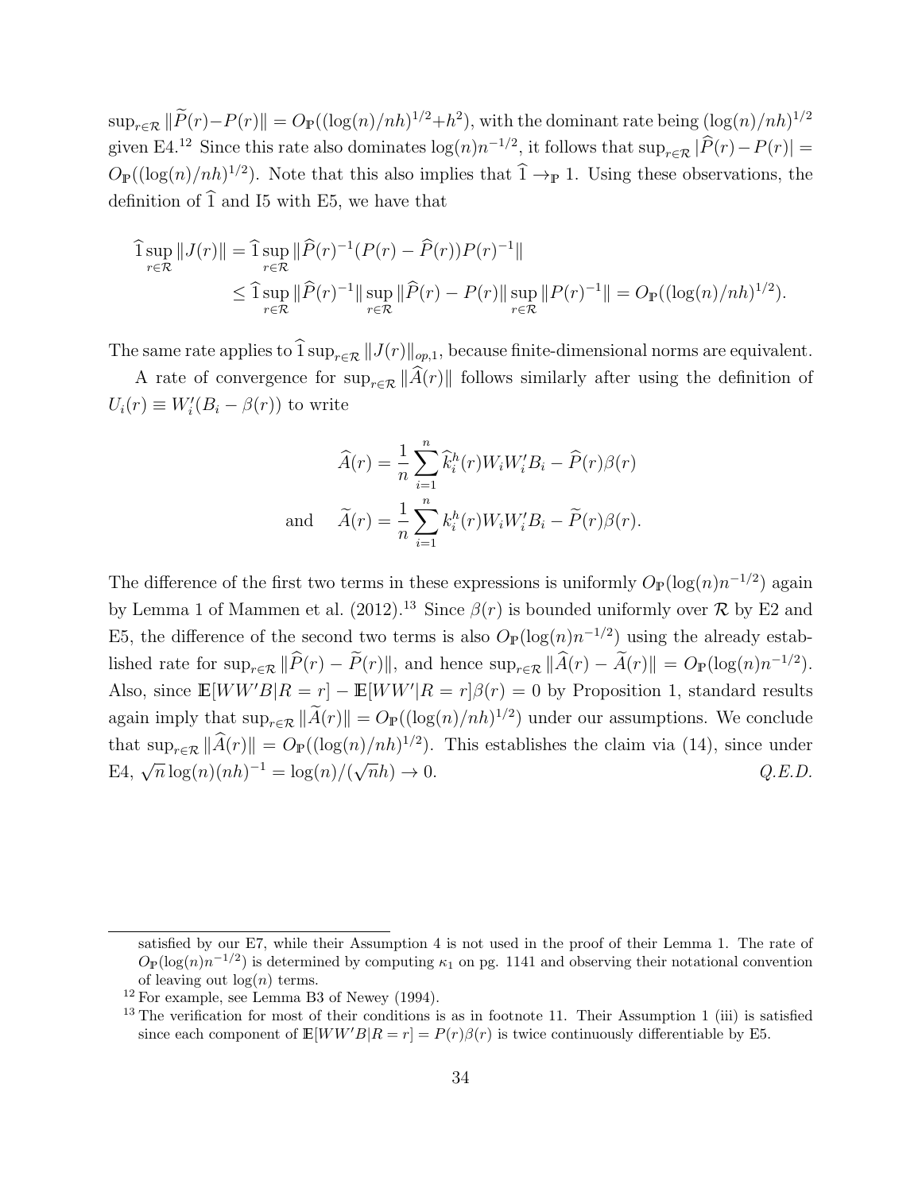$\sup_{r\in\mathcal{R}} \|\widetilde{P}(r)-P(r)\| = O_{\mathbb{P}}((\log(n)/nh)^{1/2}+h^2)$, with the dominant rate being $(\log(n)/nh)^{1/2}$ given E4.[12] Since this rate also dominates $\log(n)n^{-1/2}$, it follows that $\sup_{r\in\mathcal{R}} |\widehat{P}(r)-P(r)| = O_{\mathbb{P}}((\log(n)/nh)^{1/2})$. Note that this also implies that $\widehat{1} \to_{\mathbb{P}} 1$. Using these observations, the definition of $\widehat{1}$ and I5 with E5, we have that

$$
\begin{aligned}
\widehat{1}\sup_{r\in\mathcal{R}} \|J(r)\| &= \widehat{1}\sup_{r\in\mathcal{R}} \|\widehat{P}(r)^{-1}(P(r)-\widehat{P}(r))P(r)^{-1}\| \\
&\leq \widehat{1}\sup_{r\in\mathcal{R}} \|\widehat{P}(r)^{-1}\| \sup_{r\in\mathcal{R}} \|\widehat{P}(r)-P(r)\| \sup_{r\in\mathcal{R}} \|P(r)^{-1}\| = O_{\mathbb{P}}((\log(n)/nh)^{1/2}).
\end{aligned}
$$

The same rate applies to $\widehat{1}\sup_{r\in\mathcal{R}} \|J(r)\|_{op,1}$, because finite-dimensional norms are equivalent.

A rate of convergence for $\sup_{r\in\mathcal{R}} \|\widehat{A}(r)\|$ follows similarly after using the definition of $U_i(r) \equiv W_i'(B_i - \beta(r))$ to write

$$
\widehat{A}(r) = \frac{1}{n}\sum_{i=1}^{n} \widehat{k}_i^h(r) W_i W_i' B_i - \widehat{P}(r)\beta(r)
$$

$$
\text{and} \quad \widetilde{A}(r) = \frac{1}{n}\sum_{i=1}^{n} k_i^h(r) W_i W_i' B_i - \widetilde{P}(r)\beta(r).
$$

The difference of the first two terms in these expressions is uniformly $O_{\mathbb{P}}(\log(n)n^{-1/2})$ again by Lemma 1 of Mammen et al. (2012).[13] Since $\beta(r)$ is bounded uniformly over $\mathcal{R}$ by E2 and E5, the difference of the second two terms is also $O_{\mathbb{P}}(\log(n)n^{-1/2})$ using the already established rate for $\sup_{r\in\mathcal{R}} \|\widehat{P}(r)-\widetilde{P}(r)\|$, and hence $\sup_{r\in\mathcal{R}} \|\widehat{A}(r)-\widetilde{A}(r)\| = O_{\mathbb{P}}(\log(n)n^{-1/2})$. Also, since $\mathbb{E}[WW'B|R=r] - \mathbb{E}[WW'|R=r]\beta(r) = 0$ by Proposition 1, standard results again imply that $\sup_{r\in\mathcal{R}} \|\widetilde{A}(r)\| = O_{\mathbb{P}}((\log(n)/nh)^{1/2})$ under our assumptions. We conclude that $\sup_{r\in\mathcal{R}} \|\widehat{A}(r)\| = O_{\mathbb{P}}((\log(n)/nh)^{1/2})$. This establishes the claim via (14), since under E4, $\sqrt{n}\log(n)(nh)^{-1} = \log(n)/(\sqrt{n}h) \to 0$. *Q.E.D.*

---

satisfied by our E7, while their Assumption 4 is not used in the proof of their Lemma 1. The rate of $O_{\mathbb{P}}(\log(n)n^{-1/2})$ is determined by computing $\kappa_1$ on pg. 1141 and observing their notational convention of leaving out $\log(n)$ terms.

[12] For example, see Lemma B3 of Newey (1994).

[13] The verification for most of their conditions is as in footnote 11. Their Assumption 1 (iii) is satisfied since each component of $\mathbb{E}[WW'B|R=r] = P(r)\beta(r)$ is twice continuously differentiable by E5.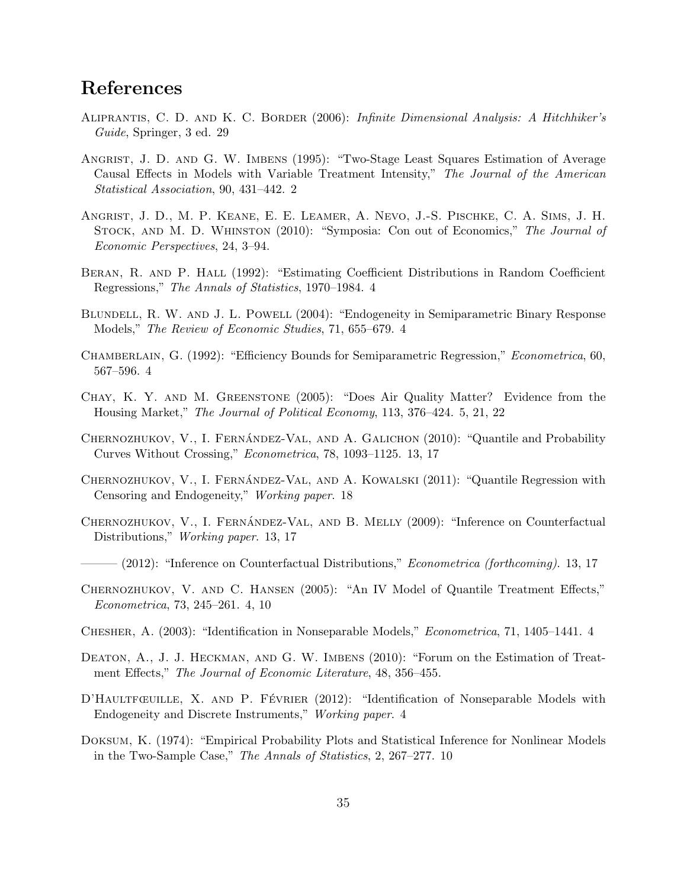## References

Aliprantis, C. D. and K. C. Border (2006): *Infinite Dimensional Analysis: A Hitchhiker's Guide*, Springer, 3 ed. 29

Angrist, J. D. and G. W. Imbens (1995): "Two-Stage Least Squares Estimation of Average Causal Effects in Models with Variable Treatment Intensity," *The Journal of the American Statistical Association*, 90, 431–442. 2

Angrist, J. D., M. P. Keane, E. E. Leamer, A. Nevo, J.-S. Pischke, C. A. Sims, J. H. Stock, and M. D. Whinston (2010): "Symposia: Con out of Economics," *The Journal of Economic Perspectives*, 24, 3–94.

Beran, R. and P. Hall (1992): "Estimating Coefficient Distributions in Random Coefficient Regressions," *The Annals of Statistics*, 1970–1984. 4

Blundell, R. W. and J. L. Powell (2004): "Endogeneity in Semiparametric Binary Response Models," *The Review of Economic Studies*, 71, 655–679. 4

Chamberlain, G. (1992): "Efficiency Bounds for Semiparametric Regression," *Econometrica*, 60, 567–596. 4

Chay, K. Y. and M. Greenstone (2005): "Does Air Quality Matter? Evidence from the Housing Market," *The Journal of Political Economy*, 113, 376–424. 5, 21, 22

Chernozhukov, V., I. Fernández-Val, and A. Galichon (2010): "Quantile and Probability Curves Without Crossing," *Econometrica*, 78, 1093–1125. 13, 17

Chernozhukov, V., I. Fernández-Val, and A. Kowalski (2011): "Quantile Regression with Censoring and Endogeneity," *Working paper.* 18

Chernozhukov, V., I. Fernández-Val, and B. Melly (2009): "Inference on Counterfactual Distributions," *Working paper.* 13, 17

——— (2012): "Inference on Counterfactual Distributions," *Econometrica (forthcoming).* 13, 17

Chernozhukov, V. and C. Hansen (2005): "An IV Model of Quantile Treatment Effects," *Econometrica*, 73, 245–261. 4, 10

Chesher, A. (2003): "Identification in Nonseparable Models," *Econometrica*, 71, 1405–1441. 4

Deaton, A., J. J. Heckman, and G. W. Imbens (2010): "Forum on the Estimation of Treatment Effects," *The Journal of Economic Literature*, 48, 356–455.

D'Haultfœuille, X. and P. Février (2012): "Identification of Nonseparable Models with Endogeneity and Discrete Instruments," *Working paper.* 4

Doksum, K. (1974): "Empirical Probability Plots and Statistical Inference for Nonlinear Models in the Two-Sample Case," *The Annals of Statistics*, 2, 267–277. 10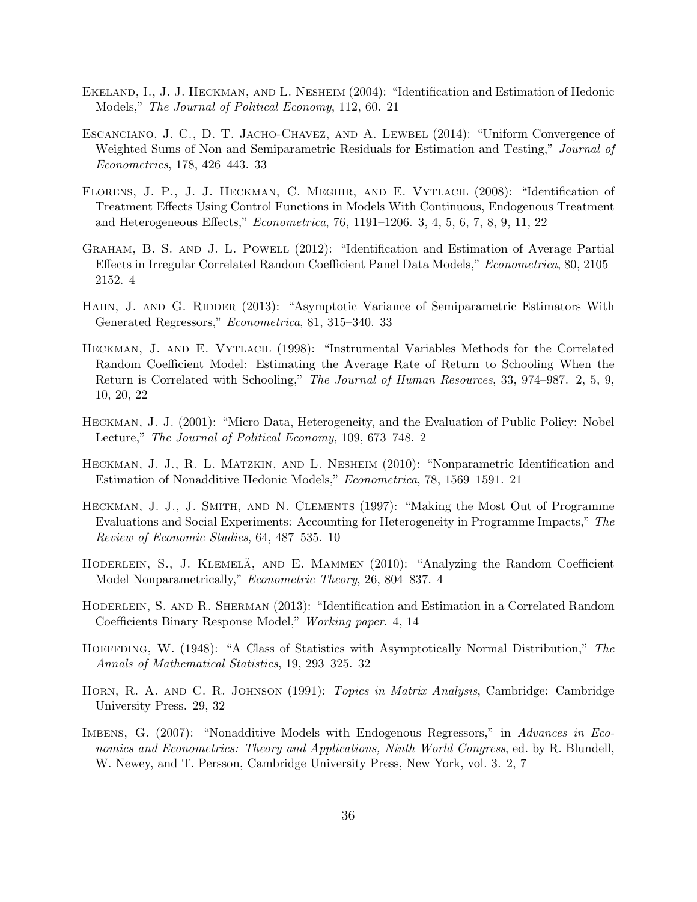Ekeland, I., J. J. Heckman, and L. Nesheim (2004): "Identification and Estimation of Hedonic Models," *The Journal of Political Economy*, 112, 60. 21

Escanciano, J. C., D. T. Jacho-Chavez, and A. Lewbel (2014): "Uniform Convergence of Weighted Sums of Non and Semiparametric Residuals for Estimation and Testing," *Journal of Econometrics*, 178, 426–443. 33

Florens, J. P., J. J. Heckman, C. Meghir, and E. Vytlacil (2008): "Identification of Treatment Effects Using Control Functions in Models With Continuous, Endogenous Treatment and Heterogeneous Effects," *Econometrica*, 76, 1191–1206. 3, 4, 5, 6, 7, 8, 9, 11, 22

Graham, B. S. and J. L. Powell (2012): "Identification and Estimation of Average Partial Effects in Irregular Correlated Random Coefficient Panel Data Models," *Econometrica*, 80, 2105–2152. 4

Hahn, J. and G. Ridder (2013): "Asymptotic Variance of Semiparametric Estimators With Generated Regressors," *Econometrica*, 81, 315–340. 33

Heckman, J. and E. Vytlacil (1998): "Instrumental Variables Methods for the Correlated Random Coefficient Model: Estimating the Average Rate of Return to Schooling When the Return is Correlated with Schooling," *The Journal of Human Resources*, 33, 974–987. 2, 5, 9, 10, 20, 22

Heckman, J. J. (2001): "Micro Data, Heterogeneity, and the Evaluation of Public Policy: Nobel Lecture," *The Journal of Political Economy*, 109, 673–748. 2

Heckman, J. J., R. L. Matzkin, and L. Nesheim (2010): "Nonparametric Identification and Estimation of Nonadditive Hedonic Models," *Econometrica*, 78, 1569–1591. 21

Heckman, J. J., J. Smith, and N. Clements (1997): "Making the Most Out of Programme Evaluations and Social Experiments: Accounting for Heterogeneity in Programme Impacts," *The Review of Economic Studies*, 64, 487–535. 10

Hoderlein, S., J. Klemelä, and E. Mammen (2010): "Analyzing the Random Coefficient Model Nonparametrically," *Econometric Theory*, 26, 804–837. 4

Hoderlein, S. and R. Sherman (2013): "Identification and Estimation in a Correlated Random Coefficients Binary Response Model," *Working paper*. 4, 14

Hoeffding, W. (1948): "A Class of Statistics with Asymptotically Normal Distribution," *The Annals of Mathematical Statistics*, 19, 293–325. 32

Horn, R. A. and C. R. Johnson (1991): *Topics in Matrix Analysis*, Cambridge: Cambridge University Press. 29, 32

Imbens, G. (2007): "Nonadditive Models with Endogenous Regressors," in *Advances in Economics and Econometrics: Theory and Applications, Ninth World Congress*, ed. by R. Blundell, W. Newey, and T. Persson, Cambridge University Press, New York, vol. 3. 2, 7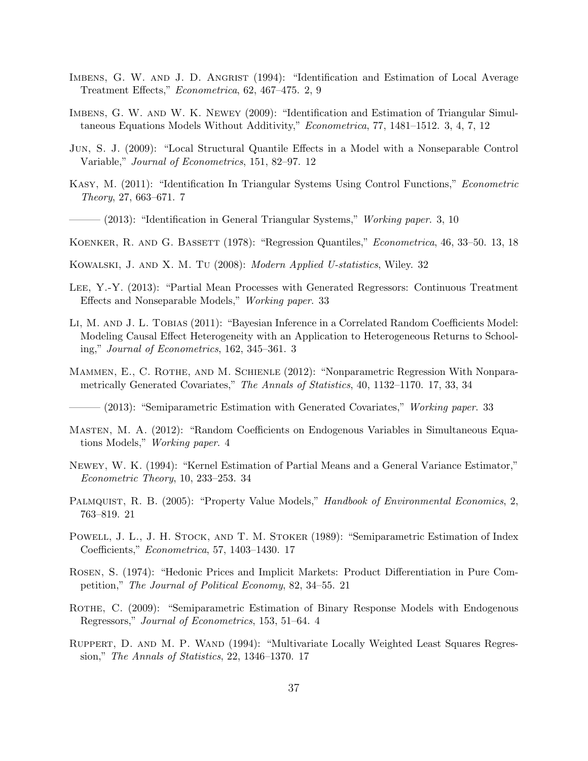Imbens, G. W. and J. D. Angrist (1994): "Identification and Estimation of Local Average Treatment Effects," *Econometrica*, 62, 467–475. 2, 9

Imbens, G. W. and W. K. Newey (2009): "Identification and Estimation of Triangular Simultaneous Equations Models Without Additivity," *Econometrica*, 77, 1481–1512. 3, 4, 7, 12

Jun, S. J. (2009): "Local Structural Quantile Effects in a Model with a Nonseparable Control Variable," *Journal of Econometrics*, 151, 82–97. 12

Kasy, M. (2011): "Identification In Triangular Systems Using Control Functions," *Econometric Theory*, 27, 663–671. 7

——— (2013): "Identification in General Triangular Systems," *Working paper.* 3, 10

Koenker, R. and G. Bassett (1978): "Regression Quantiles," *Econometrica*, 46, 33–50. 13, 18

Kowalski, J. and X. M. Tu (2008): *Modern Applied U-statistics*, Wiley. 32

Lee, Y.-Y. (2013): "Partial Mean Processes with Generated Regressors: Continuous Treatment Effects and Nonseparable Models," *Working paper.* 33

Li, M. and J. L. Tobias (2011): "Bayesian Inference in a Correlated Random Coefficients Model: Modeling Causal Effect Heterogeneity with an Application to Heterogeneous Returns to Schooling," *Journal of Econometrics*, 162, 345–361. 3

Mammen, E., C. Rothe, and M. Schienle (2012): "Nonparametric Regression With Nonparametrically Generated Covariates," *The Annals of Statistics*, 40, 1132–1170. 17, 33, 34

——— (2013): "Semiparametric Estimation with Generated Covariates," *Working paper.* 33

Masten, M. A. (2012): "Random Coefficients on Endogenous Variables in Simultaneous Equations Models," *Working paper.* 4

Newey, W. K. (1994): "Kernel Estimation of Partial Means and a General Variance Estimator," *Econometric Theory*, 10, 233–253. 34

Palmquist, R. B. (2005): "Property Value Models," *Handbook of Environmental Economics*, 2, 763–819. 21

Powell, J. L., J. H. Stock, and T. M. Stoker (1989): "Semiparametric Estimation of Index Coefficients," *Econometrica*, 57, 1403–1430. 17

Rosen, S. (1974): "Hedonic Prices and Implicit Markets: Product Differentiation in Pure Competition," *The Journal of Political Economy*, 82, 34–55. 21

Rothe, C. (2009): "Semiparametric Estimation of Binary Response Models with Endogenous Regressors," *Journal of Econometrics*, 153, 51–64. 4

Ruppert, D. and M. P. Wand (1994): "Multivariate Locally Weighted Least Squares Regression," *The Annals of Statistics*, 22, 1346–1370. 17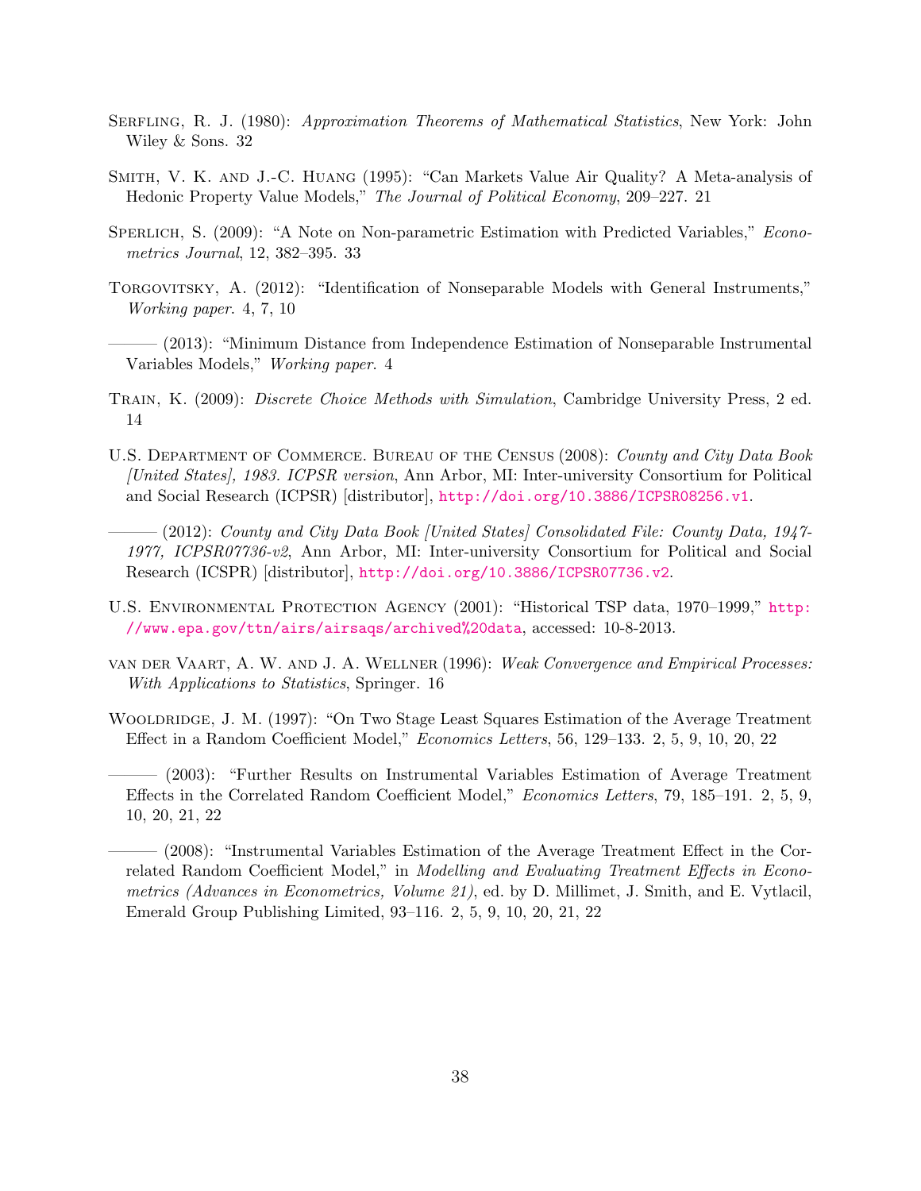Serfling, R. J. (1980): *Approximation Theorems of Mathematical Statistics*, New York: John Wiley & Sons. 32

Smith, V. K. and J.-C. Huang (1995): "Can Markets Value Air Quality? A Meta-analysis of Hedonic Property Value Models," *The Journal of Political Economy*, 209–227. 21

Sperlich, S. (2009): "A Note on Non-parametric Estimation with Predicted Variables," *Econometrics Journal*, 12, 382–395. 33

Torgovitsky, A. (2012): "Identification of Nonseparable Models with General Instruments," *Working paper*. 4, 7, 10

——— (2013): "Minimum Distance from Independence Estimation of Nonseparable Instrumental Variables Models," *Working paper*. 4

Train, K. (2009): *Discrete Choice Methods with Simulation*, Cambridge University Press, 2 ed. 14

U.S. Department of Commerce. Bureau of the Census (2008): *County and City Data Book [United States], 1983. ICPSR version*, Ann Arbor, MI: Inter-university Consortium for Political and Social Research (ICPSR) [distributor], http://doi.org/10.3886/ICPSR08256.v1.

——— (2012): *County and City Data Book [United States] Consolidated File: County Data, 1947-1977, ICPSR07736-v2*, Ann Arbor, MI: Inter-university Consortium for Political and Social Research (ICSPR) [distributor], http://doi.org/10.3886/ICPSR07736.v2.

U.S. Environmental Protection Agency (2001): "Historical TSP data, 1970–1999," http://www.epa.gov/ttn/airs/airsaqs/archived%20data, accessed: 10-8-2013.

van der Vaart, A. W. and J. A. Wellner (1996): *Weak Convergence and Empirical Processes: With Applications to Statistics*, Springer. 16

Wooldridge, J. M. (1997): "On Two Stage Least Squares Estimation of the Average Treatment Effect in a Random Coefficient Model," *Economics Letters*, 56, 129–133. 2, 5, 9, 10, 20, 22

——— (2003): "Further Results on Instrumental Variables Estimation of Average Treatment Effects in the Correlated Random Coefficient Model," *Economics Letters*, 79, 185–191. 2, 5, 9, 10, 20, 21, 22

——— (2008): "Instrumental Variables Estimation of the Average Treatment Effect in the Correlated Random Coefficient Model," in *Modelling and Evaluating Treatment Effects in Econometrics (Advances in Econometrics, Volume 21)*, ed. by D. Millimet, J. Smith, and E. Vytlacil, Emerald Group Publishing Limited, 93–116. 2, 5, 9, 10, 20, 21, 22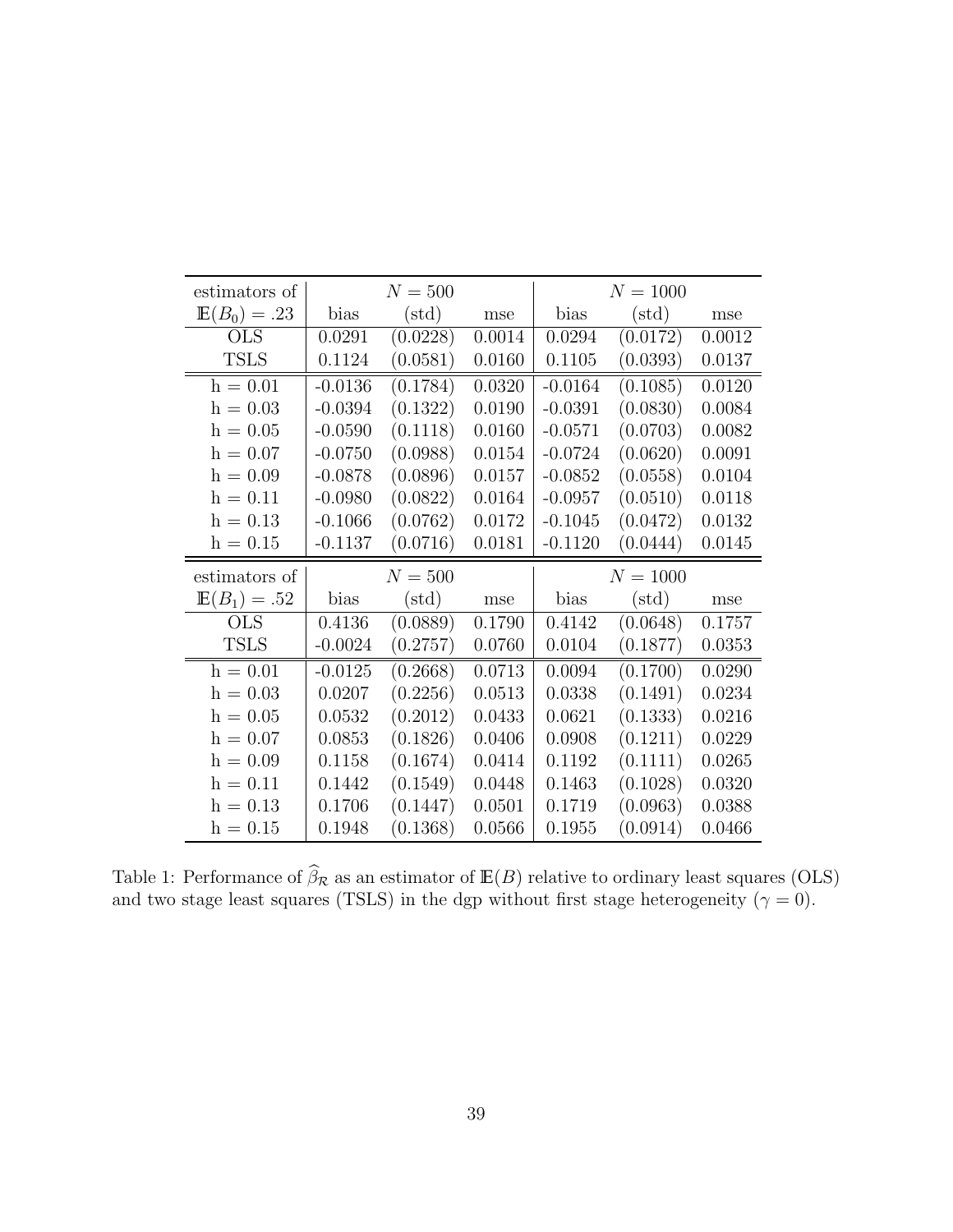| estimators of | $N = 500$ | | | $N = 1000$ | | |
|---|---|---|---|---|---|---|
| $\mathbb{E}(B_0) = .23$ | bias | (std) | mse | bias | (std) | mse |
| OLS | 0.0291 | (0.0228) | 0.0014 | 0.0294 | (0.0172) | 0.0012 |
| TSLS | 0.1124 | (0.0581) | 0.0160 | 0.1105 | (0.0393) | 0.0137 |
| h = 0.01 | -0.0136 | (0.1784) | 0.0320 | -0.0164 | (0.1085) | 0.0120 |
| h = 0.03 | -0.0394 | (0.1322) | 0.0190 | -0.0391 | (0.0830) | 0.0084 |
| h = 0.05 | -0.0590 | (0.1118) | 0.0160 | -0.0571 | (0.0703) | 0.0082 |
| h = 0.07 | -0.0750 | (0.0988) | 0.0154 | -0.0724 | (0.0620) | 0.0091 |
| h = 0.09 | -0.0878 | (0.0896) | 0.0157 | -0.0852 | (0.0558) | 0.0104 |
| h = 0.11 | -0.0980 | (0.0822) | 0.0164 | -0.0957 | (0.0510) | 0.0118 |
| h = 0.13 | -0.1066 | (0.0762) | 0.0172 | -0.1045 | (0.0472) | 0.0132 |
| h = 0.15 | -0.1137 | (0.0716) | 0.0181 | -0.1120 | (0.0444) | 0.0145 |
| estimators of | $N = 500$ | | | $N = 1000$ | | |
| $\mathbb{E}(B_1) = .52$ | bias | (std) | mse | bias | (std) | mse |
| OLS | 0.4136 | (0.0889) | 0.1790 | 0.4142 | (0.0648) | 0.1757 |
| TSLS | -0.0024 | (0.2757) | 0.0760 | 0.0104 | (0.1877) | 0.0353 |
| h = 0.01 | -0.0125 | (0.2668) | 0.0713 | 0.0094 | (0.1700) | 0.0290 |
| h = 0.03 | 0.0207 | (0.2256) | 0.0513 | 0.0338 | (0.1491) | 0.0234 |
| h = 0.05 | 0.0532 | (0.2012) | 0.0433 | 0.0621 | (0.1333) | 0.0216 |
| h = 0.07 | 0.0853 | (0.1826) | 0.0406 | 0.0908 | (0.1211) | 0.0229 |
| h = 0.09 | 0.1158 | (0.1674) | 0.0414 | 0.1192 | (0.1111) | 0.0265 |
| h = 0.11 | 0.1442 | (0.1549) | 0.0448 | 0.1463 | (0.1028) | 0.0320 |
| h = 0.13 | 0.1706 | (0.1447) | 0.0501 | 0.1719 | (0.0963) | 0.0388 |
| h = 0.15 | 0.1948 | (0.1368) | 0.0566 | 0.1955 | (0.0914) | 0.0466 |

Table 1: Performance of $\widehat{\beta}_{\mathcal{R}}$ as an estimator of $\mathbb{E}(B)$ relative to ordinary least squares (OLS) and two stage least squares (TSLS) in the dgp without first stage heterogeneity ($\gamma = 0$).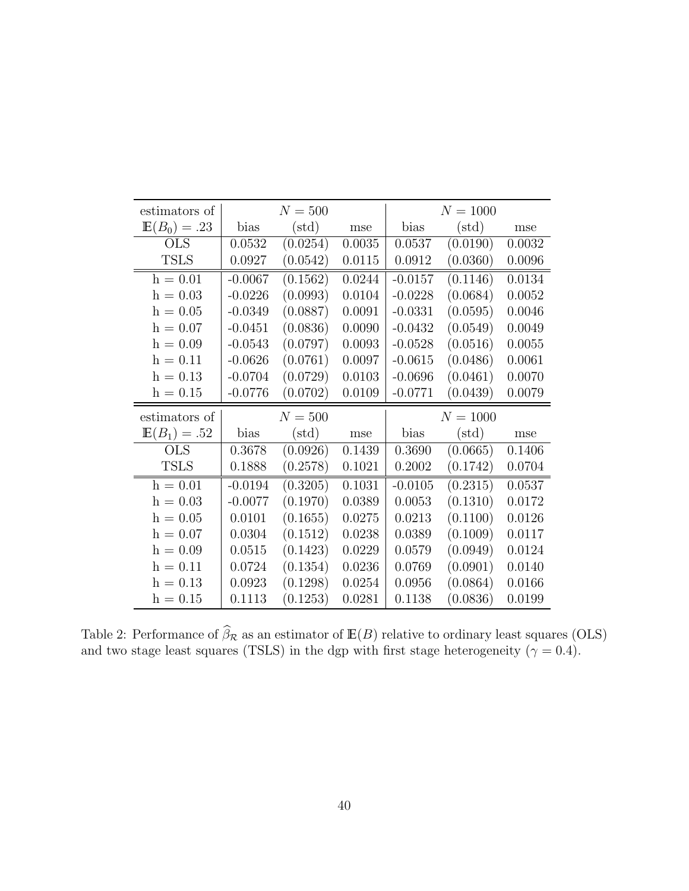| estimators of | $N = 500$ | | | $N = 1000$ | | |
|---|---|---|---|---|---|---|
| $\mathbb{E}(B_0) = .23$ | bias | (std) | mse | bias | (std) | mse |
| OLS | 0.0532 | (0.0254) | 0.0035 | 0.0537 | (0.0190) | 0.0032 |
| TSLS | 0.0927 | (0.0542) | 0.0115 | 0.0912 | (0.0360) | 0.0096 |
| h = 0.01 | -0.0067 | (0.1562) | 0.0244 | -0.0157 | (0.1146) | 0.0134 |
| h = 0.03 | -0.0226 | (0.0993) | 0.0104 | -0.0228 | (0.0684) | 0.0052 |
| h = 0.05 | -0.0349 | (0.0887) | 0.0091 | -0.0331 | (0.0595) | 0.0046 |
| h = 0.07 | -0.0451 | (0.0836) | 0.0090 | -0.0432 | (0.0549) | 0.0049 |
| h = 0.09 | -0.0543 | (0.0797) | 0.0093 | -0.0528 | (0.0516) | 0.0055 |
| h = 0.11 | -0.0626 | (0.0761) | 0.0097 | -0.0615 | (0.0486) | 0.0061 |
| h = 0.13 | -0.0704 | (0.0729) | 0.0103 | -0.0696 | (0.0461) | 0.0070 |
| h = 0.15 | -0.0776 | (0.0702) | 0.0109 | -0.0771 | (0.0439) | 0.0079 |

| estimators of | $N = 500$ | | | $N = 1000$ | | |
|---|---|---|---|---|---|---|
| $\mathbb{E}(B_1) = .52$ | bias | (std) | mse | bias | (std) | mse |
| OLS | 0.3678 | (0.0926) | 0.1439 | 0.3690 | (0.0665) | 0.1406 |
| TSLS | 0.1888 | (0.2578) | 0.1021 | 0.2002 | (0.1742) | 0.0704 |
| h = 0.01 | -0.0194 | (0.3205) | 0.1031 | -0.0105 | (0.2315) | 0.0537 |
| h = 0.03 | -0.0077 | (0.1970) | 0.0389 | 0.0053 | (0.1310) | 0.0172 |
| h = 0.05 | 0.0101 | (0.1655) | 0.0275 | 0.0213 | (0.1100) | 0.0126 |
| h = 0.07 | 0.0304 | (0.1512) | 0.0238 | 0.0389 | (0.1009) | 0.0117 |
| h = 0.09 | 0.0515 | (0.1423) | 0.0229 | 0.0579 | (0.0949) | 0.0124 |
| h = 0.11 | 0.0724 | (0.1354) | 0.0236 | 0.0769 | (0.0901) | 0.0140 |
| h = 0.13 | 0.0923 | (0.1298) | 0.0254 | 0.0956 | (0.0864) | 0.0166 |
| h = 0.15 | 0.1113 | (0.1253) | 0.0281 | 0.1138 | (0.0836) | 0.0199 |

Table 2: Performance of $\widehat{\beta}_{\mathcal{R}}$ as an estimator of $\mathbb{E}(B)$ relative to ordinary least squares (OLS) and two stage least squares (TSLS) in the dgp with first stage heterogeneity ($\gamma = 0.4$).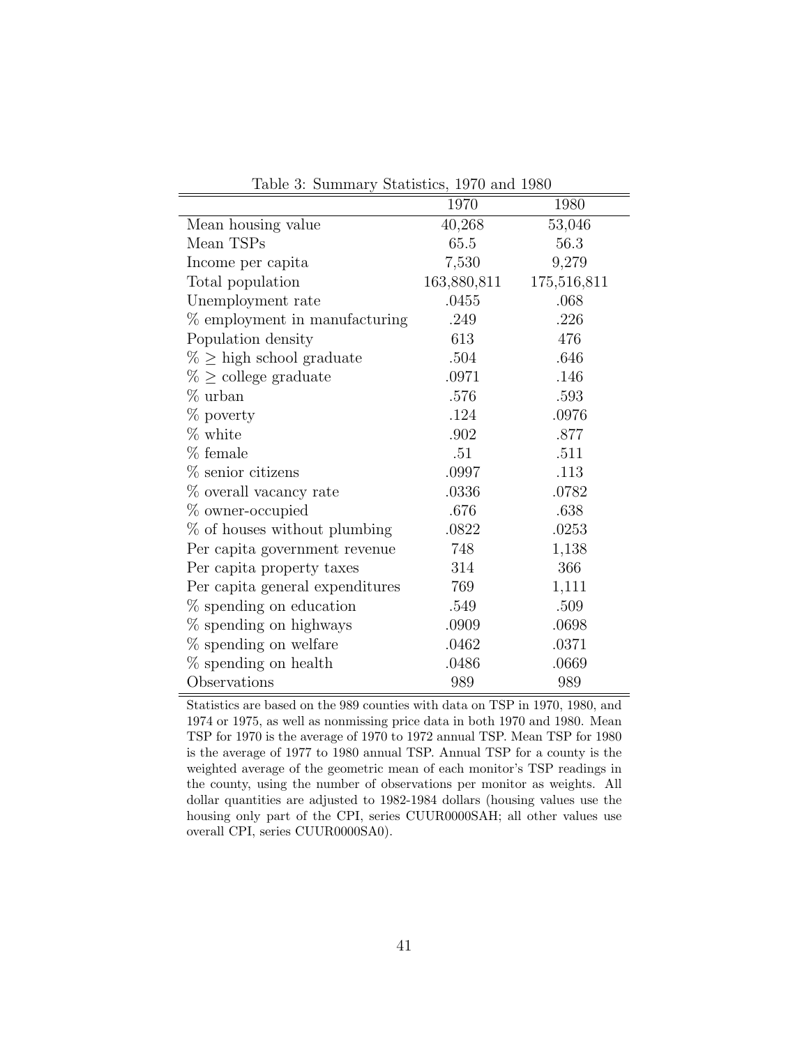Table 3: Summary Statistics, 1970 and 1980

| | 1970 | 1980 |
|---|---|---|
| Mean housing value | 40,268 | 53,046 |
| Mean TSPs | 65.5 | 56.3 |
| Income per capita | 7,530 | 9,279 |
| Total population | 163,880,811 | 175,516,811 |
| Unemployment rate | .0455 | .068 |
| % employment in manufacturing | .249 | .226 |
| Population density | 613 | 476 |
| % $\geq$ high school graduate | .504 | .646 |
| % $\geq$ college graduate | .0971 | .146 |
| % urban | .576 | .593 |
| % poverty | .124 | .0976 |
| % white | .902 | .877 |
| % female | .51 | .511 |
| % senior citizens | .0997 | .113 |
| % overall vacancy rate | .0336 | .0782 |
| % owner-occupied | .676 | .638 |
| % of houses without plumbing | .0822 | .0253 |
| Per capita government revenue | 748 | 1,138 |
| Per capita property taxes | 314 | 366 |
| Per capita general expenditures | 769 | 1,111 |
| % spending on education | .549 | .509 |
| % spending on highways | .0909 | .0698 |
| % spending on welfare | .0462 | .0371 |
| % spending on health | .0486 | .0669 |
| Observations | 989 | 989 |

Statistics are based on the 989 counties with data on TSP in 1970, 1980, and 1974 or 1975, as well as nonmissing price data in both 1970 and 1980. Mean TSP for 1970 is the average of 1970 to 1972 annual TSP. Mean TSP for 1980 is the average of 1977 to 1980 annual TSP. Annual TSP for a county is the weighted average of the geometric mean of each monitor's TSP readings in the county, using the number of observations per monitor as weights. All dollar quantities are adjusted to 1982-1984 dollars (housing values use the housing only part of the CPI, series CUUR0000SAH; all other values use overall CPI, series CUUR0000SA0).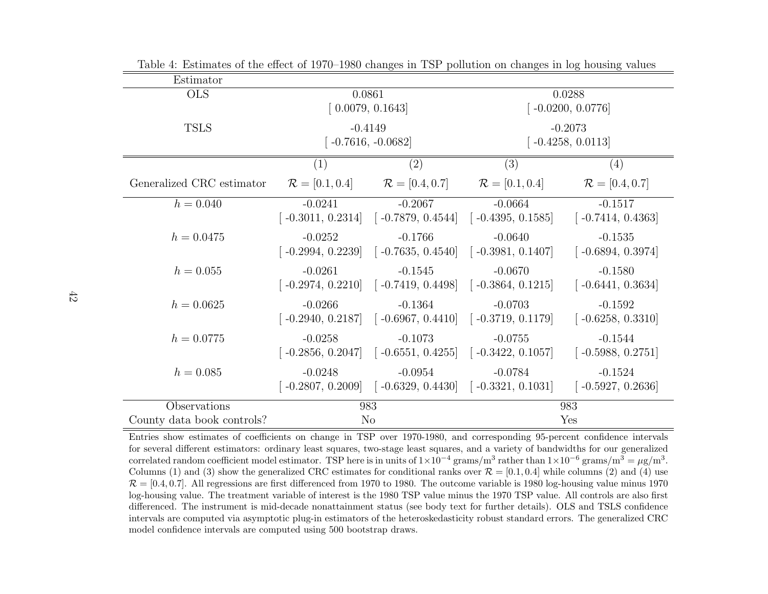Table 4: Estimates of the effect of 1970–1980 changes in TSP pollution on changes in log housing values

| Estimator | | | | |
|---|---|---|---|---|
| OLS | 0.0861 | | 0.0288 | |
| | [ 0.0079, 0.1643] | | [ -0.0200, 0.0776] | |
| TSLS | -0.4149 | | -0.2073 | |
| | [ -0.7616, -0.0682] | | [ -0.4258, 0.0113] | |
| | (1) | (2) | (3) | (4) |
| Generalized CRC estimator | $\mathcal{R} = [0.1, 0.4]$ | $\mathcal{R} = [0.4, 0.7]$ | $\mathcal{R} = [0.1, 0.4]$ | $\mathcal{R} = [0.4, 0.7]$ |
| $h = 0.040$ | -0.0241 | -0.2067 | -0.0664 | -0.1517 |
| | [ -0.3011, 0.2314] | [ -0.7879, 0.4544] | [ -0.4395, 0.1585] | [ -0.7414, 0.4363] |
| $h = 0.0475$ | -0.0252 | -0.1766 | -0.0640 | -0.1535 |
| | [ -0.2994, 0.2239] | [ -0.7635, 0.4540] | [ -0.3981, 0.1407] | [ -0.6894, 0.3974] |
| $h = 0.055$ | -0.0261 | -0.1545 | -0.0670 | -0.1580 |
| | [ -0.2974, 0.2210] | [ -0.7419, 0.4498] | [ -0.3864, 0.1215] | [ -0.6441, 0.3634] |
| $h = 0.0625$ | -0.0266 | -0.1364 | -0.0703 | -0.1592 |
| | [ -0.2940, 0.2187] | [ -0.6967, 0.4410] | [ -0.3719, 0.1179] | [ -0.6258, 0.3310] |
| $h = 0.0775$ | -0.0258 | -0.1073 | -0.0755 | -0.1544 |
| | [ -0.2856, 0.2047] | [ -0.6551, 0.4255] | [ -0.3422, 0.1057] | [ -0.5988, 0.2751] |
| $h = 0.085$ | -0.0248 | -0.0954 | -0.0784 | -0.1524 |
| | [ -0.2807, 0.2009] | [ -0.6329, 0.4430] | [ -0.3321, 0.1031] | [ -0.5927, 0.2636] |
| Observations | 983 | | 983 | |
| County data book controls? | No | | Yes | |

Entries show estimates of coefficients on change in TSP over 1970-1980, and corresponding 95-percent confidence intervals for several different estimators: ordinary least squares, two-stage least squares, and a variety of bandwidths for our generalized correlated random coefficient model estimator. TSP here is in units of $1\times10^{-4}$ grams/m$^3$ rather than $1\times10^{-6}$ grams/m$^3$ = $\mu$g/m$^3$. Columns (1) and (3) show the generalized CRC estimates for conditional ranks over $\mathcal{R} = [0.1, 0.4]$ while columns (2) and (4) use $\mathcal{R} = [0.4, 0.7]$. All regressions are first differenced from 1970 to 1980. The outcome variable is 1980 log-housing value minus 1970 log-housing value. The treatment variable of interest is the 1980 TSP value minus the 1970 TSP value. All controls are also first differenced. The instrument is mid-decade nonattainment status (see body text for further details). OLS and TSLS confidence intervals are computed via asymptotic plug-in estimators of the heteroskedasticity robust standard errors. The generalized CRC model confidence intervals are computed using 500 bootstrap draws.